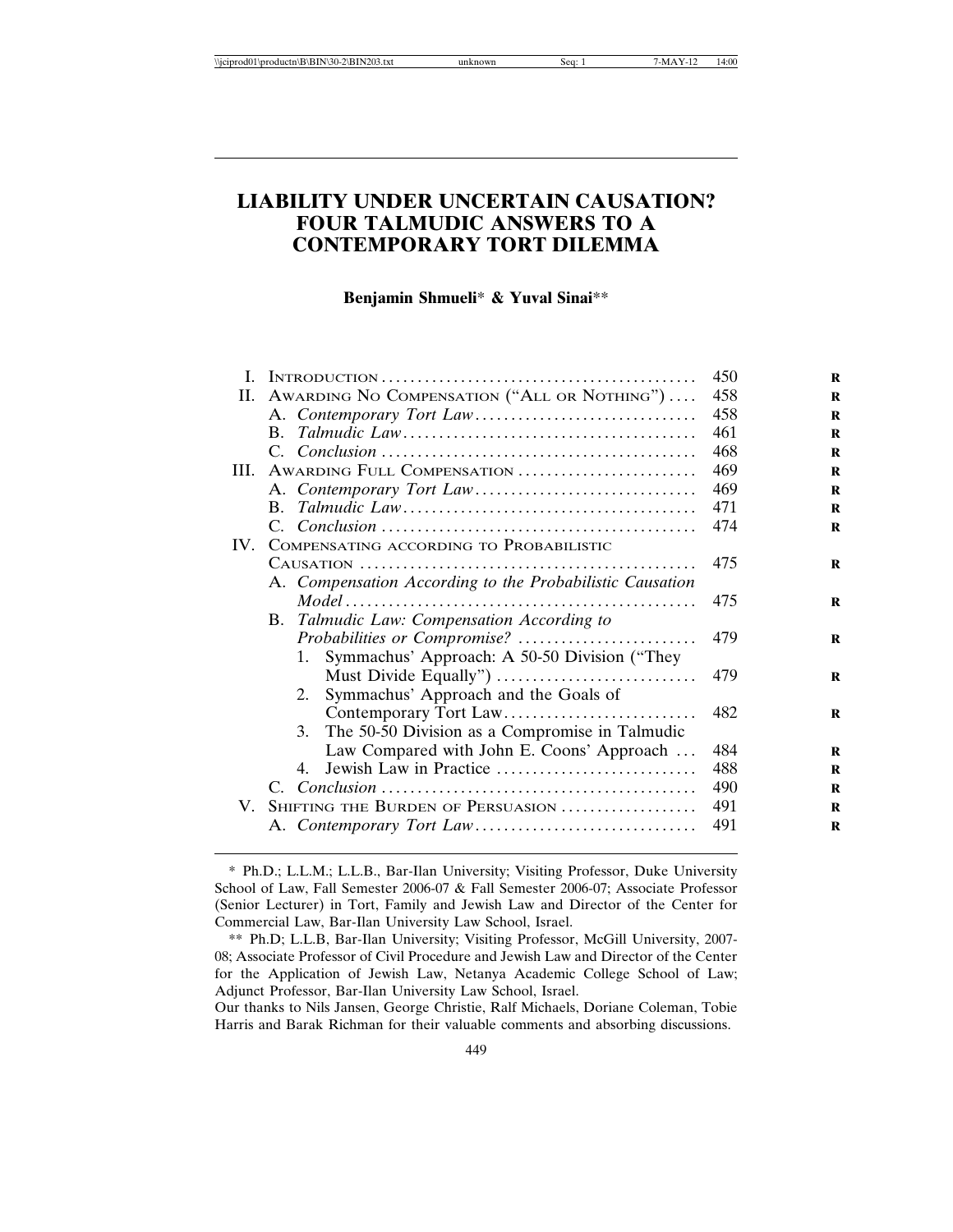# LIABILITY UNDER UNCERTAIN CAUSATION? FOUR TALMUDIC ANSWERS TO A CONTEMPORARY TORT DILEMMA

**Benjamin Shmueli\* & Yuval Sinai\*\***

| | | |
|---|---|---|
| I. | Introduction | 450 |
| II. | Awarding No Compensation ("All or Nothing") | 458 |
| | A. *Contemporary Tort Law* | 458 |
| | B. *Talmudic Law* | 461 |
| | C. *Conclusion* | 468 |
| III. | Awarding Full Compensation | 469 |
| | A. *Contemporary Tort Law* | 469 |
| | B. *Talmudic Law* | 471 |
| | C. *Conclusion* | 474 |
| IV. | Compensating according to Probabilistic Causation | 475 |
| | A. *Compensation According to the Probabilistic Causation Model* | 475 |
| | B. *Talmudic Law: Compensation According to Probabilities or Compromise?* | 479 |
| | 1. Symmachus' Approach: A 50-50 Division ("They Must Divide Equally") | 479 |
| | 2. Symmachus' Approach and the Goals of Contemporary Tort Law | 482 |
| | 3. The 50-50 Division as a Compromise in Talmudic Law Compared with John E. Coons' Approach | 484 |
| | 4. Jewish Law in Practice | 488 |
| | C. *Conclusion* | 490 |
| V. | Shifting the Burden of Persuasion | 491 |
| | A. *Contemporary Tort Law* | 491 |

\* Ph.D.; L.L.M.; L.L.B., Bar-Ilan University; Visiting Professor, Duke University School of Law, Fall Semester 2006-07 & Fall Semester 2006-07; Associate Professor (Senior Lecturer) in Tort, Family and Jewish Law and Director of the Center for Commercial Law, Bar-Ilan University Law School, Israel.

\*\* Ph.D; L.L.B, Bar-Ilan University; Visiting Professor, McGill University, 2007-08; Associate Professor of Civil Procedure and Jewish Law and Director of the Center for the Application of Jewish Law, Netanya Academic College School of Law; Adjunct Professor, Bar-Ilan University Law School, Israel.

Our thanks to Nils Jansen, George Christie, Ralf Michaels, Doriane Coleman, Tobie Harris and Barak Richman for their valuable comments and absorbing discussions.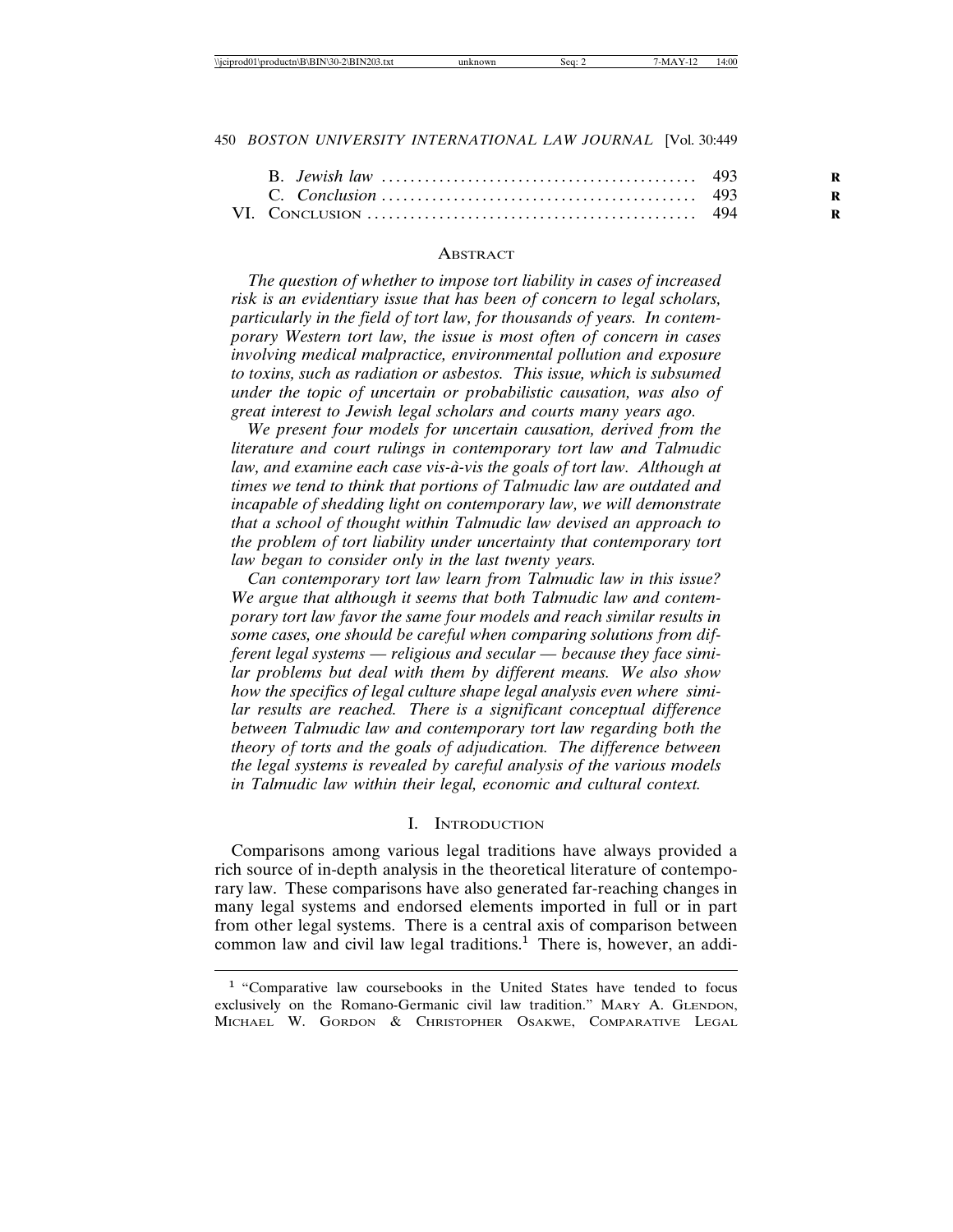B. *Jewish law* ........................................... 493
C. *Conclusion* ........................................... 493
VI. CONCLUSION ............................................ 494

## ABSTRACT

*The question of whether to impose tort liability in cases of increased risk is an evidentiary issue that has been of concern to legal scholars, particularly in the field of tort law, for thousands of years. In contemporary Western tort law, the issue is most often of concern in cases involving medical malpractice, environmental pollution and exposure to toxins, such as radiation or asbestos. This issue, which is subsumed under the topic of uncertain or probabilistic causation, was also of great interest to Jewish legal scholars and courts many years ago.*

*We present four models for uncertain causation, derived from the literature and court rulings in contemporary tort law and Talmudic law, and examine each case vis-à-vis the goals of tort law. Although at times we tend to think that portions of Talmudic law are outdated and incapable of shedding light on contemporary law, we will demonstrate that a school of thought within Talmudic law devised an approach to the problem of tort liability under uncertainty that contemporary tort law began to consider only in the last twenty years.*

*Can contemporary tort law learn from Talmudic law in this issue? We argue that although it seems that both Talmudic law and contemporary tort law favor the same four models and reach similar results in some cases, one should be careful when comparing solutions from different legal systems — religious and secular — because they face similar problems but deal with them by different means. We also show how the specifics of legal culture shape legal analysis even where similar results are reached. There is a significant conceptual difference between Talmudic law and contemporary tort law regarding both the theory of torts and the goals of adjudication. The difference between the legal systems is revealed by careful analysis of the various models in Talmudic law within their legal, economic and cultural context.*

## I. INTRODUCTION

Comparisons among various legal traditions have always provided a rich source of in-depth analysis in the theoretical literature of contemporary law. These comparisons have also generated far-reaching changes in many legal systems and endorsed elements imported in full or in part from other legal systems. There is a central axis of comparison between common law and civil law legal traditions.[1] There is, however, an addi-

[1] "Comparative law coursebooks in the United States have tended to focus exclusively on the Romano-Germanic civil law tradition." MARY A. GLENDON, MICHAEL W. GORDON & CHRISTOPHER OSAKWE, COMPARATIVE LEGAL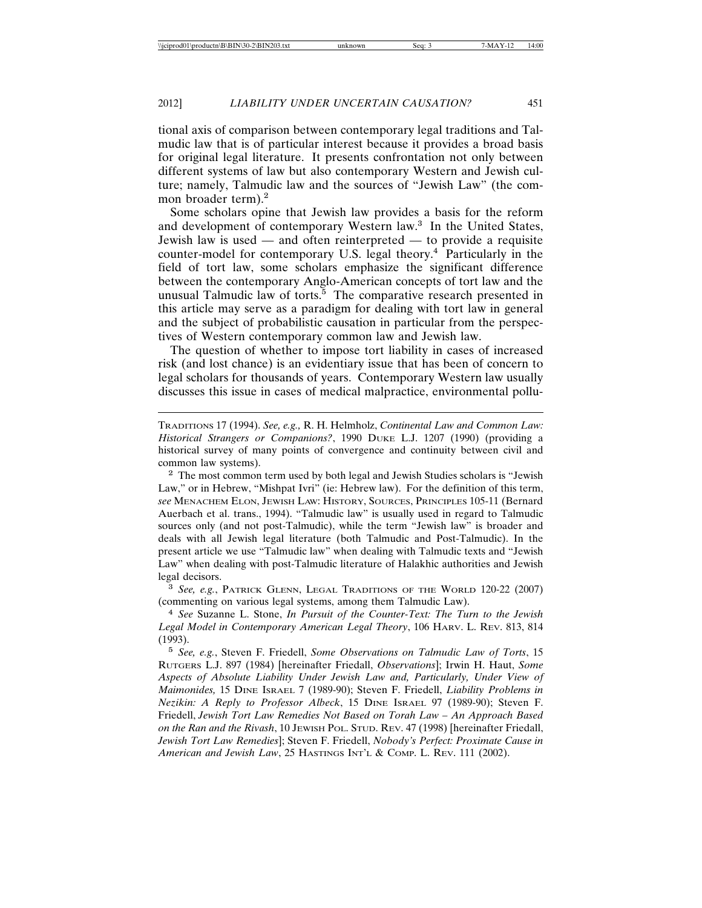tional axis of comparison between contemporary legal traditions and Talmudic law that is of particular interest because it provides a broad basis for original legal literature. It presents confrontation not only between different systems of law but also contemporary Western and Jewish culture; namely, Talmudic law and the sources of "Jewish Law" (the common broader term).[2]

Some scholars opine that Jewish law provides a basis for the reform and development of contemporary Western law.[3] In the United States, Jewish law is used — and often reinterpreted — to provide a requisite counter-model for contemporary U.S. legal theory.[4] Particularly in the field of tort law, some scholars emphasize the significant difference between the contemporary Anglo-American concepts of tort law and the unusual Talmudic law of torts.[5] The comparative research presented in this article may serve as a paradigm for dealing with tort law in general and the subject of probabilistic causation in particular from the perspectives of Western contemporary common law and Jewish law.

The question of whether to impose tort liability in cases of increased risk (and lost chance) is an evidentiary issue that has been of concern to legal scholars for thousands of years. Contemporary Western law usually discusses this issue in cases of medical malpractice, environmental pollu-

---

TRADITIONS 17 (1994). *See, e.g.,* R. H. Helmholz, *Continental Law and Common Law: Historical Strangers or Companions?*, 1990 DUKE L.J. 1207 (1990) (providing a historical survey of many points of convergence and continuity between civil and common law systems).

[2] The most common term used by both legal and Jewish Studies scholars is "Jewish Law," or in Hebrew, "Mishpat Ivri" (ie: Hebrew law). For the definition of this term, *see* MENACHEM ELON, JEWISH LAW: HISTORY, SOURCES, PRINCIPLES 105-11 (Bernard Auerbach et al. trans., 1994). "Talmudic law" is usually used in regard to Talmudic sources only (and not post-Talmudic), while the term "Jewish law" is broader and deals with all Jewish legal literature (both Talmudic and Post-Talmudic). In the present article we use "Talmudic law" when dealing with Talmudic texts and "Jewish Law" when dealing with post-Talmudic literature of Halakhic authorities and Jewish legal decisors.

[3] *See, e.g.*, PATRICK GLENN, LEGAL TRADITIONS OF THE WORLD 120-22 (2007) (commenting on various legal systems, among them Talmudic Law).

[4] *See* Suzanne L. Stone, *In Pursuit of the Counter-Text: The Turn to the Jewish Legal Model in Contemporary American Legal Theory*, 106 HARV. L. REV. 813, 814 (1993).

[5] *See, e.g.*, Steven F. Friedell, *Some Observations on Talmudic Law of Torts*, 15 RUTGERS L.J. 897 (1984) [hereinafter Friedall, *Observations*]; Irwin H. Haut, *Some Aspects of Absolute Liability Under Jewish Law and, Particularly, Under View of Maimonides,* 15 DINE ISRAEL 7 (1989-90); Steven F. Friedell, *Liability Problems in Nezikin: A Reply to Professor Albeck*, 15 DINE ISRAEL 97 (1989-90); Steven F. Friedell, *Jewish Tort Law Remedies Not Based on Torah Law – An Approach Based on the Ran and the Rivash*, 10 JEWISH POL. STUD. REV. 47 (1998) [hereinafter Friedall, *Jewish Tort Law Remedies*]; Steven F. Friedell, *Nobody's Perfect: Proximate Cause in American and Jewish Law*, 25 HASTINGS INT'L & COMP. L. REV. 111 (2002).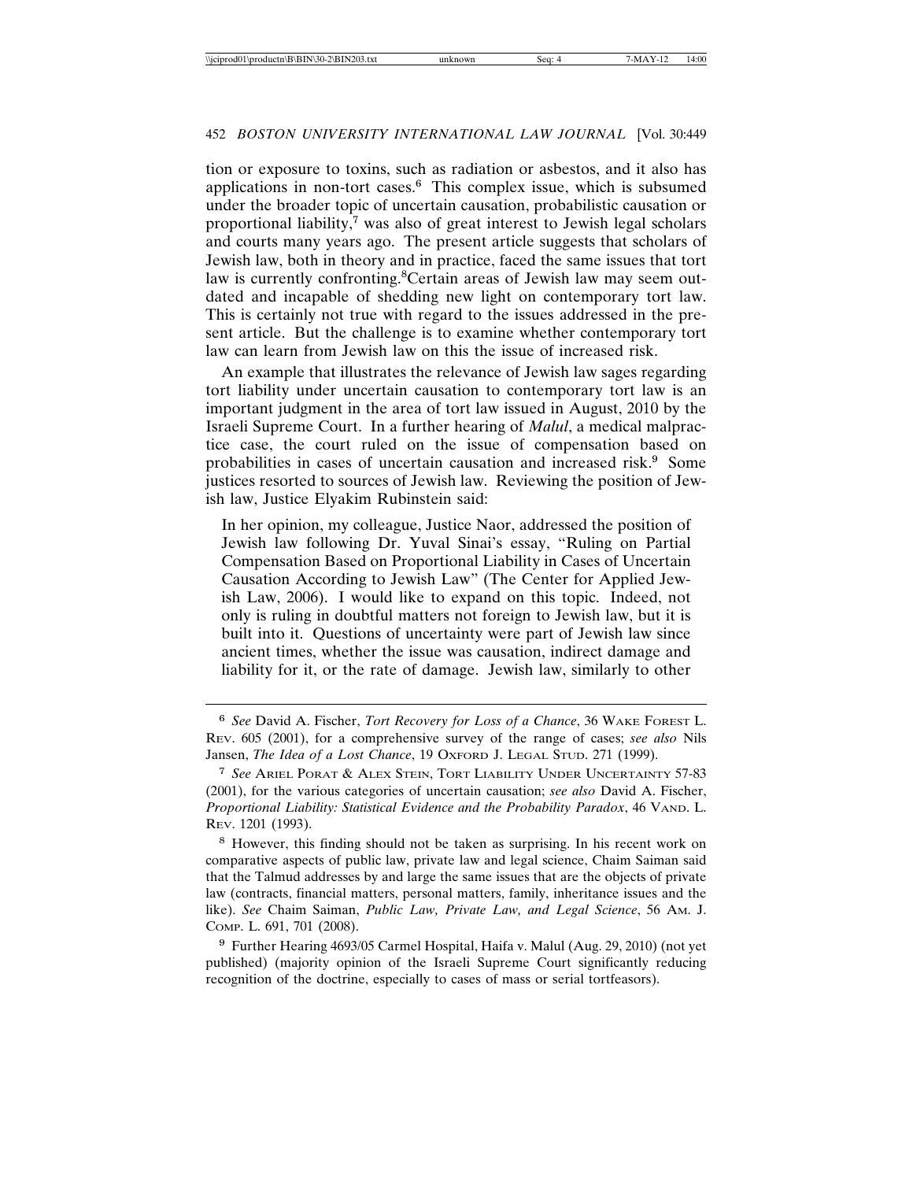tion or exposure to toxins, such as radiation or asbestos, and it also has applications in non-tort cases.[6] This complex issue, which is subsumed under the broader topic of uncertain causation, probabilistic causation or proportional liability,[7] was also of great interest to Jewish legal scholars and courts many years ago. The present article suggests that scholars of Jewish law, both in theory and in practice, faced the same issues that tort law is currently confronting.[8]Certain areas of Jewish law may seem outdated and incapable of shedding new light on contemporary tort law. This is certainly not true with regard to the issues addressed in the present article. But the challenge is to examine whether contemporary tort law can learn from Jewish law on this the issue of increased risk.

An example that illustrates the relevance of Jewish law sages regarding tort liability under uncertain causation to contemporary tort law is an important judgment in the area of tort law issued in August, 2010 by the Israeli Supreme Court. In a further hearing of *Malul*, a medical malpractice case, the court ruled on the issue of compensation based on probabilities in cases of uncertain causation and increased risk.[9] Some justices resorted to sources of Jewish law. Reviewing the position of Jewish law, Justice Elyakim Rubinstein said:

> In her opinion, my colleague, Justice Naor, addressed the position of Jewish law following Dr. Yuval Sinai's essay, "Ruling on Partial Compensation Based on Proportional Liability in Cases of Uncertain Causation According to Jewish Law" (The Center for Applied Jewish Law, 2006). I would like to expand on this topic. Indeed, not only is ruling in doubtful matters not foreign to Jewish law, but it is built into it. Questions of uncertainty were part of Jewish law since ancient times, whether the issue was causation, indirect damage and liability for it, or the rate of damage. Jewish law, similarly to other

---

[6] *See* David A. Fischer, *Tort Recovery for Loss of a Chance*, 36 WAKE FOREST L. REV. 605 (2001), for a comprehensive survey of the range of cases; *see also* Nils Jansen, *The Idea of a Lost Chance*, 19 OXFORD J. LEGAL STUD. 271 (1999).

[7] *See* ARIEL PORAT & ALEX STEIN, TORT LIABILITY UNDER UNCERTAINTY 57-83 (2001), for the various categories of uncertain causation; *see also* David A. Fischer, *Proportional Liability: Statistical Evidence and the Probability Paradox*, 46 VAND. L. REV. 1201 (1993).

[8] However, this finding should not be taken as surprising. In his recent work on comparative aspects of public law, private law and legal science, Chaim Saiman said that the Talmud addresses by and large the same issues that are the objects of private law (contracts, financial matters, personal matters, family, inheritance issues and the like). *See* Chaim Saiman, *Public Law, Private Law, and Legal Science*, 56 AM. J. COMP. L. 691, 701 (2008).

[9] Further Hearing 4693/05 Carmel Hospital, Haifa v. Malul (Aug. 29, 2010) (not yet published) (majority opinion of the Israeli Supreme Court significantly reducing recognition of the doctrine, especially to cases of mass or serial tortfeasors).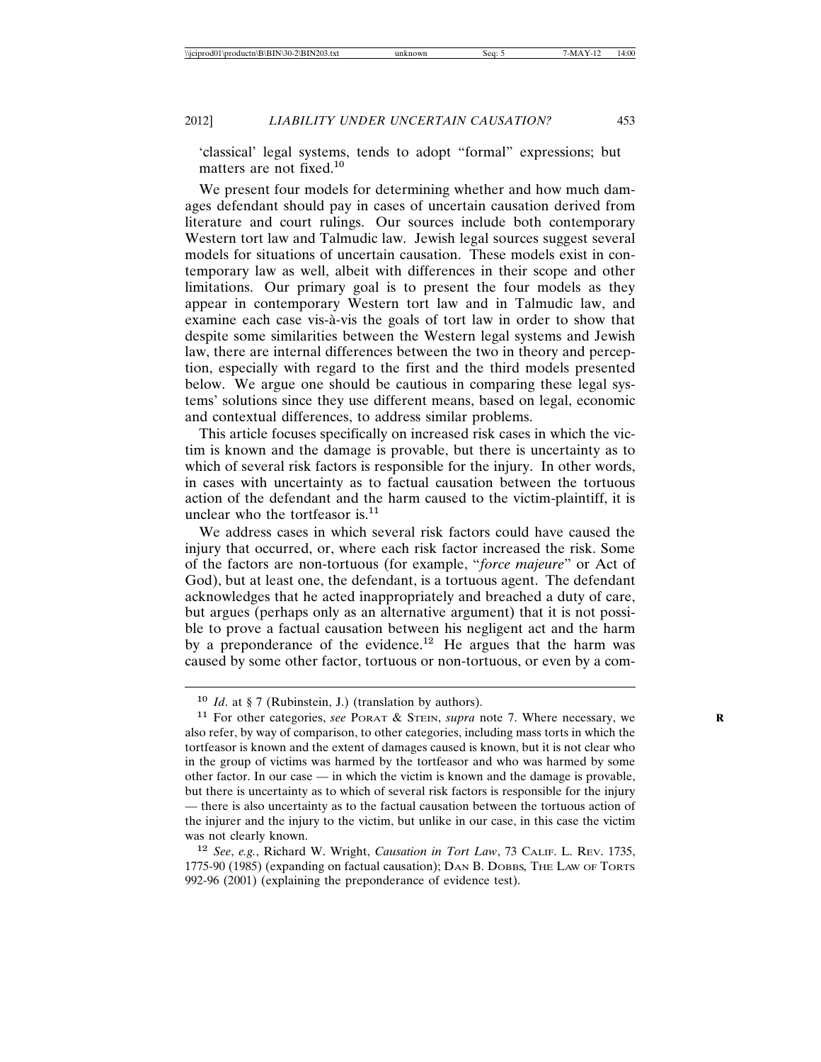'classical' legal systems, tends to adopt "formal" expressions; but matters are not fixed.[10]

We present four models for determining whether and how much damages defendant should pay in cases of uncertain causation derived from literature and court rulings. Our sources include both contemporary Western tort law and Talmudic law. Jewish legal sources suggest several models for situations of uncertain causation. These models exist in contemporary law as well, albeit with differences in their scope and other limitations. Our primary goal is to present the four models as they appear in contemporary Western tort law and in Talmudic law, and examine each case vis-à-vis the goals of tort law in order to show that despite some similarities between the Western legal systems and Jewish law, there are internal differences between the two in theory and perception, especially with regard to the first and the third models presented below. We argue one should be cautious in comparing these legal systems' solutions since they use different means, based on legal, economic and contextual differences, to address similar problems.

This article focuses specifically on increased risk cases in which the victim is known and the damage is provable, but there is uncertainty as to which of several risk factors is responsible for the injury. In other words, in cases with uncertainty as to factual causation between the tortuous action of the defendant and the harm caused to the victim-plaintiff, it is unclear who the tortfeasor is.[11]

We address cases in which several risk factors could have caused the injury that occurred, or, where each risk factor increased the risk. Some of the factors are non-tortuous (for example, "*force majeure*" or Act of God), but at least one, the defendant, is a tortuous agent. The defendant acknowledges that he acted inappropriately and breached a duty of care, but argues (perhaps only as an alternative argument) that it is not possible to prove a factual causation between his negligent act and the harm by a preponderance of the evidence.[12] He argues that the harm was caused by some other factor, tortuous or non-tortuous, or even by a com-

---

[10] *Id*. at § 7 (Rubinstein, J.) (translation by authors).

[11] For other categories, *see* Porat & Stein, *supra* note 7. Where necessary, we also refer, by way of comparison, to other categories, including mass torts in which the tortfeasor is known and the extent of damages caused is known, but it is not clear who in the group of victims was harmed by the tortfeasor and who was harmed by some other factor. In our case — in which the victim is known and the damage is provable, but there is uncertainty as to which of several risk factors is responsible for the injury — there is also uncertainty as to the factual causation between the tortuous action of the injurer and the injury to the victim, but unlike in our case, in this case the victim was not clearly known.

[12] *See*, *e.g.*, Richard W. Wright, *Causation in Tort Law*, 73 Calif. L. Rev. 1735, 1775-90 (1985) (expanding on factual causation); Dan B. Dobbs, The Law of Torts 992-96 (2001) (explaining the preponderance of evidence test).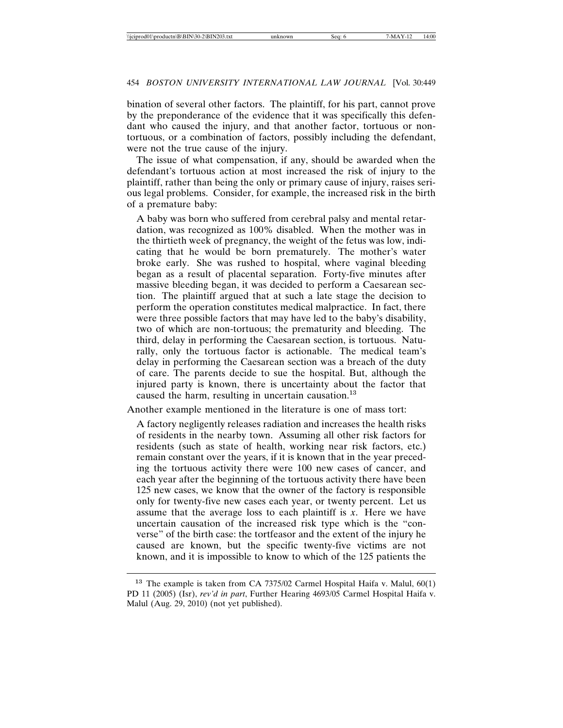bination of several other factors. The plaintiff, for his part, cannot prove by the preponderance of the evidence that it was specifically this defendant who caused the injury, and that another factor, tortuous or non-tortuous, or a combination of factors, possibly including the defendant, were not the true cause of the injury.

The issue of what compensation, if any, should be awarded when the defendant's tortuous action at most increased the risk of injury to the plaintiff, rather than being the only or primary cause of injury, raises serious legal problems. Consider, for example, the increased risk in the birth of a premature baby:

> A baby was born who suffered from cerebral palsy and mental retardation, was recognized as 100% disabled. When the mother was in the thirtieth week of pregnancy, the weight of the fetus was low, indicating that he would be born prematurely. The mother's water broke early. She was rushed to hospital, where vaginal bleeding began as a result of placental separation. Forty-five minutes after massive bleeding began, it was decided to perform a Caesarean section. The plaintiff argued that at such a late stage the decision to perform the operation constitutes medical malpractice. In fact, there were three possible factors that may have led to the baby's disability, two of which are non-tortuous; the prematurity and bleeding. The third, delay in performing the Caesarean section, is tortuous. Naturally, only the tortuous factor is actionable. The medical team's delay in performing the Caesarean section was a breach of the duty of care. The parents decide to sue the hospital. But, although the injured party is known, there is uncertainty about the factor that caused the harm, resulting in uncertain causation.[13]

Another example mentioned in the literature is one of mass tort:

> A factory negligently releases radiation and increases the health risks of residents in the nearby town. Assuming all other risk factors for residents (such as state of health, working near risk factors, etc.) remain constant over the years, if it is known that in the year preceding the tortuous activity there were 100 new cases of cancer, and each year after the beginning of the tortuous activity there have been 125 new cases, we know that the owner of the factory is responsible only for twenty-five new cases each year, or twenty percent. Let us assume that the average loss to each plaintiff is $x$. Here we have uncertain causation of the increased risk type which is the "converse" of the birth case: the tortfeasor and the extent of the injury he caused are known, but the specific twenty-five victims are not known, and it is impossible to know to which of the 125 patients the

[13] The example is taken from CA 7375/02 Carmel Hospital Haifa v. Malul, 60(1) PD 11 (2005) (Isr), *rev'd in part*, Further Hearing 4693/05 Carmel Hospital Haifa v. Malul (Aug. 29, 2010) (not yet published).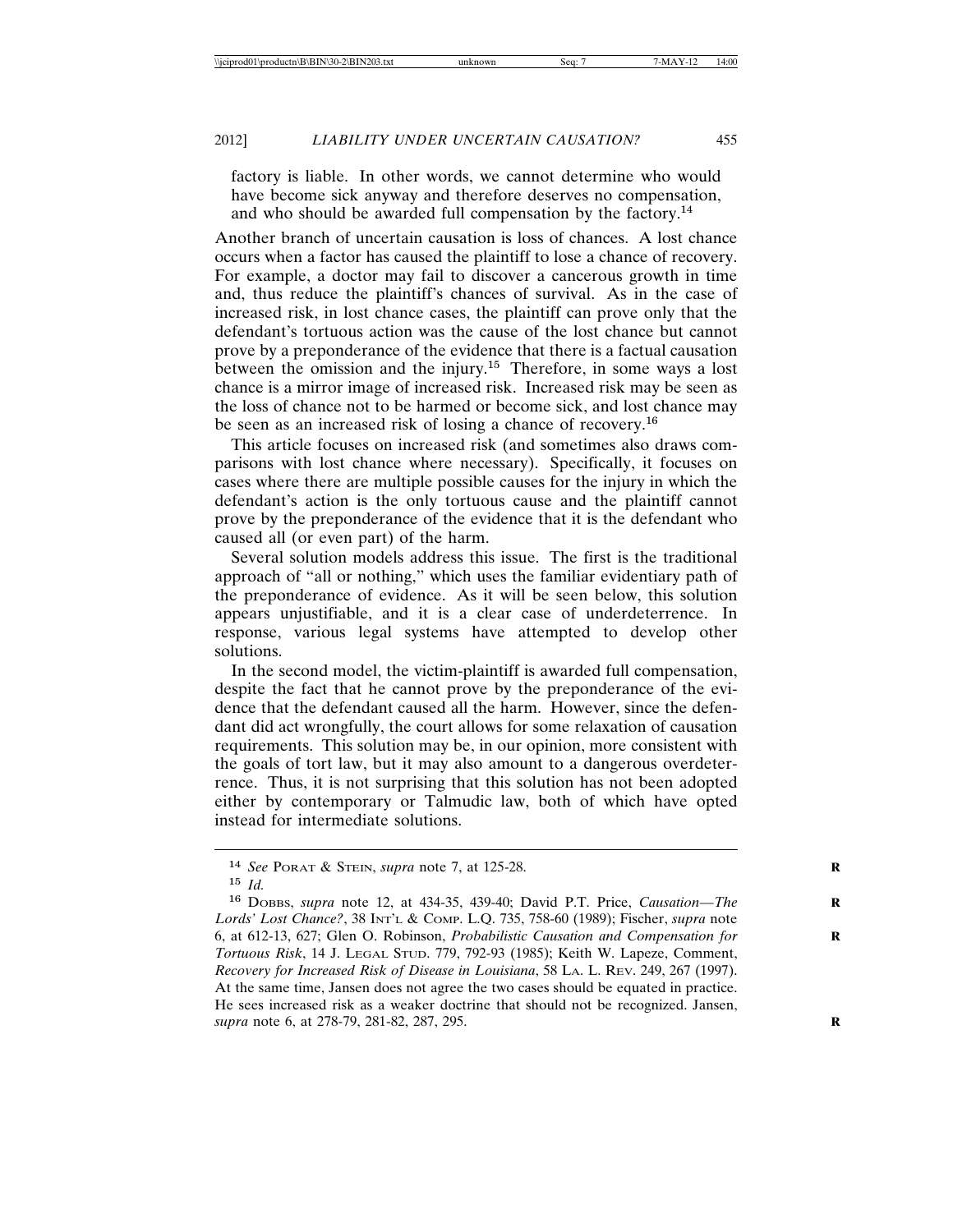factory is liable. In other words, we cannot determine who would have become sick anyway and therefore deserves no compensation, and who should be awarded full compensation by the factory.[14]

Another branch of uncertain causation is loss of chances. A lost chance occurs when a factor has caused the plaintiff to lose a chance of recovery. For example, a doctor may fail to discover a cancerous growth in time and, thus reduce the plaintiff's chances of survival. As in the case of increased risk, in lost chance cases, the plaintiff can prove only that the defendant's tortuous action was the cause of the lost chance but cannot prove by a preponderance of the evidence that there is a factual causation between the omission and the injury.[15] Therefore, in some ways a lost chance is a mirror image of increased risk. Increased risk may be seen as the loss of chance not to be harmed or become sick, and lost chance may be seen as an increased risk of losing a chance of recovery.[16]

This article focuses on increased risk (and sometimes also draws comparisons with lost chance where necessary). Specifically, it focuses on cases where there are multiple possible causes for the injury in which the defendant's action is the only tortuous cause and the plaintiff cannot prove by the preponderance of the evidence that it is the defendant who caused all (or even part) of the harm.

Several solution models address this issue. The first is the traditional approach of "all or nothing," which uses the familiar evidentiary path of the preponderance of evidence. As it will be seen below, this solution appears unjustifiable, and it is a clear case of underdeterrence. In response, various legal systems have attempted to develop other solutions.

In the second model, the victim-plaintiff is awarded full compensation, despite the fact that he cannot prove by the preponderance of the evidence that the defendant caused all the harm. However, since the defendant did act wrongfully, the court allows for some relaxation of causation requirements. This solution may be, in our opinion, more consistent with the goals of tort law, but it may also amount to a dangerous overdeterrence. Thus, it is not surprising that this solution has not been adopted either by contemporary or Talmudic law, both of which have opted instead for intermediate solutions.

---

[14] *See* Porat & Stein, *supra* note 7, at 125-28.

[15] *Id.*

[16] Dobbs, *supra* note 12, at 434-35, 439-40; David P.T. Price, *Causation—The Lords' Lost Chance?*, 38 Int'l & Comp. L.Q. 735, 758-60 (1989); Fischer, *supra* note 6, at 612-13, 627; Glen O. Robinson, *Probabilistic Causation and Compensation for Tortious Risk*, 14 J. Legal Stud. 779, 792-93 (1985); Keith W. Lapeze, Comment, *Recovery for Increased Risk of Disease in Louisiana*, 58 La. L. Rev. 249, 267 (1997). At the same time, Jansen does not agree the two cases should be equated in practice. He sees increased risk as a weaker doctrine that should not be recognized. Jansen, *supra* note 6, at 278-79, 281-82, 287, 295.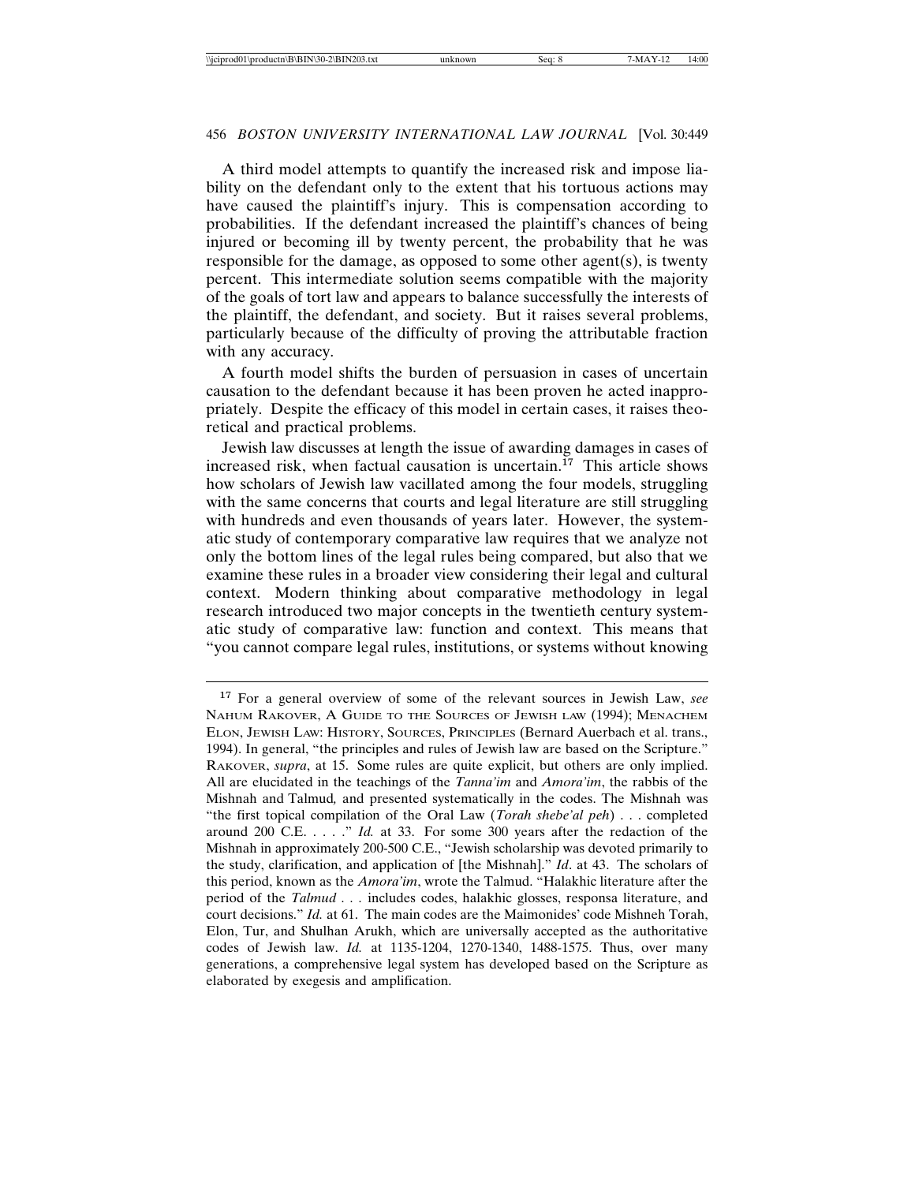A third model attempts to quantify the increased risk and impose liability on the defendant only to the extent that his tortuous actions may have caused the plaintiff's injury. This is compensation according to probabilities. If the defendant increased the plaintiff's chances of being injured or becoming ill by twenty percent, the probability that he was responsible for the damage, as opposed to some other agent(s), is twenty percent. This intermediate solution seems compatible with the majority of the goals of tort law and appears to balance successfully the interests of the plaintiff, the defendant, and society. But it raises several problems, particularly because of the difficulty of proving the attributable fraction with any accuracy.

A fourth model shifts the burden of persuasion in cases of uncertain causation to the defendant because it has been proven he acted inappropriately. Despite the efficacy of this model in certain cases, it raises theoretical and practical problems.

Jewish law discusses at length the issue of awarding damages in cases of increased risk, when factual causation is uncertain.[17] This article shows how scholars of Jewish law vacillated among the four models, struggling with the same concerns that courts and legal literature are still struggling with hundreds and even thousands of years later. However, the systematic study of contemporary comparative law requires that we analyze not only the bottom lines of the legal rules being compared, but also that we examine these rules in a broader view considering their legal and cultural context. Modern thinking about comparative methodology in legal research introduced two major concepts in the twentieth century systematic study of comparative law: function and context. This means that "you cannot compare legal rules, institutions, or systems without knowing

---

[17] For a general overview of some of the relevant sources in Jewish Law, *see* NAHUM RAKOVER, A GUIDE TO THE SOURCES OF JEWISH LAW (1994); MENACHEM ELON, JEWISH LAW: HISTORY, SOURCES, PRINCIPLES (Bernard Auerbach et al. trans., 1994). In general, "the principles and rules of Jewish law are based on the Scripture." RAKOVER, *supra*, at 15. Some rules are quite explicit, but others are only implied. All are elucidated in the teachings of the *Tanna'im* and *Amora'im*, the rabbis of the Mishnah and Talmud*,* and presented systematically in the codes. The Mishnah was "the first topical compilation of the Oral Law (*Torah shebe'al peh*) . . . completed around 200 C.E. . . . ." *Id.* at 33. For some 300 years after the redaction of the Mishnah in approximately 200-500 C.E., "Jewish scholarship was devoted primarily to the study, clarification, and application of [the Mishnah]." *Id*. at 43. The scholars of this period, known as the *Amora'im*, wrote the Talmud. "Halakhic literature after the period of the *Talmud* . . . includes codes, halakhic glosses, responsa literature, and court decisions." *Id.* at 61. The main codes are the Maimonides' code Mishneh Torah, Elon, Tur, and Shulhan Arukh, which are universally accepted as the authoritative codes of Jewish law. *Id.* at 1135-1204, 1270-1340, 1488-1575. Thus, over many generations, a comprehensive legal system has developed based on the Scripture as elaborated by exegesis and amplification.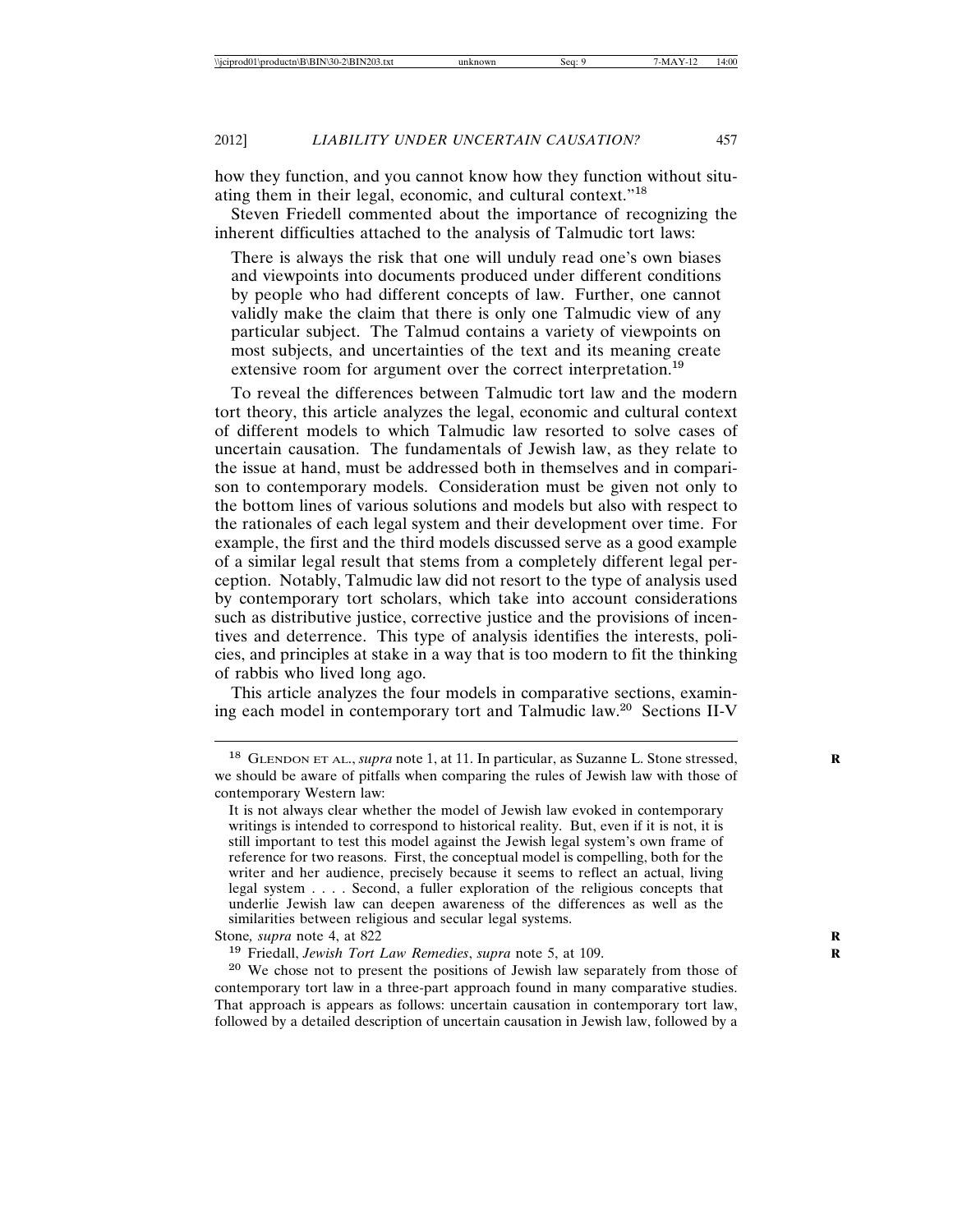how they function, and you cannot know how they function without situating them in their legal, economic, and cultural context."[18]

Steven Friedell commented about the importance of recognizing the inherent difficulties attached to the analysis of Talmudic tort laws:

> There is always the risk that one will unduly read one's own biases and viewpoints into documents produced under different conditions by people who had different concepts of law. Further, one cannot validly make the claim that there is only one Talmudic view of any particular subject. The Talmud contains a variety of viewpoints on most subjects, and uncertainties of the text and its meaning create extensive room for argument over the correct interpretation.[19]

To reveal the differences between Talmudic tort law and the modern tort theory, this article analyzes the legal, economic and cultural context of different models to which Talmudic law resorted to solve cases of uncertain causation. The fundamentals of Jewish law, as they relate to the issue at hand, must be addressed both in themselves and in comparison to contemporary models. Consideration must be given not only to the bottom lines of various solutions and models but also with respect to the rationales of each legal system and their development over time. For example, the first and the third models discussed serve as a good example of a similar legal result that stems from a completely different legal perception. Notably, Talmudic law did not resort to the type of analysis used by contemporary tort scholars, which take into account considerations such as distributive justice, corrective justice and the provisions of incentives and deterrence. This type of analysis identifies the interests, policies, and principles at stake in a way that is too modern to fit the thinking of rabbis who lived long ago.

This article analyzes the four models in comparative sections, examining each model in contemporary tort and Talmudic law.[20] Sections II-V

---

[18] GLENDON ET AL., *supra* note 1, at 11. In particular, as Suzanne L. Stone stressed, we should be aware of pitfalls when comparing the rules of Jewish law with those of contemporary Western law:

> It is not always clear whether the model of Jewish law evoked in contemporary writings is intended to correspond to historical reality. But, even if it is not, it is still important to test this model against the Jewish legal system's own frame of reference for two reasons. First, the conceptual model is compelling, both for the writer and her audience, precisely because it seems to reflect an actual, living legal system . . . . Second, a fuller exploration of the religious concepts that underlie Jewish law can deepen awareness of the differences as well as the similarities between religious and secular legal systems.

Stone*, supra* note 4, at 822

[19] Friedall, *Jewish Tort Law Remedies*, *supra* note 5, at 109.

[20] We chose not to present the positions of Jewish law separately from those of contemporary tort law in a three-part approach found in many comparative studies. That approach is appears as follows: uncertain causation in contemporary tort law, followed by a detailed description of uncertain causation in Jewish law, followed by a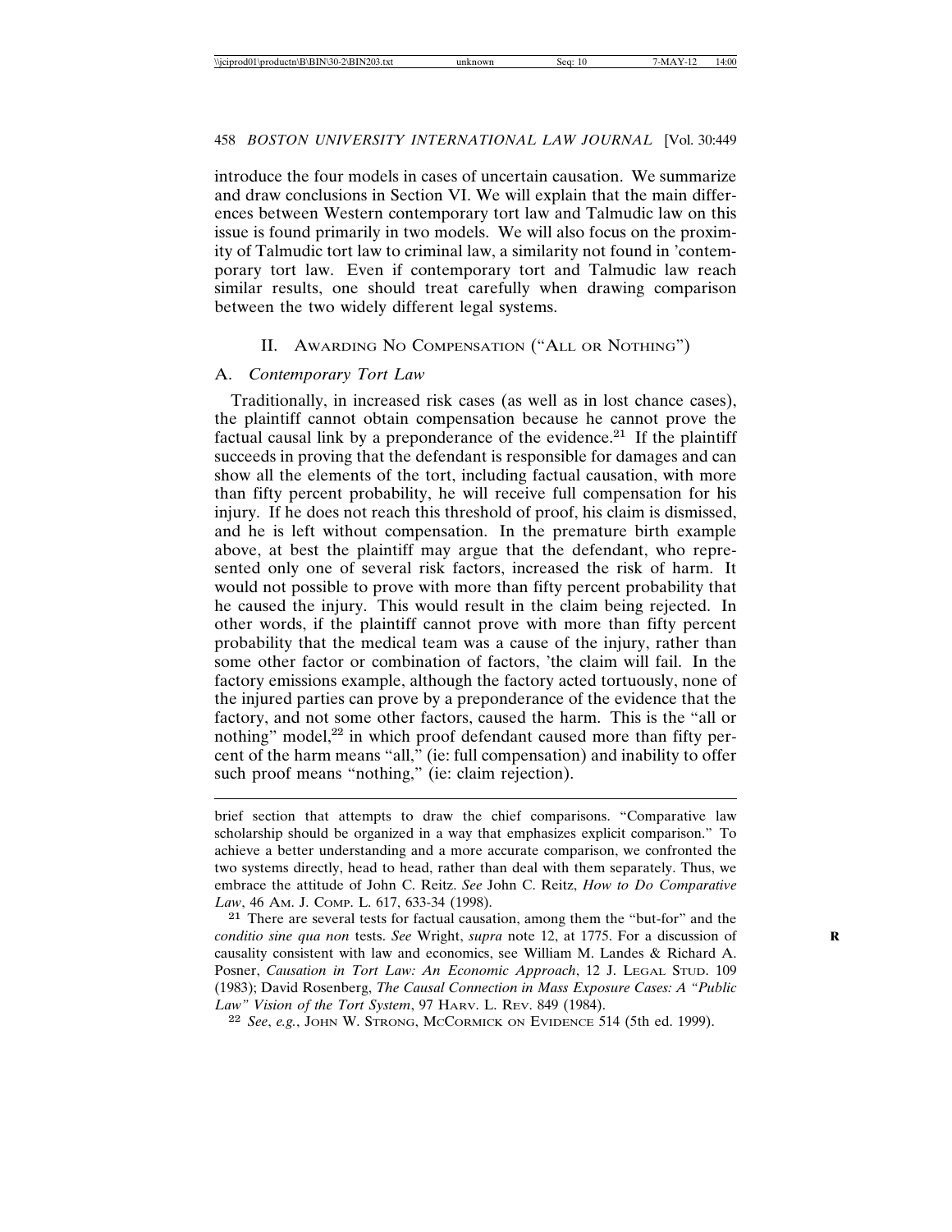introduce the four models in cases of uncertain causation. We summarize and draw conclusions in Section VI. We will explain that the main differences between Western contemporary tort law and Talmudic law on this issue is found primarily in two models. We will also focus on the proximity of Talmudic tort law to criminal law, a similarity not found in 'contemporary tort law. Even if contemporary tort and Talmudic law reach similar results, one should treat carefully when drawing comparison between the two widely different legal systems.

## II. Awarding No Compensation ("All or Nothing")

### A. *Contemporary Tort Law*

Traditionally, in increased risk cases (as well as in lost chance cases), the plaintiff cannot obtain compensation because he cannot prove the factual causal link by a preponderance of the evidence.[21] If the plaintiff succeeds in proving that the defendant is responsible for damages and can show all the elements of the tort, including factual causation, with more than fifty percent probability, he will receive full compensation for his injury. If he does not reach this threshold of proof, his claim is dismissed, and he is left without compensation. In the premature birth example above, at best the plaintiff may argue that the defendant, who represented only one of several risk factors, increased the risk of harm. It would not possible to prove with more than fifty percent probability that he caused the injury. This would result in the claim being rejected. In other words, if the plaintiff cannot prove with more than fifty percent probability that the medical team was a cause of the injury, rather than some other factor or combination of factors, 'the claim will fail. In the factory emissions example, although the factory acted tortuously, none of the injured parties can prove by a preponderance of the evidence that the factory, and not some other factors, caused the harm. This is the "all or nothing" model,[22] in which proof defendant caused more than fifty percent of the harm means "all," (ie: full compensation) and inability to offer such proof means "nothing," (ie: claim rejection).

---

brief section that attempts to draw the chief comparisons. "Comparative law scholarship should be organized in a way that emphasizes explicit comparison." To achieve a better understanding and a more accurate comparison, we confronted the two systems directly, head to head, rather than deal with them separately. Thus, we embrace the attitude of John C. Reitz. *See* John C. Reitz, *How to Do Comparative Law*, 46 Am. J. Comp. L. 617, 633-34 (1998).

[21] There are several tests for factual causation, among them the "but-for" and the *conditio sine qua non* tests. *See* Wright, *supra* note 12, at 1775. For a discussion of causality consistent with law and economics, see William M. Landes & Richard A. Posner, *Causation in Tort Law: An Economic Approach*, 12 J. Legal Stud. 109 (1983); David Rosenberg, *The Causal Connection in Mass Exposure Cases: A "Public Law" Vision of the Tort System*, 97 Harv. L. Rev. 849 (1984).

[22] *See*, *e.g.*, John W. Strong, McCormick on Evidence 514 (5th ed. 1999).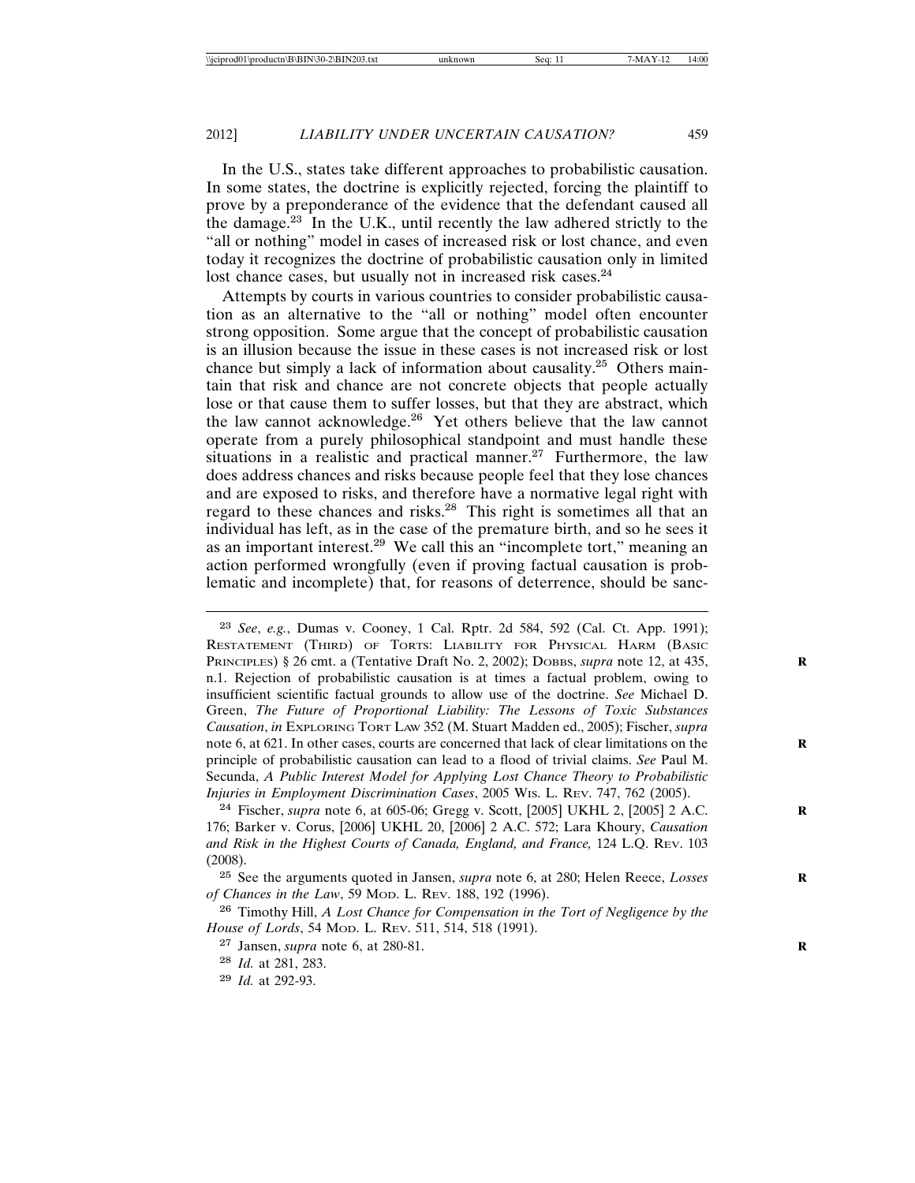In the U.S., states take different approaches to probabilistic causation. In some states, the doctrine is explicitly rejected, forcing the plaintiff to prove by a preponderance of the evidence that the defendant caused all the damage.[23] In the U.K., until recently the law adhered strictly to the "all or nothing" model in cases of increased risk or lost chance, and even today it recognizes the doctrine of probabilistic causation only in limited lost chance cases, but usually not in increased risk cases.[24]

Attempts by courts in various countries to consider probabilistic causation as an alternative to the "all or nothing" model often encounter strong opposition. Some argue that the concept of probabilistic causation is an illusion because the issue in these cases is not increased risk or lost chance but simply a lack of information about causality.[25] Others maintain that risk and chance are not concrete objects that people actually lose or that cause them to suffer losses, but that they are abstract, which the law cannot acknowledge.[26] Yet others believe that the law cannot operate from a purely philosophical standpoint and must handle these situations in a realistic and practical manner.[27] Furthermore, the law does address chances and risks because people feel that they lose chances and are exposed to risks, and therefore have a normative legal right with regard to these chances and risks.[28] This right is sometimes all that an individual has left, as in the case of the premature birth, and so he sees it as an important interest.[29] We call this an "incomplete tort," meaning an action performed wrongfully (even if proving factual causation is problematic and incomplete) that, for reasons of deterrence, should be sanc-

---

[23] *See*, *e.g.*, Dumas v. Cooney, 1 Cal. Rptr. 2d 584, 592 (Cal. Ct. App. 1991); RESTATEMENT (THIRD) OF TORTS: LIABILITY FOR PHYSICAL HARM (BASIC PRINCIPLES) § 26 cmt. a (Tentative Draft No. 2, 2002); DOBBS, *supra* note 12, at 435, n.1. Rejection of probabilistic causation is at times a factual problem, owing to insufficient scientific factual grounds to allow use of the doctrine. *See* Michael D. Green, *The Future of Proportional Liability: The Lessons of Toxic Substances Causation*, *in* EXPLORING TORT LAW 352 (M. Stuart Madden ed., 2005); Fischer, *supra* note 6, at 621. In other cases, courts are concerned that lack of clear limitations on the principle of probabilistic causation can lead to a flood of trivial claims. *See* Paul M. Secunda, *A Public Interest Model for Applying Lost Chance Theory to Probabilistic Injuries in Employment Discrimination Cases*, 2005 WIS. L. REV. 747, 762 (2005).

[24] Fischer, *supra* note 6, at 605-06; Gregg v. Scott, [2005] UKHL 2, [2005] 2 A.C. 176; Barker v. Corus, [2006] UKHL 20, [2006] 2 A.C. 572; Lara Khoury, *Causation and Risk in the Highest Courts of Canada, England, and France,* 124 L.Q. REV. 103 (2008).

[25] See the arguments quoted in Jansen, *supra* note 6, at 280; Helen Reece, *Losses of Chances in the Law*, 59 MOD. L. REV. 188, 192 (1996).

[26] Timothy Hill, *A Lost Chance for Compensation in the Tort of Negligence by the House of Lords*, 54 MOD. L. REV. 511, 514, 518 (1991).

[27] Jansen, *supra* note 6, at 280-81.

[28] *Id.* at 281, 283.

[29] *Id.* at 292-93.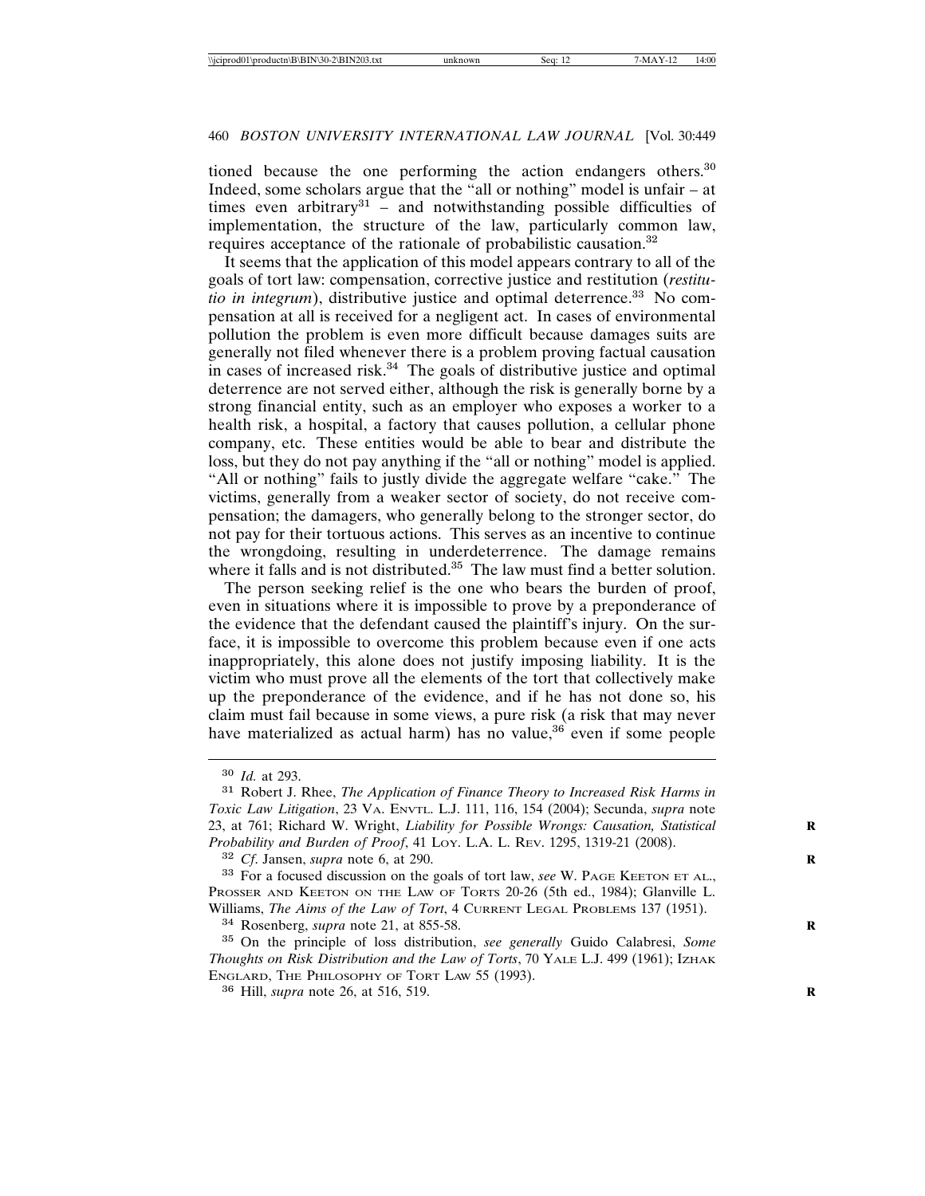tioned because the one performing the action endangers others.[30] Indeed, some scholars argue that the "all or nothing" model is unfair – at times even arbitrary[31] – and notwithstanding possible difficulties of implementation, the structure of the law, particularly common law, requires acceptance of the rationale of probabilistic causation.[32]

It seems that the application of this model appears contrary to all of the goals of tort law: compensation, corrective justice and restitution (*restitutio in integrum*), distributive justice and optimal deterrence.[33] No compensation at all is received for a negligent act. In cases of environmental pollution the problem is even more difficult because damages suits are generally not filed whenever there is a problem proving factual causation in cases of increased risk.[34] The goals of distributive justice and optimal deterrence are not served either, although the risk is generally borne by a strong financial entity, such as an employer who exposes a worker to a health risk, a hospital, a factory that causes pollution, a cellular phone company, etc. These entities would be able to bear and distribute the loss, but they do not pay anything if the "all or nothing" model is applied. "All or nothing" fails to justly divide the aggregate welfare "cake." The victims, generally from a weaker sector of society, do not receive compensation; the damagers, who generally belong to the stronger sector, do not pay for their tortuous actions. This serves as an incentive to continue the wrongdoing, resulting in underdeterrence. The damage remains where it falls and is not distributed.[35] The law must find a better solution.

The person seeking relief is the one who bears the burden of proof, even in situations where it is impossible to prove by a preponderance of the evidence that the defendant caused the plaintiff's injury. On the surface, it is impossible to overcome this problem because even if one acts inappropriately, this alone does not justify imposing liability. It is the victim who must prove all the elements of the tort that collectively make up the preponderance of the evidence, and if he has not done so, his claim must fail because in some views, a pure risk (a risk that may never have materialized as actual harm) has no value,[36] even if some people

---

[30] *Id.* at 293.

[31] Robert J. Rhee, *The Application of Finance Theory to Increased Risk Harms in Toxic Law Litigation*, 23 VA. ENVTL. L.J. 111, 116, 154 (2004); Secunda, *supra* note 23, at 761; Richard W. Wright, *Liability for Possible Wrongs: Causation, Statistical Probability and Burden of Proof*, 41 LOY. L.A. L. REV. 1295, 1319-21 (2008).

[32] *Cf.* Jansen, *supra* note 6, at 290.

[33] For a focused discussion on the goals of tort law, *see* W. PAGE KEETON ET AL., PROSSER AND KEETON ON THE LAW OF TORTS 20-26 (5th ed., 1984); Glanville L. Williams, *The Aims of the Law of Tort*, 4 CURRENT LEGAL PROBLEMS 137 (1951).

[34] Rosenberg, *supra* note 21, at 855-58.

[35] On the principle of loss distribution, *see generally* Guido Calabresi, *Some Thoughts on Risk Distribution and the Law of Torts*, 70 YALE L.J. 499 (1961); IZHAK ENGLARD, THE PHILOSOPHY OF TORT LAW 55 (1993).

[36] Hill, *supra* note 26, at 516, 519.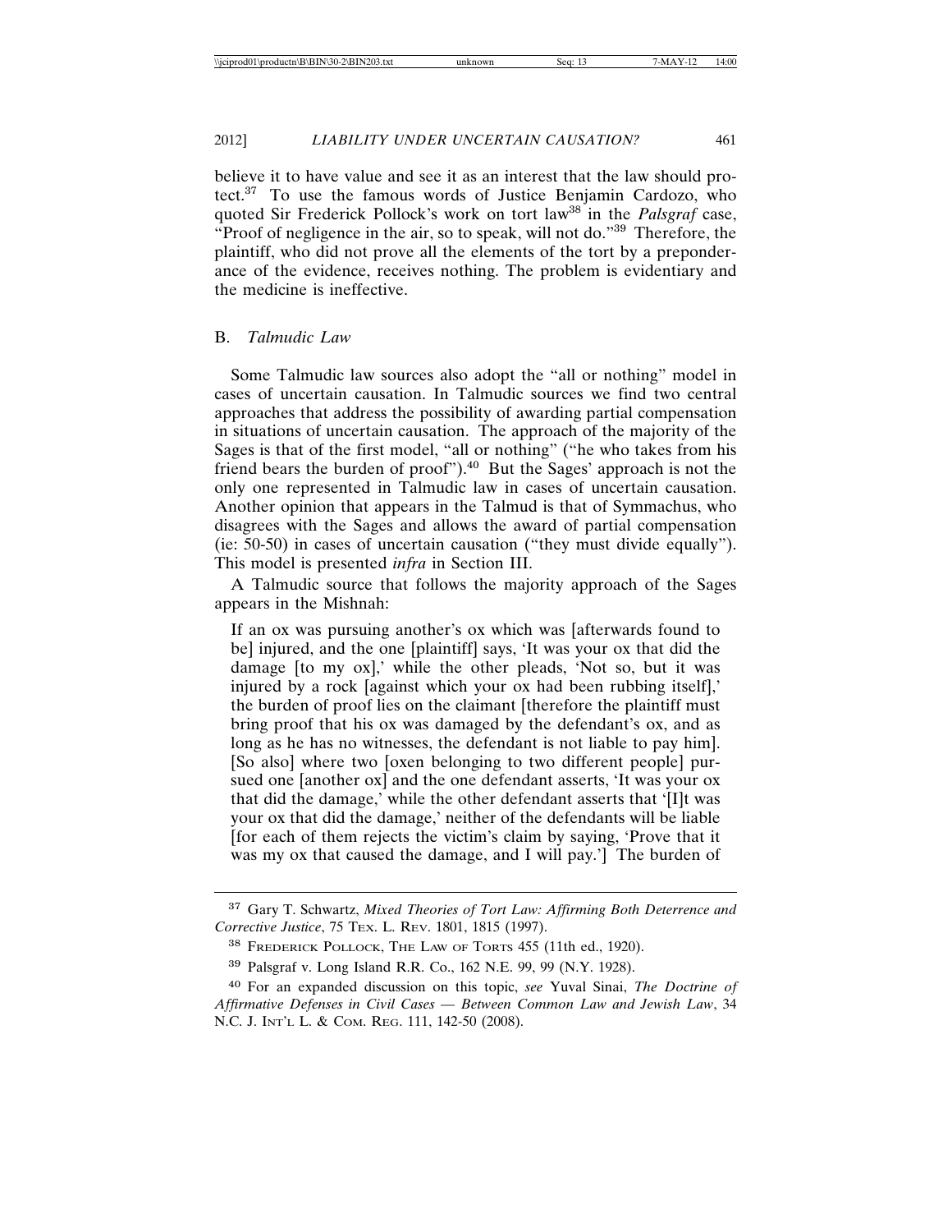believe it to have value and see it as an interest that the law should protect.[37] To use the famous words of Justice Benjamin Cardozo, who quoted Sir Frederick Pollock's work on tort law[38] in the *Palsgraf* case, "Proof of negligence in the air, so to speak, will not do."[39] Therefore, the plaintiff, who did not prove all the elements of the tort by a preponderance of the evidence, receives nothing. The problem is evidentiary and the medicine is ineffective.

### B. *Talmudic Law*

Some Talmudic law sources also adopt the "all or nothing" model in cases of uncertain causation. In Talmudic sources we find two central approaches that address the possibility of awarding partial compensation in situations of uncertain causation. The approach of the majority of the Sages is that of the first model, "all or nothing" ("he who takes from his friend bears the burden of proof").[40] But the Sages' approach is not the only one represented in Talmudic law in cases of uncertain causation. Another opinion that appears in the Talmud is that of Symmachus, who disagrees with the Sages and allows the award of partial compensation (ie: 50-50) in cases of uncertain causation ("they must divide equally"). This model is presented *infra* in Section III.

A Talmudic source that follows the majority approach of the Sages appears in the Mishnah:

> If an ox was pursuing another's ox which was [afterwards found to be] injured, and the one [plaintiff] says, 'It was your ox that did the damage [to my ox],' while the other pleads, 'Not so, but it was injured by a rock [against which your ox had been rubbing itself],' the burden of proof lies on the claimant [therefore the plaintiff must bring proof that his ox was damaged by the defendant's ox, and as long as he has no witnesses, the defendant is not liable to pay him]. [So also] where two [oxen belonging to two different people] pursued one [another ox] and the one defendant asserts, 'It was your ox that did the damage,' while the other defendant asserts that '[I]t was your ox that did the damage,' neither of the defendants will be liable [for each of them rejects the victim's claim by saying, 'Prove that it was my ox that caused the damage, and I will pay.'] The burden of

---

[37] Gary T. Schwartz, *Mixed Theories of Tort Law: Affirming Both Deterrence and Corrective Justice*, 75 TEX. L. REV. 1801, 1815 (1997).

[38] FREDERICK POLLOCK, THE LAW OF TORTS 455 (11th ed., 1920).

[39] Palsgraf v. Long Island R.R. Co., 162 N.E. 99, 99 (N.Y. 1928).

[40] For an expanded discussion on this topic, *see* Yuval Sinai, *The Doctrine of Affirmative Defenses in Civil Cases — Between Common Law and Jewish Law*, 34 N.C. J. INT'L L. & COM. REG. 111, 142-50 (2008).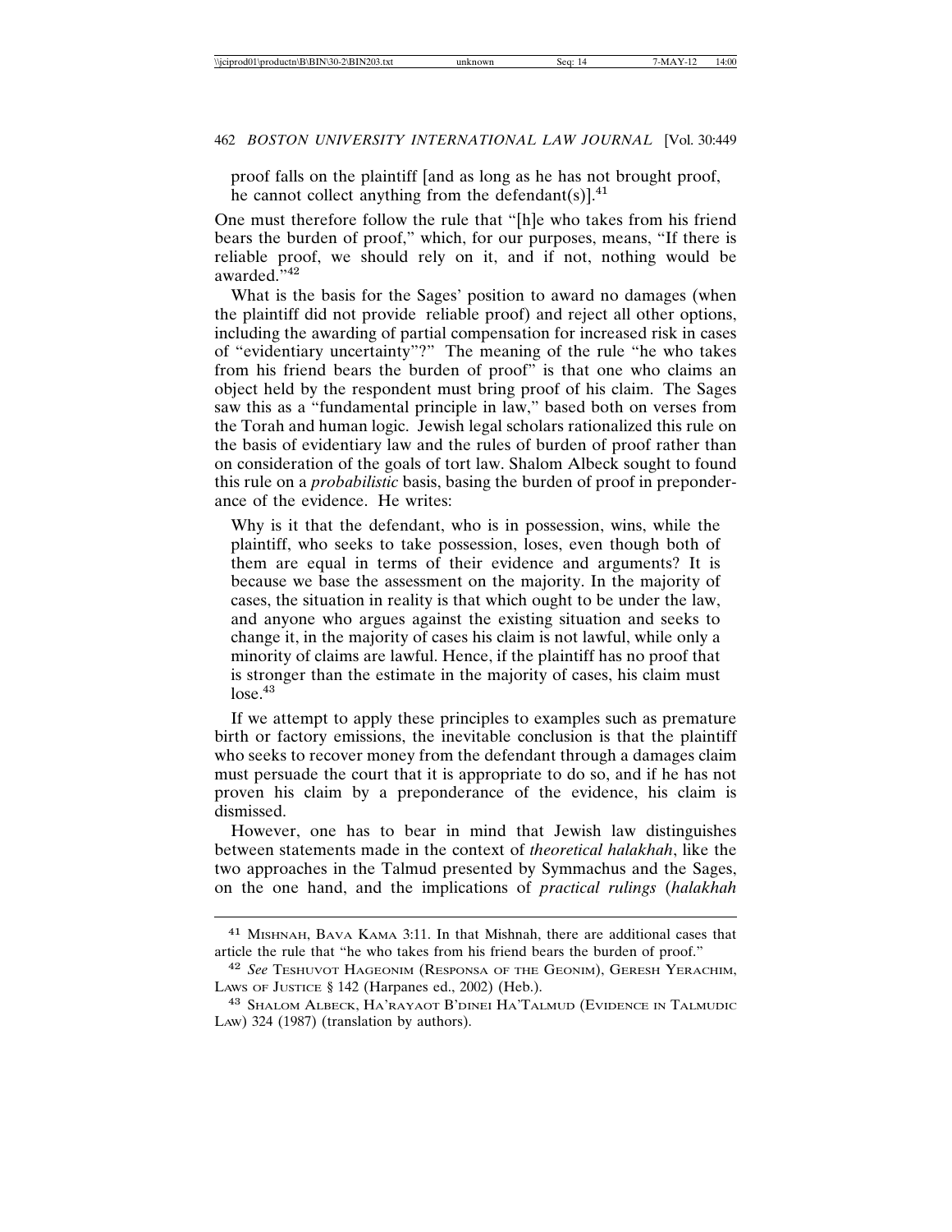proof falls on the plaintiff [and as long as he has not brought proof, he cannot collect anything from the defendant(s)].[41]

One must therefore follow the rule that "[h]e who takes from his friend bears the burden of proof," which, for our purposes, means, "If there is reliable proof, we should rely on it, and if not, nothing would be awarded."[42]

What is the basis for the Sages' position to award no damages (when the plaintiff did not provide reliable proof) and reject all other options, including the awarding of partial compensation for increased risk in cases of "evidentiary uncertainty"?" The meaning of the rule "he who takes from his friend bears the burden of proof" is that one who claims an object held by the respondent must bring proof of his claim. The Sages saw this as a "fundamental principle in law," based both on verses from the Torah and human logic. Jewish legal scholars rationalized this rule on the basis of evidentiary law and the rules of burden of proof rather than on consideration of the goals of tort law. Shalom Albeck sought to found this rule on a *probabilistic* basis, basing the burden of proof in preponderance of the evidence. He writes:

> Why is it that the defendant, who is in possession, wins, while the plaintiff, who seeks to take possession, loses, even though both of them are equal in terms of their evidence and arguments? It is because we base the assessment on the majority. In the majority of cases, the situation in reality is that which ought to be under the law, and anyone who argues against the existing situation and seeks to change it, in the majority of cases his claim is not lawful, while only a minority of claims are lawful. Hence, if the plaintiff has no proof that is stronger than the estimate in the majority of cases, his claim must lose.[43]

If we attempt to apply these principles to examples such as premature birth or factory emissions, the inevitable conclusion is that the plaintiff who seeks to recover money from the defendant through a damages claim must persuade the court that it is appropriate to do so, and if he has not proven his claim by a preponderance of the evidence, his claim is dismissed.

However, one has to bear in mind that Jewish law distinguishes between statements made in the context of *theoretical halakhah*, like the two approaches in the Talmud presented by Symmachus and the Sages, on the one hand, and the implications of *practical rulings* (*halakhah*

---

[41] MISHNAH, BAVA KAMA 3:11. In that Mishnah, there are additional cases that article the rule that "he who takes from his friend bears the burden of proof."

[42] *See* TESHUVOT HAGEONIM (RESPONSA OF THE GEONIM), GERESH YERACHIM, LAWS OF JUSTICE § 142 (Harpanes ed., 2002) (Heb.).

[43] SHALOM ALBECK, HA'RAYAOT B'DINEI HA'TALMUD (EVIDENCE IN TALMUDIC LAW) 324 (1987) (translation by authors).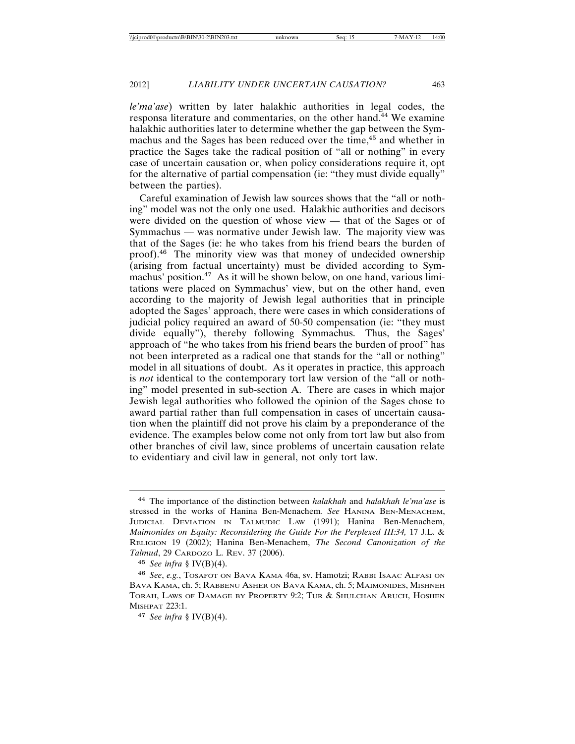*le'ma'ase*) written by later halakhic authorities in legal codes, the responsa literature and commentaries, on the other hand.[44] We examine halakhic authorities later to determine whether the gap between the Symmachus and the Sages has been reduced over the time,[45] and whether in practice the Sages take the radical position of "all or nothing" in every case of uncertain causation or, when policy considerations require it, opt for the alternative of partial compensation (ie: "they must divide equally" between the parties).

Careful examination of Jewish law sources shows that the "all or nothing" model was not the only one used. Halakhic authorities and decisors were divided on the question of whose view — that of the Sages or of Symmachus — was normative under Jewish law. The majority view was that of the Sages (ie: he who takes from his friend bears the burden of proof).[46] The minority view was that money of undecided ownership (arising from factual uncertainty) must be divided according to Symmachus' position.[47] As it will be shown below, on one hand, various limitations were placed on Symmachus' view, but on the other hand, even according to the majority of Jewish legal authorities that in principle adopted the Sages' approach, there were cases in which considerations of judicial policy required an award of 50-50 compensation (ie: "they must divide equally"), thereby following Symmachus. Thus, the Sages' approach of "he who takes from his friend bears the burden of proof" has not been interpreted as a radical one that stands for the "all or nothing" model in all situations of doubt. As it operates in practice, this approach is *not* identical to the contemporary tort law version of the "all or nothing" model presented in sub-section A. There are cases in which major Jewish legal authorities who followed the opinion of the Sages chose to award partial rather than full compensation in cases of uncertain causation when the plaintiff did not prove his claim by a preponderance of the evidence. The examples below come not only from tort law but also from other branches of civil law, since problems of uncertain causation relate to evidentiary and civil law in general, not only tort law.

---

[44] The importance of the distinction between *halakhah* and *halakhah le'ma'ase* is stressed in the works of Hanina Ben-Menachem. *See* HANINA BEN-MENACHEM, JUDICIAL DEVIATION IN TALMUDIC LAW (1991); Hanina Ben-Menachem, *Maimonides on Equity: Reconsidering the Guide For the Perplexed III:34,* 17 J.L. & RELIGION 19 (2002); Hanina Ben-Menachem, *The Second Canonization of the Talmud*, 29 CARDOZO L. REV. 37 (2006).

[45] *See infra* § IV(B)(4).

[46] *See, e.g.*, TOSAFOT ON BAVA KAMA 46a, sv. Hamotzi; RABBI ISAAC ALFASI ON BAVA KAMA, ch. 5; RABBENU ASHER ON BAVA KAMA, ch. 5; MAIMONIDES, MISHNEH TORAH, LAWS OF DAMAGE BY PROPERTY 9:2; TUR & SHULCHAN ARUCH, HOSHEN MISHPAT 223:1.

[47] *See infra* § IV(B)(4).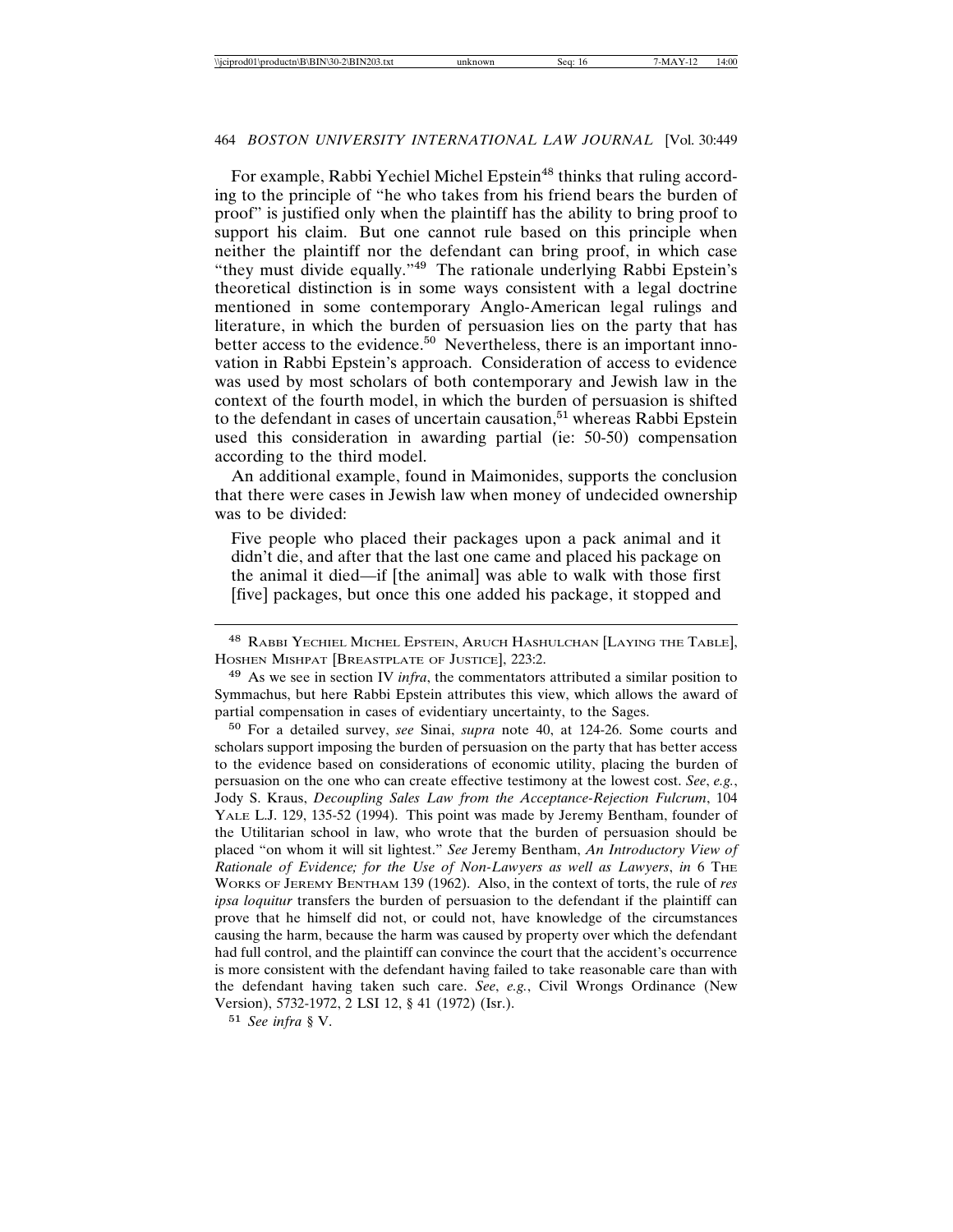For example, Rabbi Yechiel Michel Epstein[48] thinks that ruling according to the principle of "he who takes from his friend bears the burden of proof" is justified only when the plaintiff has the ability to bring proof to support his claim. But one cannot rule based on this principle when neither the plaintiff nor the defendant can bring proof, in which case "they must divide equally."[49] The rationale underlying Rabbi Epstein's theoretical distinction is in some ways consistent with a legal doctrine mentioned in some contemporary Anglo-American legal rulings and literature, in which the burden of persuasion lies on the party that has better access to the evidence.[50] Nevertheless, there is an important innovation in Rabbi Epstein's approach. Consideration of access to evidence was used by most scholars of both contemporary and Jewish law in the context of the fourth model, in which the burden of persuasion is shifted to the defendant in cases of uncertain causation,[51] whereas Rabbi Epstein used this consideration in awarding partial (ie: 50-50) compensation according to the third model.

An additional example, found in Maimonides, supports the conclusion that there were cases in Jewish law when money of undecided ownership was to be divided:

> Five people who placed their packages upon a pack animal and it didn't die, and after that the last one came and placed his package on the animal it died—if [the animal] was able to walk with those first [five] packages, but once this one added his package, it stopped and

---

[48] RABBI YECHIEL MICHEL EPSTEIN, ARUCH HASHULCHAN [LAYING THE TABLE], HOSHEN MISHPAT [BREASTPLATE OF JUSTICE], 223:2.

[49] As we see in section IV *infra*, the commentators attributed a similar position to Symmachus, but here Rabbi Epstein attributes this view, which allows the award of partial compensation in cases of evidentiary uncertainty, to the Sages.

[50] For a detailed survey, *see* Sinai, *supra* note 40, at 124-26. Some courts and scholars support imposing the burden of persuasion on the party that has better access to the evidence based on considerations of economic utility, placing the burden of persuasion on the one who can create effective testimony at the lowest cost. *See*, *e.g.*, Jody S. Kraus, *Decoupling Sales Law from the Acceptance-Rejection Fulcrum*, 104 YALE L.J. 129, 135-52 (1994). This point was made by Jeremy Bentham, founder of the Utilitarian school in law, who wrote that the burden of persuasion should be placed "on whom it will sit lightest." *See* Jeremy Bentham, *An Introductory View of Rationale of Evidence; for the Use of Non-Lawyers as well as Lawyers*, *in* 6 THE WORKS OF JEREMY BENTHAM 139 (1962). Also, in the context of torts, the rule of *res ipsa loquitur* transfers the burden of persuasion to the defendant if the plaintiff can prove that he himself did not, or could not, have knowledge of the circumstances causing the harm, because the harm was caused by property over which the defendant had full control, and the plaintiff can convince the court that the accident's occurrence is more consistent with the defendant having failed to take reasonable care than with the defendant having taken such care. *See*, *e.g.*, Civil Wrongs Ordinance (New Version), 5732-1972, 2 LSI 12, § 41 (1972) (Isr.).

[51] *See infra* § V.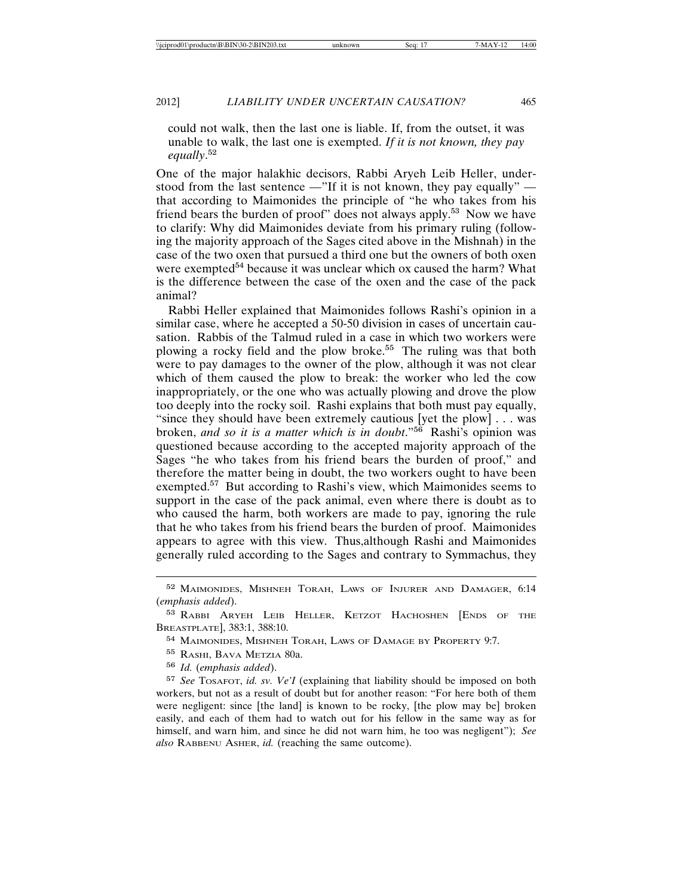could not walk, then the last one is liable. If, from the outset, it was unable to walk, the last one is exempted. *If it is not known, they pay equally*.[52]

One of the major halakhic decisors, Rabbi Aryeh Leib Heller, understood from the last sentence —"If it is not known, they pay equally" — that according to Maimonides the principle of "he who takes from his friend bears the burden of proof" does not always apply.[53] Now we have to clarify: Why did Maimonides deviate from his primary ruling (following the majority approach of the Sages cited above in the Mishnah) in the case of the two oxen that pursued a third one but the owners of both oxen were exempted[54] because it was unclear which ox caused the harm? What is the difference between the case of the oxen and the case of the pack animal?

Rabbi Heller explained that Maimonides follows Rashi's opinion in a similar case, where he accepted a 50-50 division in cases of uncertain causation. Rabbis of the Talmud ruled in a case in which two workers were plowing a rocky field and the plow broke.[55] The ruling was that both were to pay damages to the owner of the plow, although it was not clear which of them caused the plow to break: the worker who led the cow inappropriately, or the one who was actually plowing and drove the plow too deeply into the rocky soil. Rashi explains that both must pay equally, "since they should have been extremely cautious [yet the plow] . . . was broken, *and so it is a matter which is in doubt*."[56] Rashi's opinion was questioned because according to the accepted majority approach of the Sages "he who takes from his friend bears the burden of proof," and therefore the matter being in doubt, the two workers ought to have been exempted.[57] But according to Rashi's view, which Maimonides seems to support in the case of the pack animal, even where there is doubt as to who caused the harm, both workers are made to pay, ignoring the rule that he who takes from his friend bears the burden of proof. Maimonides appears to agree with this view. Thus,although Rashi and Maimonides generally ruled according to the Sages and contrary to Symmachus, they

---

[52] MAIMONIDES, MISHNEH TORAH, LAWS OF INJURER AND DAMAGER, 6:14 (*emphasis added*).

[53] RABBI ARYEH LEIB HELLER, KETZOT HACHOSHEN [ENDS OF THE BREASTPLATE], 383:1, 388:10.

[54] MAIMONIDES, MISHNEH TORAH, LAWS OF DAMAGE BY PROPERTY 9:7.

[55] RASHI, BAVA METZIA 80a.

[56] *Id.* (*emphasis added*).

[57] *See* TOSAFOT, *id. sv. Ve'I* (explaining that liability should be imposed on both workers, but not as a result of doubt but for another reason: "For here both of them were negligent: since [the land] is known to be rocky, [the plow may be] broken easily, and each of them had to watch out for his fellow in the same way as for himself, and warn him, and since he did not warn him, he too was negligent"); *See also* RABBENU ASHER, *id.* (reaching the same outcome).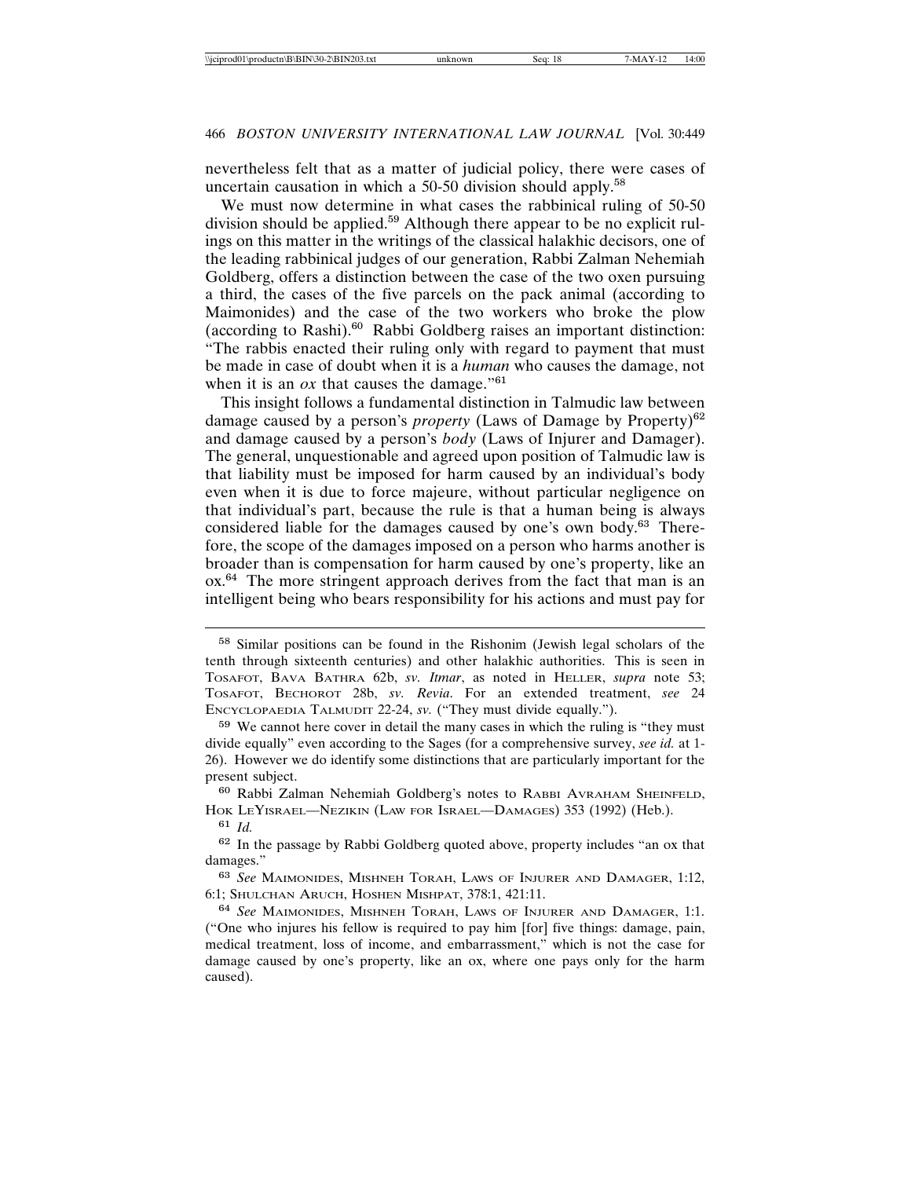nevertheless felt that as a matter of judicial policy, there were cases of uncertain causation in which a 50-50 division should apply.[58]

We must now determine in what cases the rabbinical ruling of 50-50 division should be applied.[59] Although there appear to be no explicit rulings on this matter in the writings of the classical halakhic decisors, one of the leading rabbinical judges of our generation, Rabbi Zalman Nehemiah Goldberg, offers a distinction between the case of the two oxen pursuing a third, the cases of the five parcels on the pack animal (according to Maimonides) and the case of the two workers who broke the plow (according to Rashi).[60] Rabbi Goldberg raises an important distinction: "The rabbis enacted their ruling only with regard to payment that must be made in case of doubt when it is a *human* who causes the damage, not when it is an *ox* that causes the damage."[61]

This insight follows a fundamental distinction in Talmudic law between damage caused by a person's *property* (Laws of Damage by Property)[62] and damage caused by a person's *body* (Laws of Injurer and Damager). The general, unquestionable and agreed upon position of Talmudic law is that liability must be imposed for harm caused by an individual's body even when it is due to force majeure, without particular negligence on that individual's part, because the rule is that a human being is always considered liable for the damages caused by one's own body.[63] Therefore, the scope of the damages imposed on a person who harms another is broader than is compensation for harm caused by one's property, like an ox.[64] The more stringent approach derives from the fact that man is an intelligent being who bears responsibility for his actions and must pay for

---

[58] Similar positions can be found in the Rishonim (Jewish legal scholars of the tenth through sixteenth centuries) and other halakhic authorities. This is seen in TOSAFOT, BAVA BATHRA 62b, *sv. Itmar*, as noted in HELLER, *supra* note 53; TOSAFOT, BECHOROT 28b, *sv. Revia*. For an extended treatment, *see* 24 ENCYCLOPAEDIA TALMUDIT 22-24, *sv.* ("They must divide equally.").

[59] We cannot here cover in detail the many cases in which the ruling is "they must divide equally" even according to the Sages (for a comprehensive survey, *see id.* at 1-26). However we do identify some distinctions that are particularly important for the present subject.

[60] Rabbi Zalman Nehemiah Goldberg's notes to RABBI AVRAHAM SHEINFELD, HOK LEYISRAEL—NEZIKIN (LAW FOR ISRAEL—DAMAGES) 353 (1992) (Heb.).

[61] *Id.*

[62] In the passage by Rabbi Goldberg quoted above, property includes "an ox that damages."

[63] *See* MAIMONIDES, MISHNEH TORAH, LAWS OF INJURER AND DAMAGER, 1:12, 6:1; SHULCHAN ARUCH, HOSHEN MISHPAT, 378:1, 421:11.

[64] *See* MAIMONIDES, MISHNEH TORAH, LAWS OF INJURER AND DAMAGER, 1:1. ("One who injures his fellow is required to pay him [for] five things: damage, pain, medical treatment, loss of income, and embarrassment," which is not the case for damage caused by one's property, like an ox, where one pays only for the harm caused).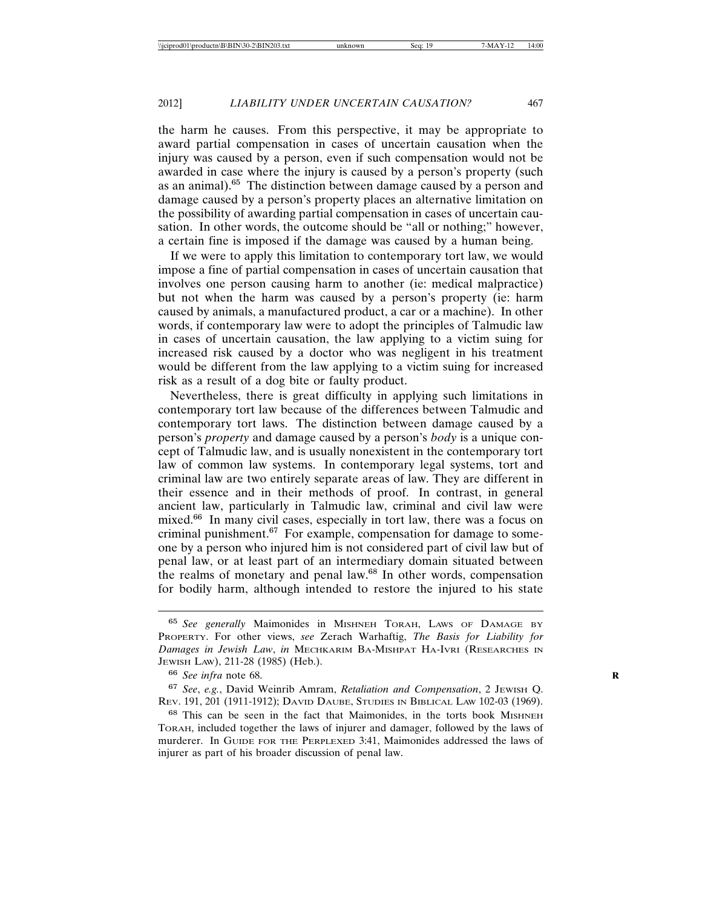the harm he causes. From this perspective, it may be appropriate to award partial compensation in cases of uncertain causation when the injury was caused by a person, even if such compensation would not be awarded in case where the injury is caused by a person's property (such as an animal).[65] The distinction between damage caused by a person and damage caused by a person's property places an alternative limitation on the possibility of awarding partial compensation in cases of uncertain causation. In other words, the outcome should be "all or nothing;" however, a certain fine is imposed if the damage was caused by a human being.

If we were to apply this limitation to contemporary tort law, we would impose a fine of partial compensation in cases of uncertain causation that involves one person causing harm to another (ie: medical malpractice) but not when the harm was caused by a person's property (ie: harm caused by animals, a manufactured product, a car or a machine). In other words, if contemporary law were to adopt the principles of Talmudic law in cases of uncertain causation, the law applying to a victim suing for increased risk caused by a doctor who was negligent in his treatment would be different from the law applying to a victim suing for increased risk as a result of a dog bite or faulty product.

Nevertheless, there is great difficulty in applying such limitations in contemporary tort law because of the differences between Talmudic and contemporary tort laws. The distinction between damage caused by a person's *property* and damage caused by a person's *body* is a unique concept of Talmudic law, and is usually nonexistent in the contemporary tort law of common law systems. In contemporary legal systems, tort and criminal law are two entirely separate areas of law. They are different in their essence and in their methods of proof. In contrast, in general ancient law, particularly in Talmudic law, criminal and civil law were mixed.[66] In many civil cases, especially in tort law, there was a focus on criminal punishment.[67] For example, compensation for damage to someone by a person who injured him is not considered part of civil law but of penal law, or at least part of an intermediary domain situated between the realms of monetary and penal law.[68] In other words, compensation for bodily harm, although intended to restore the injured to his state

---

[65] *See generally* Maimonides in MISHNEH TORAH, LAWS OF DAMAGE BY PROPERTY. For other views, *see* Zerach Warhaftig, *The Basis for Liability for Damages in Jewish Law*, *in* MECHKARIM BA-MISHPAT HA-IVRI (RESEARCHES IN JEWISH LAW), 211-28 (1985) (Heb.).

[66] *See infra* note 68.

[67] *See*, *e.g.*, David Weinrib Amram, *Retaliation and Compensation*, 2 JEWISH Q. REV. 191, 201 (1911-1912); DAVID DAUBE, STUDIES IN BIBLICAL LAW 102-03 (1969).

[68] This can be seen in the fact that Maimonides, in the torts book MISHNEH TORAH, included together the laws of injurer and damager, followed by the laws of murderer. In GUIDE FOR THE PERPLEXED 3:41, Maimonides addressed the laws of injurer as part of his broader discussion of penal law.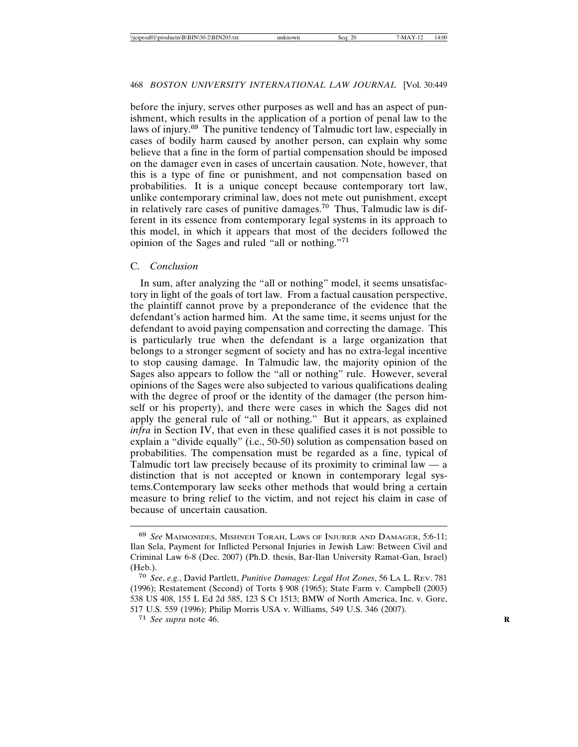before the injury, serves other purposes as well and has an aspect of punishment, which results in the application of a portion of penal law to the laws of injury.[69] The punitive tendency of Talmudic tort law, especially in cases of bodily harm caused by another person, can explain why some believe that a fine in the form of partial compensation should be imposed on the damager even in cases of uncertain causation. Note, however, that this is a type of fine or punishment, and not compensation based on probabilities. It is a unique concept because contemporary tort law, unlike contemporary criminal law, does not mete out punishment, except in relatively rare cases of punitive damages.[70] Thus, Talmudic law is different in its essence from contemporary legal systems in its approach to this model, in which it appears that most of the deciders followed the opinion of the Sages and ruled "all or nothing."[71]

### C. *Conclusion*

In sum, after analyzing the "all or nothing" model, it seems unsatisfactory in light of the goals of tort law. From a factual causation perspective, the plaintiff cannot prove by a preponderance of the evidence that the defendant's action harmed him. At the same time, it seems unjust for the defendant to avoid paying compensation and correcting the damage. This is particularly true when the defendant is a large organization that belongs to a stronger segment of society and has no extra-legal incentive to stop causing damage. In Talmudic law, the majority opinion of the Sages also appears to follow the "all or nothing" rule. However, several opinions of the Sages were also subjected to various qualifications dealing with the degree of proof or the identity of the damager (the person himself or his property), and there were cases in which the Sages did not apply the general rule of "all or nothing." But it appears, as explained *infra* in Section IV, that even in these qualified cases it is not possible to explain a "divide equally" (i.e., 50-50) solution as compensation based on probabilities. The compensation must be regarded as a fine, typical of Talmudic tort law precisely because of its proximity to criminal law — a distinction that is not accepted or known in contemporary legal systems.Contemporary law seeks other methods that would bring a certain measure to bring relief to the victim, and not reject his claim in case of because of uncertain causation.

---

[69] *See* MAIMONIDES, MISHNEH TORAH, LAWS OF INJURER AND DAMAGER, 5:6-11; Ilan Sela, Payment for Inflicted Personal Injuries in Jewish Law: Between Civil and Criminal Law 6-8 (Dec. 2007) (Ph.D. thesis, Bar-Ilan University Ramat-Gan, Israel) (Heb.).

[70] *See*, *e.g.*, David Partlett, *Punitive Damages: Legal Hot Zones*, 56 LA L. REV. 781 (1996); Restatement (Second) of Torts § 908 (1965); State Farm v. Campbell (2003) 538 US 408, 155 L Ed 2d 585, 123 S Ct 1513; BMW of North America, Inc. v. Gore, 517 U.S. 559 (1996); Philip Morris USA v. Williams, 549 U.S. 346 (2007).

[71] *See supra* note 46.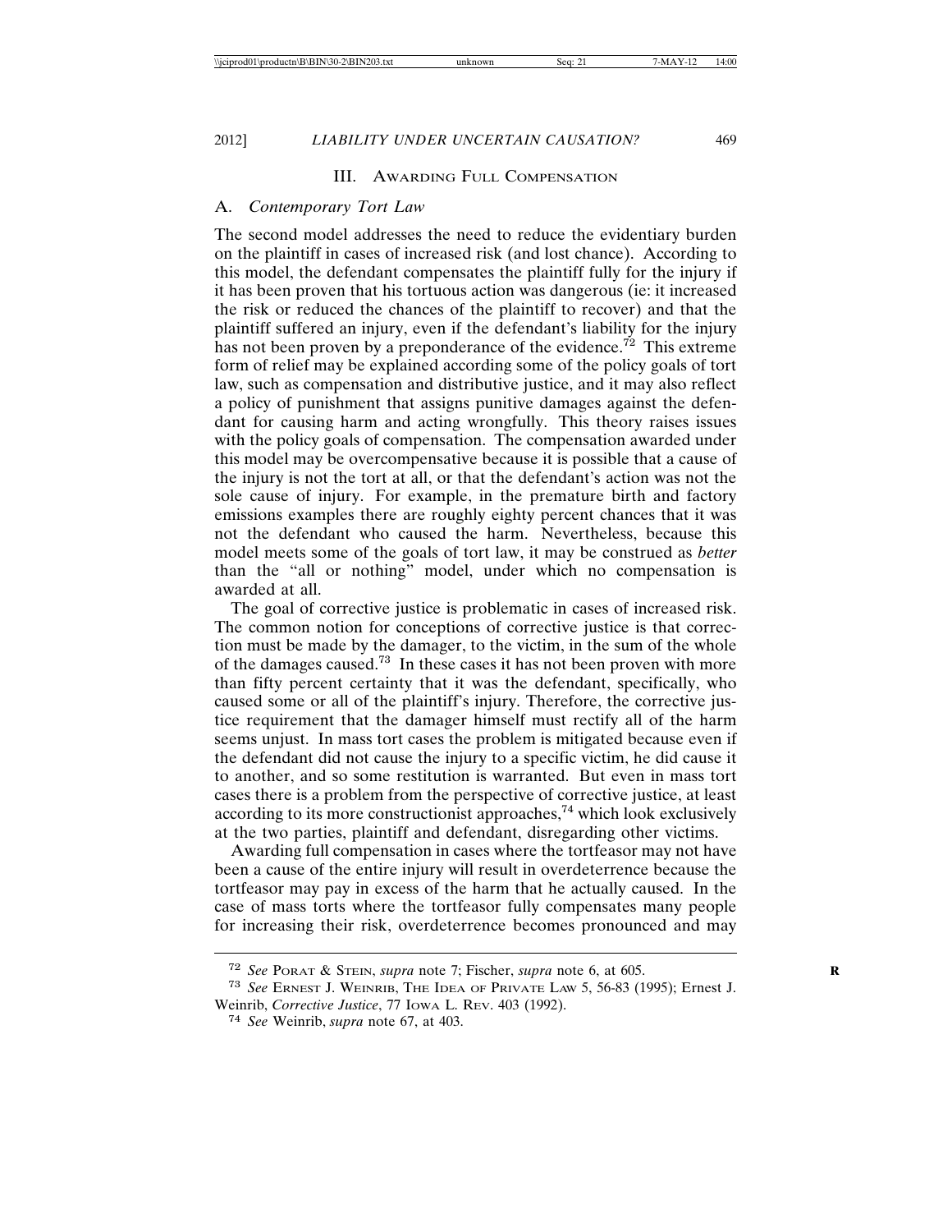## III. Awarding Full Compensation

### A. *Contemporary Tort Law*

The second model addresses the need to reduce the evidentiary burden on the plaintiff in cases of increased risk (and lost chance). According to this model, the defendant compensates the plaintiff fully for the injury if it has been proven that his tortuous action was dangerous (ie: it increased the risk or reduced the chances of the plaintiff to recover) and that the plaintiff suffered an injury, even if the defendant's liability for the injury has not been proven by a preponderance of the evidence.[72] This extreme form of relief may be explained according some of the policy goals of tort law, such as compensation and distributive justice, and it may also reflect a policy of punishment that assigns punitive damages against the defendant for causing harm and acting wrongfully. This theory raises issues with the policy goals of compensation. The compensation awarded under this model may be overcompensative because it is possible that a cause of the injury is not the tort at all, or that the defendant's action was not the sole cause of injury. For example, in the premature birth and factory emissions examples there are roughly eighty percent chances that it was not the defendant who caused the harm. Nevertheless, because this model meets some of the goals of tort law, it may be construed as *better* than the "all or nothing" model, under which no compensation is awarded at all.

The goal of corrective justice is problematic in cases of increased risk. The common notion for conceptions of corrective justice is that correction must be made by the damager, to the victim, in the sum of the whole of the damages caused.[73] In these cases it has not been proven with more than fifty percent certainty that it was the defendant, specifically, who caused some or all of the plaintiff's injury. Therefore, the corrective justice requirement that the damager himself must rectify all of the harm seems unjust. In mass tort cases the problem is mitigated because even if the defendant did not cause the injury to a specific victim, he did cause it to another, and so some restitution is warranted. But even in mass tort cases there is a problem from the perspective of corrective justice, at least according to its more constructionist approaches,[74] which look exclusively at the two parties, plaintiff and defendant, disregarding other victims.

Awarding full compensation in cases where the tortfeasor may not have been a cause of the entire injury will result in overdeterrence because the tortfeasor may pay in excess of the harm that he actually caused. In the case of mass torts where the tortfeasor fully compensates many people for increasing their risk, overdeterrence becomes pronounced and may

---

[72] *See* Porat & Stein, *supra* note 7; Fischer, *supra* note 6, at 605.

[73] *See* Ernest J. Weinrib, The Idea of Private Law 5, 56-83 (1995); Ernest J. Weinrib, *Corrective Justice*, 77 Iowa L. Rev. 403 (1992).

[74] *See* Weinrib, *supra* note 67, at 403.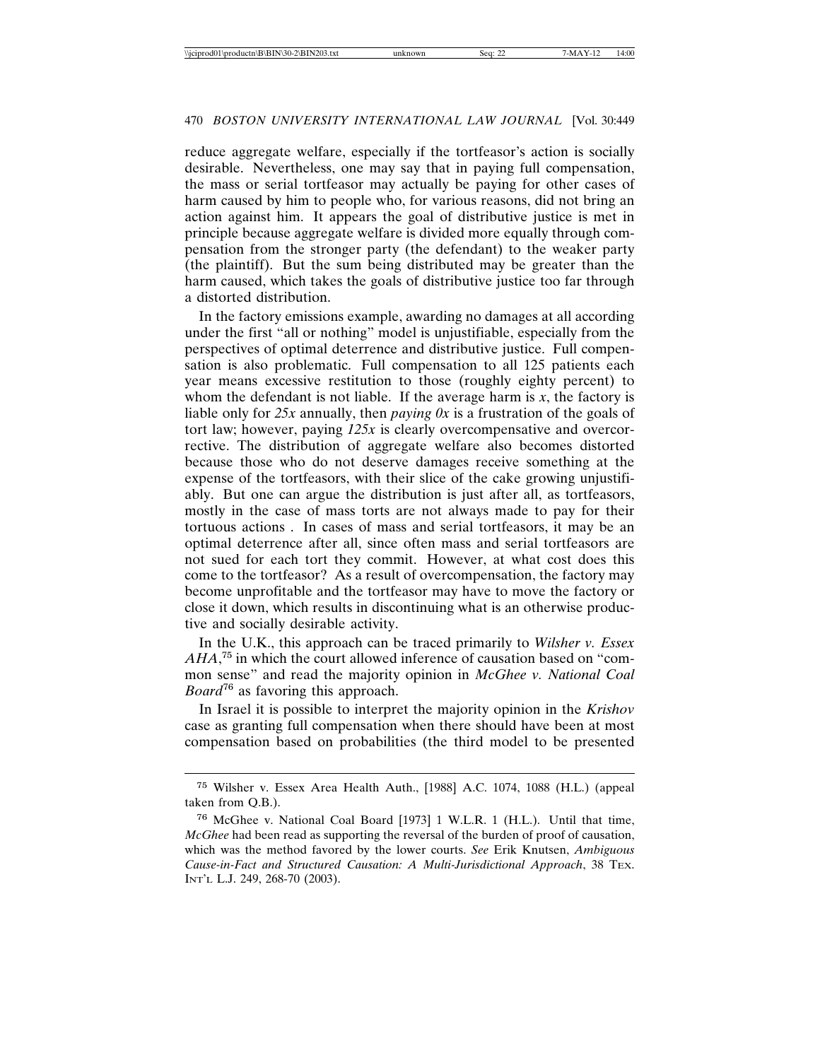reduce aggregate welfare, especially if the tortfeasor's action is socially desirable. Nevertheless, one may say that in paying full compensation, the mass or serial tortfeasor may actually be paying for other cases of harm caused by him to people who, for various reasons, did not bring an action against him. It appears the goal of distributive justice is met in principle because aggregate welfare is divided more equally through compensation from the stronger party (the defendant) to the weaker party (the plaintiff). But the sum being distributed may be greater than the harm caused, which takes the goals of distributive justice too far through a distorted distribution.

In the factory emissions example, awarding no damages at all according under the first "all or nothing" model is unjustifiable, especially from the perspectives of optimal deterrence and distributive justice. Full compensation is also problematic. Full compensation to all 125 patients each year means excessive restitution to those (roughly eighty percent) to whom the defendant is not liable. If the average harm is *x*, the factory is liable only for *25x* annually, then *paying 0x* is a frustration of the goals of tort law; however, paying *125x* is clearly overcompensative and overcorrective. The distribution of aggregate welfare also becomes distorted because those who do not deserve damages receive something at the expense of the tortfeasors, with their slice of the cake growing unjustifiably. But one can argue the distribution is just after all, as tortfeasors, mostly in the case of mass torts are not always made to pay for their tortuous actions . In cases of mass and serial tortfeasors, it may be an optimal deterrence after all, since often mass and serial tortfeasors are not sued for each tort they commit. However, at what cost does this come to the tortfeasor? As a result of overcompensation, the factory may become unprofitable and the tortfeasor may have to move the factory or close it down, which results in discontinuing what is an otherwise productive and socially desirable activity.

In the U.K., this approach can be traced primarily to *Wilsher v. Essex AHA*,[75] in which the court allowed inference of causation based on "common sense" and read the majority opinion in *McGhee v. National Coal Board*[76] as favoring this approach.

In Israel it is possible to interpret the majority opinion in the *Krishov* case as granting full compensation when there should have been at most compensation based on probabilities (the third model to be presented

---

[75] Wilsher v. Essex Area Health Auth., [1988] A.C. 1074, 1088 (H.L.) (appeal taken from Q.B.).

[76] McGhee v. National Coal Board [1973] 1 W.L.R. 1 (H.L.). Until that time, *McGhee* had been read as supporting the reversal of the burden of proof of causation, which was the method favored by the lower courts. *See* Erik Knutsen, *Ambiguous Cause-in-Fact and Structured Causation: A Multi-Jurisdictional Approach*, 38 TEX. INT'L L.J. 249, 268-70 (2003).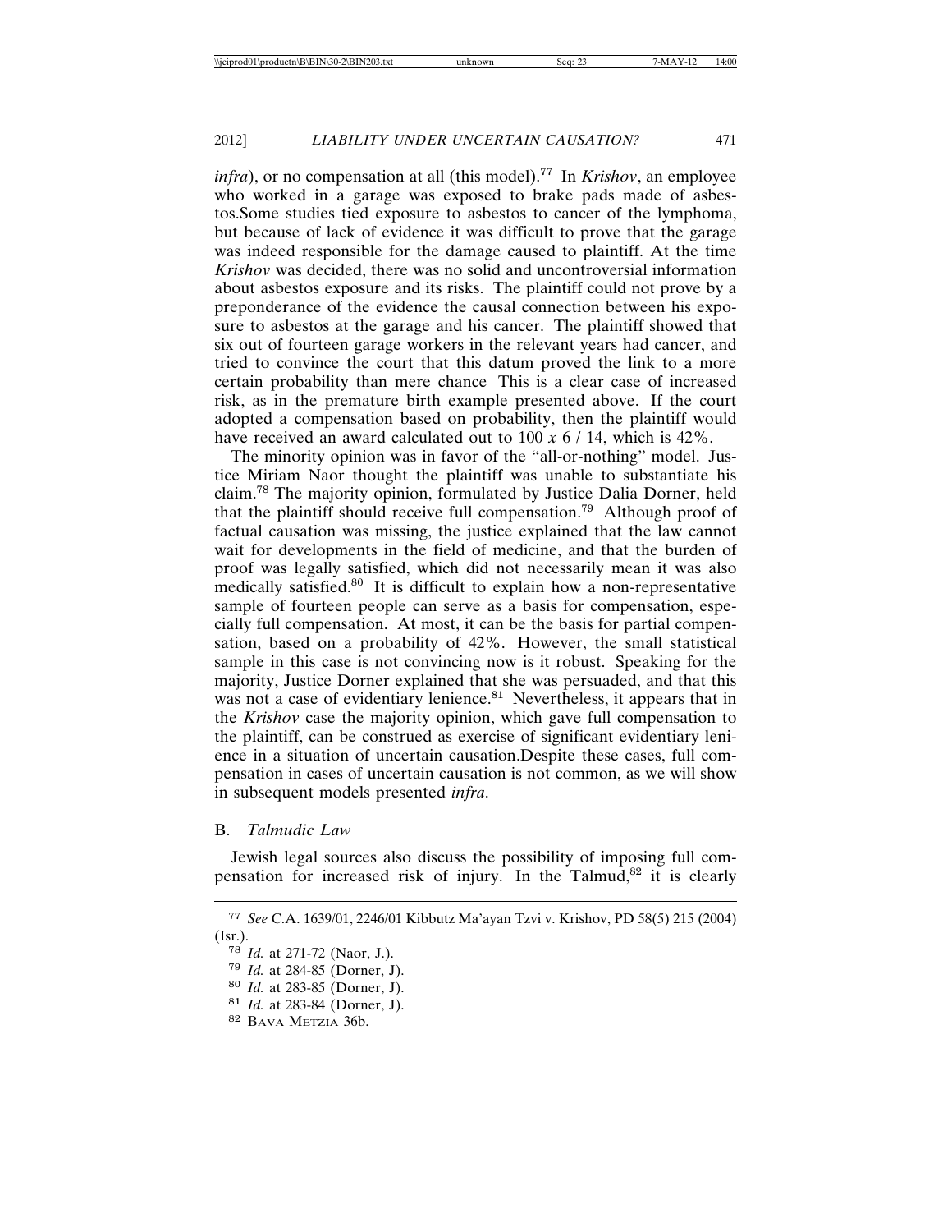*infra*), or no compensation at all (this model).[77] In *Krishov*, an employee who worked in a garage was exposed to brake pads made of asbestos.Some studies tied exposure to asbestos to cancer of the lymphoma, but because of lack of evidence it was difficult to prove that the garage was indeed responsible for the damage caused to plaintiff. At the time *Krishov* was decided, there was no solid and uncontroversial information about asbestos exposure and its risks. The plaintiff could not prove by a preponderance of the evidence the causal connection between his exposure to asbestos at the garage and his cancer. The plaintiff showed that six out of fourteen garage workers in the relevant years had cancer, and tried to convince the court that this datum proved the link to a more certain probability than mere chance This is a clear case of increased risk, as in the premature birth example presented above. If the court adopted a compensation based on probability, then the plaintiff would have received an award calculated out to $100 \, x \, 6 \, / \, 14$, which is 42%.

The minority opinion was in favor of the "all-or-nothing" model. Justice Miriam Naor thought the plaintiff was unable to substantiate his claim.[78] The majority opinion, formulated by Justice Dalia Dorner, held that the plaintiff should receive full compensation.[79] Although proof of factual causation was missing, the justice explained that the law cannot wait for developments in the field of medicine, and that the burden of proof was legally satisfied, which did not necessarily mean it was also medically satisfied.[80] It is difficult to explain how a non-representative sample of fourteen people can serve as a basis for compensation, especially full compensation. At most, it can be the basis for partial compensation, based on a probability of 42%. However, the small statistical sample in this case is not convincing now is it robust. Speaking for the majority, Justice Dorner explained that she was persuaded, and that this was not a case of evidentiary lenience.[81] Nevertheless, it appears that in the *Krishov* case the majority opinion, which gave full compensation to the plaintiff, can be construed as exercise of significant evidentiary lenience in a situation of uncertain causation.Despite these cases, full compensation in cases of uncertain causation is not common, as we will show in subsequent models presented *infra*.

### B. *Talmudic Law*

Jewish legal sources also discuss the possibility of imposing full compensation for increased risk of injury. In the Talmud,[82] it is clearly

---

[77] *See* C.A. 1639/01, 2246/01 Kibbutz Ma'ayan Tzvi v. Krishov, PD 58(5) 215 (2004) (Isr.).

[78] *Id.* at 271-72 (Naor, J.).

[79] *Id.* at 284-85 (Dorner, J).

[80] *Id.* at 283-85 (Dorner, J).

[81] *Id.* at 283-84 (Dorner, J).

[82] BAVA METZIA 36b.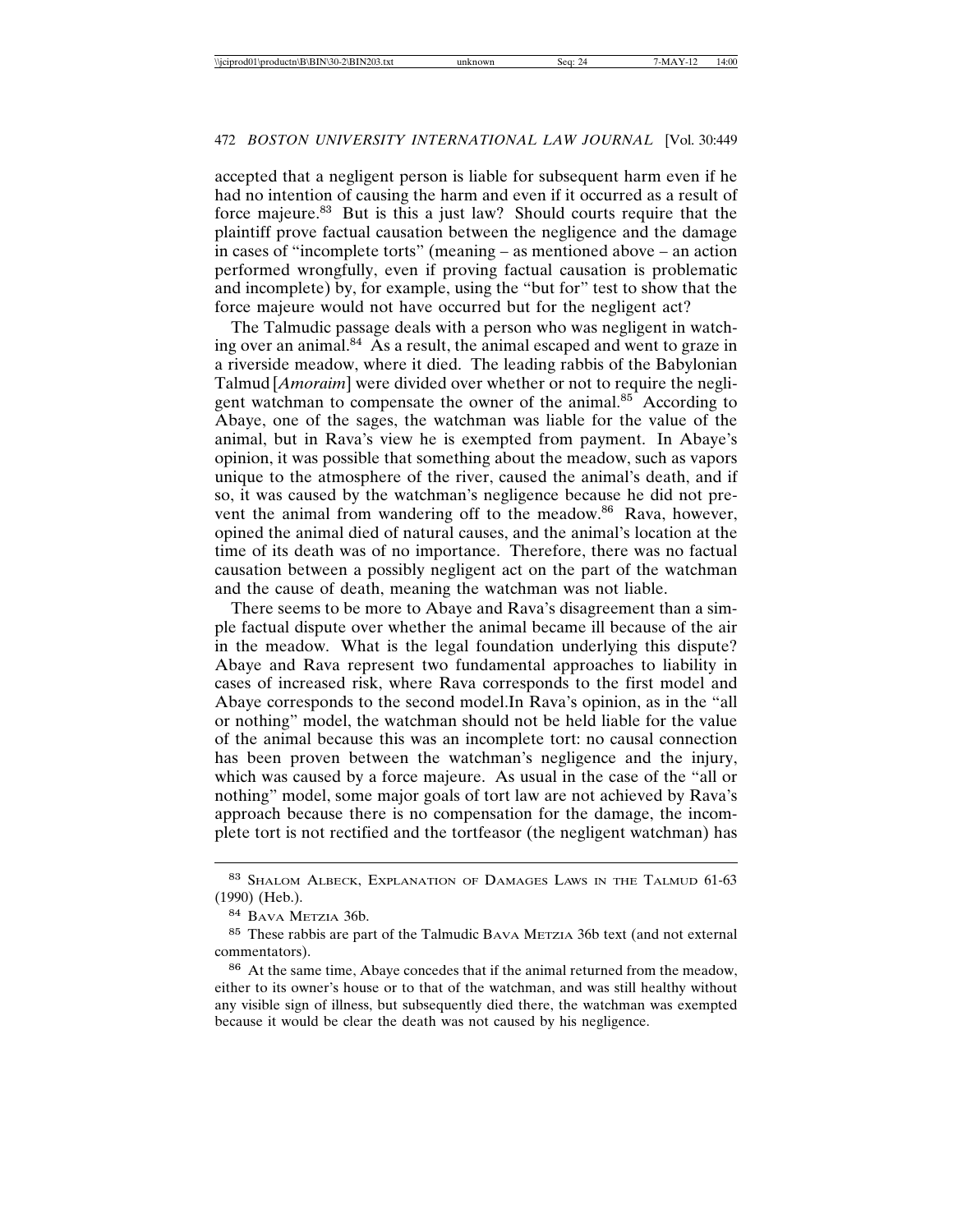accepted that a negligent person is liable for subsequent harm even if he had no intention of causing the harm and even if it occurred as a result of force majeure.[83] But is this a just law? Should courts require that the plaintiff prove factual causation between the negligence and the damage in cases of "incomplete torts" (meaning – as mentioned above – an action performed wrongfully, even if proving factual causation is problematic and incomplete) by, for example, using the "but for" test to show that the force majeure would not have occurred but for the negligent act?

The Talmudic passage deals with a person who was negligent in watching over an animal.[84] As a result, the animal escaped and went to graze in a riverside meadow, where it died. The leading rabbis of the Babylonian Talmud [*Amoraim*] were divided over whether or not to require the negligent watchman to compensate the owner of the animal.[85] According to Abaye, one of the sages, the watchman was liable for the value of the animal, but in Rava's view he is exempted from payment. In Abaye's opinion, it was possible that something about the meadow, such as vapors unique to the atmosphere of the river, caused the animal's death, and if so, it was caused by the watchman's negligence because he did not prevent the animal from wandering off to the meadow.[86] Rava, however, opined the animal died of natural causes, and the animal's location at the time of its death was of no importance. Therefore, there was no factual causation between a possibly negligent act on the part of the watchman and the cause of death, meaning the watchman was not liable.

There seems to be more to Abaye and Rava's disagreement than a simple factual dispute over whether the animal became ill because of the air in the meadow. What is the legal foundation underlying this dispute? Abaye and Rava represent two fundamental approaches to liability in cases of increased risk, where Rava corresponds to the first model and Abaye corresponds to the second model.In Rava's opinion, as in the "all or nothing" model, the watchman should not be held liable for the value of the animal because this was an incomplete tort: no causal connection has been proven between the watchman's negligence and the injury, which was caused by a force majeure. As usual in the case of the "all or nothing" model, some major goals of tort law are not achieved by Rava's approach because there is no compensation for the damage, the incomplete tort is not rectified and the tortfeasor (the negligent watchman) has

---

[83] SHALOM ALBECK, EXPLANATION OF DAMAGES LAWS IN THE TALMUD 61-63 (1990) (Heb.).

[84] BAVA METZIA 36b.

[85] These rabbis are part of the Talmudic BAVA METZIA 36b text (and not external commentators).

[86] At the same time, Abaye concedes that if the animal returned from the meadow, either to its owner's house or to that of the watchman, and was still healthy without any visible sign of illness, but subsequently died there, the watchman was exempted because it would be clear the death was not caused by his negligence.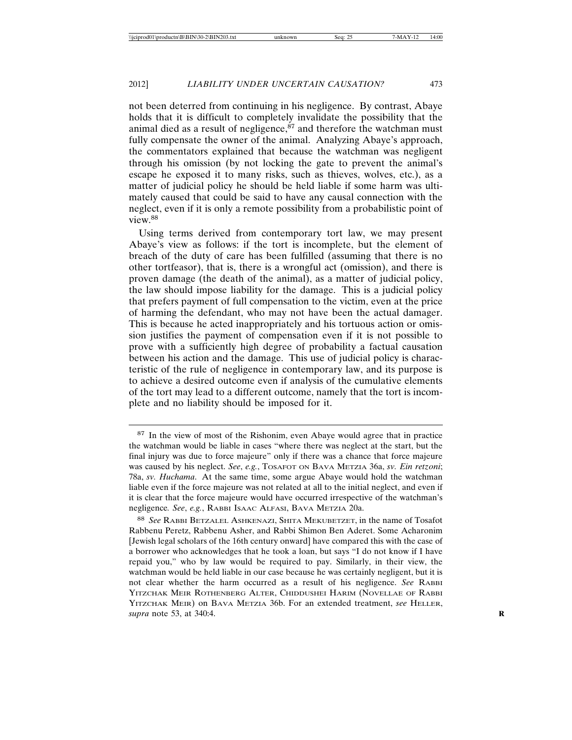not been deterred from continuing in his negligence. By contrast, Abaye holds that it is difficult to completely invalidate the possibility that the animal died as a result of negligence,[87] and therefore the watchman must fully compensate the owner of the animal. Analyzing Abaye's approach, the commentators explained that because the watchman was negligent through his omission (by not locking the gate to prevent the animal's escape he exposed it to many risks, such as thieves, wolves, etc.), as a matter of judicial policy he should be held liable if some harm was ultimately caused that could be said to have any causal connection with the neglect, even if it is only a remote possibility from a probabilistic point of view.[88]

Using terms derived from contemporary tort law, we may present Abaye's view as follows: if the tort is incomplete, but the element of breach of the duty of care has been fulfilled (assuming that there is no other tortfeasor), that is, there is a wrongful act (omission), and there is proven damage (the death of the animal), as a matter of judicial policy, the law should impose liability for the damage. This is a judicial policy that prefers payment of full compensation to the victim, even at the price of harming the defendant, who may not have been the actual damager. This is because he acted inappropriately and his tortuous action or omission justifies the payment of compensation even if it is not possible to prove with a sufficiently high degree of probability a factual causation between his action and the damage. This use of judicial policy is characteristic of the rule of negligence in contemporary law, and its purpose is to achieve a desired outcome even if analysis of the cumulative elements of the tort may lead to a different outcome, namely that the tort is incomplete and no liability should be imposed for it.

---

[87] In the view of most of the Rishonim, even Abaye would agree that in practice the watchman would be liable in cases "where there was neglect at the start, but the final injury was due to force majeure" only if there was a chance that force majeure was caused by his neglect. *See*, *e.g.*, TOSAFOT ON BAVA METZIA 36a, *sv. Ein retzoni*; 78a, *sv. Huchama*. At the same time, some argue Abaye would hold the watchman liable even if the force majeure was not related at all to the initial neglect, and even if it is clear that the force majeure would have occurred irrespective of the watchman's negligence. *See*, *e.g.*, RABBI ISAAC ALFASI, BAVA METZIA 20a.

[88] *See* RABBI BETZALEL ASHKENAZI, SHITA MEKUBETZET, in the name of Tosafot Rabbenu Peretz, Rabbenu Asher, and Rabbi Shimon Ben Aderet. Some Acharonim [Jewish legal scholars of the 16th century onward] have compared this with the case of a borrower who acknowledges that he took a loan, but says "I do not know if I have repaid you," who by law would be required to pay. Similarly, in their view, the watchman would be held liable in our case because he was certainly negligent, but it is not clear whether the harm occurred as a result of his negligence. *See* RABBI YITZCHAK MEIR ROTHENBERG ALTER, CHIDDUSHEI HARIM (NOVELLAE OF RABBI YITZCHAK MEIR) on BAVA METZIA 36b. For an extended treatment, *see* HELLER, *supra* note 53, at 340:4.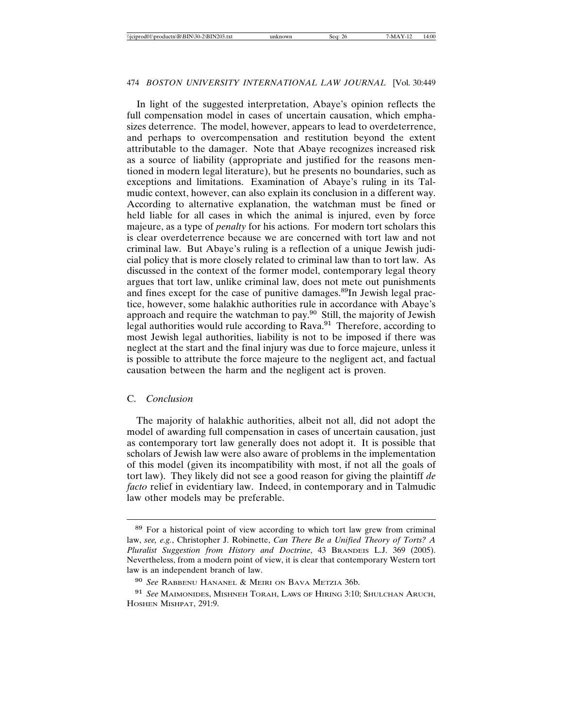In light of the suggested interpretation, Abaye's opinion reflects the full compensation model in cases of uncertain causation, which emphasizes deterrence. The model, however, appears to lead to overdeterrence, and perhaps to overcompensation and restitution beyond the extent attributable to the damager. Note that Abaye recognizes increased risk as a source of liability (appropriate and justified for the reasons mentioned in modern legal literature), but he presents no boundaries, such as exceptions and limitations. Examination of Abaye's ruling in its Talmudic context, however, can also explain its conclusion in a different way. According to alternative explanation, the watchman must be fined or held liable for all cases in which the animal is injured, even by force majeure, as a type of *penalty* for his actions. For modern tort scholars this is clear overdeterrence because we are concerned with tort law and not criminal law. But Abaye's ruling is a reflection of a unique Jewish judicial policy that is more closely related to criminal law than to tort law. As discussed in the context of the former model, contemporary legal theory argues that tort law, unlike criminal law, does not mete out punishments and fines except for the case of punitive damages.[89] In Jewish legal practice, however, some halakhic authorities rule in accordance with Abaye's approach and require the watchman to pay.[90] Still, the majority of Jewish legal authorities would rule according to Rava.[91] Therefore, according to most Jewish legal authorities, liability is not to be imposed if there was neglect at the start and the final injury was due to force majeure, unless it is possible to attribute the force majeure to the negligent act, and factual causation between the harm and the negligent act is proven.

### C. *Conclusion*

The majority of halakhic authorities, albeit not all, did not adopt the model of awarding full compensation in cases of uncertain causation, just as contemporary tort law generally does not adopt it. It is possible that scholars of Jewish law were also aware of problems in the implementation of this model (given its incompatibility with most, if not all the goals of tort law). They likely did not see a good reason for giving the plaintiff *de facto* relief in evidentiary law. Indeed, in contemporary and in Talmudic law other models may be preferable.

---

[89] For a historical point of view according to which tort law grew from criminal law, *see, e.g.*, Christopher J. Robinette, *Can There Be a Unified Theory of Torts? A Pluralist Suggestion from History and Doctrine*, 43 BRANDEIS L.J. 369 (2005). Nevertheless, from a modern point of view, it is clear that contemporary Western tort law is an independent branch of law.

[90] *See* RABBENU HANANEL & MEIRI ON BAVA METZIA 36b.

[91] *See* MAIMONIDES, MISHNEH TORAH, LAWS OF HIRING 3:10; SHULCHAN ARUCH, HOSHEN MISHPAT, 291:9.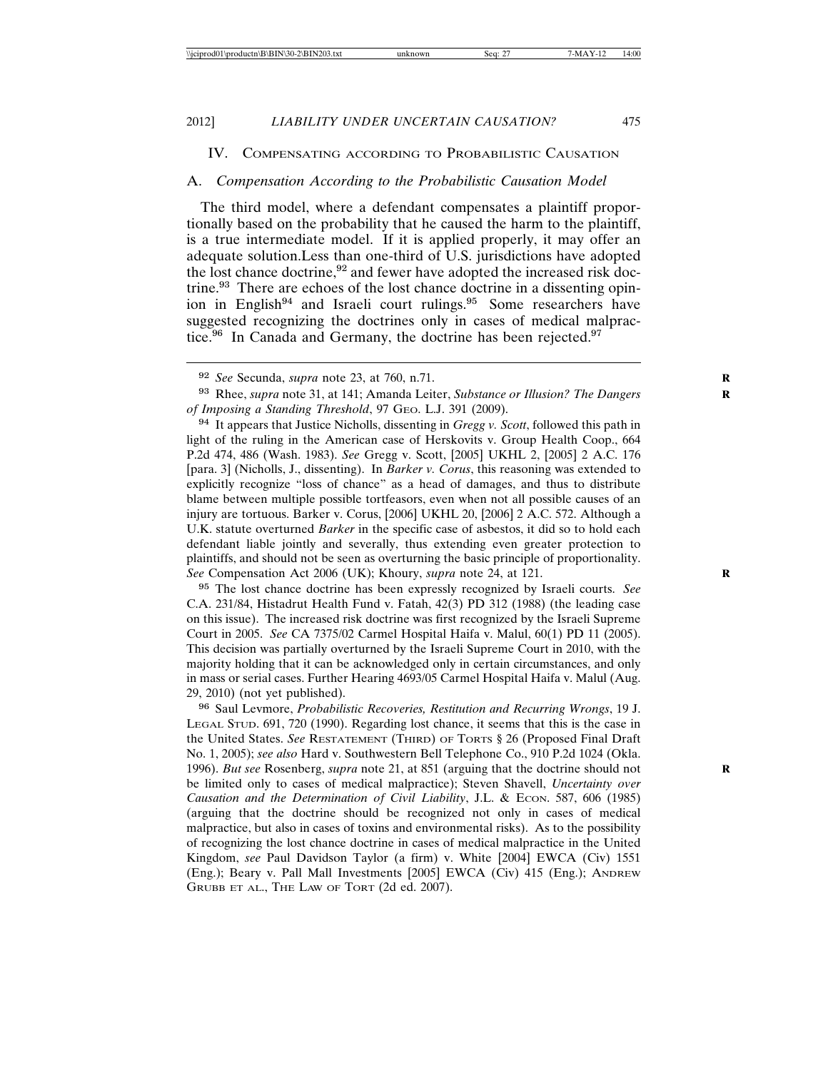## IV. Compensating according to Probabilistic Causation

### A. *Compensation According to the Probabilistic Causation Model*

The third model, where a defendant compensates a plaintiff proportionally based on the probability that he caused the harm to the plaintiff, is a true intermediate model. If it is applied properly, it may offer an adequate solution.Less than one-third of U.S. jurisdictions have adopted the lost chance doctrine,[92] and fewer have adopted the increased risk doctrine.[93] There are echoes of the lost chance doctrine in a dissenting opinion in English[94] and Israeli court rulings.[95] Some researchers have suggested recognizing the doctrines only in cases of medical malpractice.[96] In Canada and Germany, the doctrine has been rejected.[97]

---

[92] *See* Secunda, *supra* note 23, at 760, n.71.

[93] Rhee, *supra* note 31, at 141; Amanda Leiter, *Substance or Illusion? The Dangers of Imposing a Standing Threshold*, 97 Geo. L.J. 391 (2009).

[94] It appears that Justice Nicholls, dissenting in *Gregg v. Scott*, followed this path in light of the ruling in the American case of Herskovits v. Group Health Coop., 664 P.2d 474, 486 (Wash. 1983). *See* Gregg v. Scott, [2005] UKHL 2, [2005] 2 A.C. 176 [para. 3] (Nicholls, J., dissenting). In *Barker v. Corus*, this reasoning was extended to explicitly recognize "loss of chance" as a head of damages, and thus to distribute blame between multiple possible tortfeasors, even when not all possible causes of an injury are tortuous. Barker v. Corus, [2006] UKHL 20, [2006] 2 A.C. 572. Although a U.K. statute overturned *Barker* in the specific case of asbestos, it did so to hold each defendant liable jointly and severally, thus extending even greater protection to plaintiffs, and should not be seen as overturning the basic principle of proportionality. *See* Compensation Act 2006 (UK); Khoury, *supra* note 24, at 121.

[95] The lost chance doctrine has been expressly recognized by Israeli courts. *See* C.A. 231/84, Histadrut Health Fund v. Fatah, 42(3) PD 312 (1988) (the leading case on this issue). The increased risk doctrine was first recognized by the Israeli Supreme Court in 2005. *See* CA 7375/02 Carmel Hospital Haifa v. Malul, 60(1) PD 11 (2005). This decision was partially overturned by the Israeli Supreme Court in 2010, with the majority holding that it can be acknowledged only in certain circumstances, and only in mass or serial cases. Further Hearing 4693/05 Carmel Hospital Haifa v. Malul (Aug. 29, 2010) (not yet published).

[96] Saul Levmore, *Probabilistic Recoveries, Restitution and Recurring Wrongs*, 19 J. Legal Stud. 691, 720 (1990). Regarding lost chance, it seems that this is the case in the United States. *See* Restatement (Third) of Torts § 26 (Proposed Final Draft No. 1, 2005); *see also* Hard v. Southwestern Bell Telephone Co., 910 P.2d 1024 (Okla. 1996). *But see* Rosenberg, *supra* note 21, at 851 (arguing that the doctrine should not be limited only to cases of medical malpractice); Steven Shavell, *Uncertainty over Causation and the Determination of Civil Liability*, J.L. & Econ. 587, 606 (1985) (arguing that the doctrine should be recognized not only in cases of medical malpractice, but also in cases of toxins and environmental risks). As to the possibility of recognizing the lost chance doctrine in cases of medical malpractice in the United Kingdom, *see* Paul Davidson Taylor (a firm) v. White [2004] EWCA (Civ) 1551 (Eng.); Beary v. Pall Mall Investments [2005] EWCA (Civ) 415 (Eng.); Andrew Grubb et al., The Law of Tort (2d ed. 2007).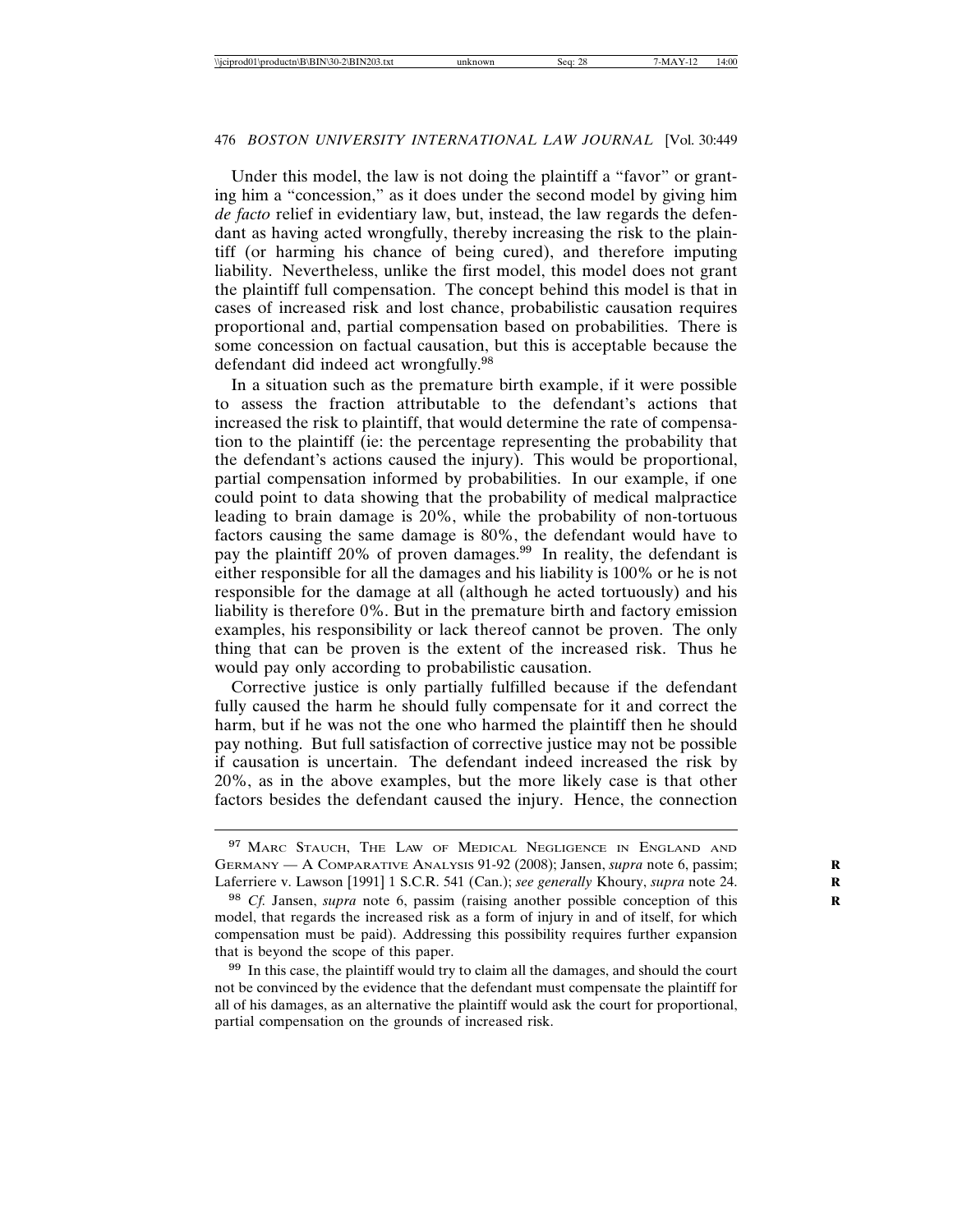Under this model, the law is not doing the plaintiff a "favor" or granting him a "concession," as it does under the second model by giving him *de facto* relief in evidentiary law, but, instead, the law regards the defendant as having acted wrongfully, thereby increasing the risk to the plaintiff (or harming his chance of being cured), and therefore imputing liability. Nevertheless, unlike the first model, this model does not grant the plaintiff full compensation. The concept behind this model is that in cases of increased risk and lost chance, probabilistic causation requires proportional and, partial compensation based on probabilities. There is some concession on factual causation, but this is acceptable because the defendant did indeed act wrongfully.[98]

In a situation such as the premature birth example, if it were possible to assess the fraction attributable to the defendant's actions that increased the risk to plaintiff, that would determine the rate of compensation to the plaintiff (ie: the percentage representing the probability that the defendant's actions caused the injury). This would be proportional, partial compensation informed by probabilities. In our example, if one could point to data showing that the probability of medical malpractice leading to brain damage is 20%, while the probability of non-tortuous factors causing the same damage is 80%, the defendant would have to pay the plaintiff 20% of proven damages.[99] In reality, the defendant is either responsible for all the damages and his liability is 100% or he is not responsible for the damage at all (although he acted tortuously) and his liability is therefore 0%. But in the premature birth and factory emission examples, his responsibility or lack thereof cannot be proven. The only thing that can be proven is the extent of the increased risk. Thus he would pay only according to probabilistic causation.

Corrective justice is only partially fulfilled because if the defendant fully caused the harm he should fully compensate for it and correct the harm, but if he was not the one who harmed the plaintiff then he should pay nothing. But full satisfaction of corrective justice may not be possible if causation is uncertain. The defendant indeed increased the risk by 20%, as in the above examples, but the more likely case is that other factors besides the defendant caused the injury. Hence, the connection

---

[97] MARC STAUCH, THE LAW OF MEDICAL NEGLIGENCE IN ENGLAND AND GERMANY — A COMPARATIVE ANALYSIS 91-92 (2008); Jansen, *supra* note 6, passim; Laferriere v. Lawson [1991] 1 S.C.R. 541 (Can.); *see generally* Khoury, *supra* note 24.

[98] *Cf.* Jansen, *supra* note 6, passim (raising another possible conception of this model, that regards the increased risk as a form of injury in and of itself, for which compensation must be paid). Addressing this possibility requires further expansion that is beyond the scope of this paper.

[99] In this case, the plaintiff would try to claim all the damages, and should the court not be convinced by the evidence that the defendant must compensate the plaintiff for all of his damages, as an alternative the plaintiff would ask the court for proportional, partial compensation on the grounds of increased risk.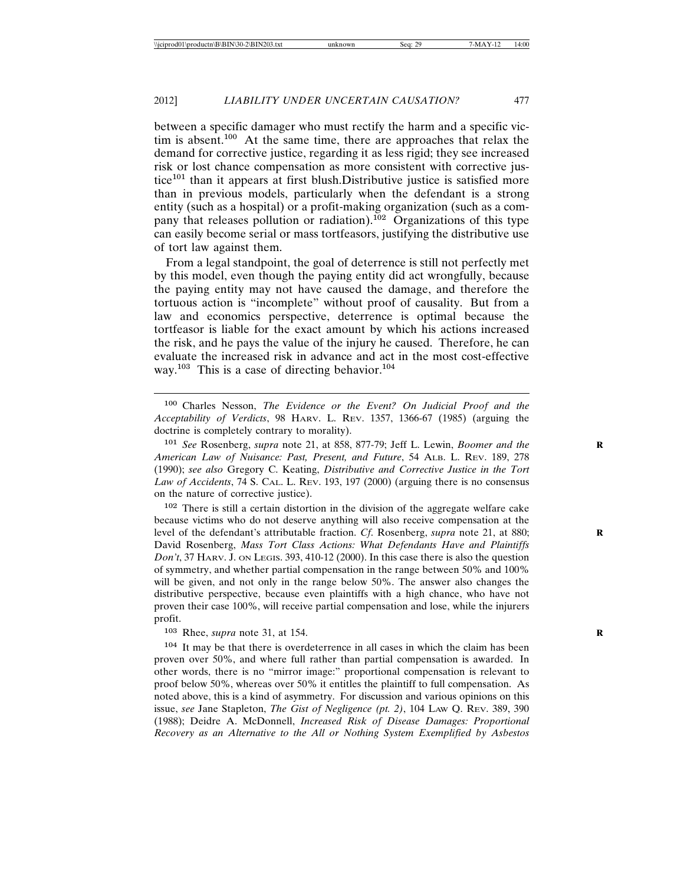between a specific damager who must rectify the harm and a specific victim is absent.[100] At the same time, there are approaches that relax the demand for corrective justice, regarding it as less rigid; they see increased risk or lost chance compensation as more consistent with corrective justice[101] than it appears at first blush.Distributive justice is satisfied more than in previous models, particularly when the defendant is a strong entity (such as a hospital) or a profit-making organization (such as a company that releases pollution or radiation).[102] Organizations of this type can easily become serial or mass tortfeasors, justifying the distributive use of tort law against them.

From a legal standpoint, the goal of deterrence is still not perfectly met by this model, even though the paying entity did act wrongfully, because the paying entity may not have caused the damage, and therefore the tortuous action is "incomplete" without proof of causality. But from a law and economics perspective, deterrence is optimal because the tortfeasor is liable for the exact amount by which his actions increased the risk, and he pays the value of the injury he caused. Therefore, he can evaluate the increased risk in advance and act in the most cost-effective way.[103] This is a case of directing behavior.[104]

---

[100] Charles Nesson, *The Evidence or the Event? On Judicial Proof and the Acceptability of Verdicts*, 98 HARV. L. REV. 1357, 1366-67 (1985) (arguing the doctrine is completely contrary to morality).

[101] *See* Rosenberg, *supra* note 21, at 858, 877-79; Jeff L. Lewin, *Boomer and the American Law of Nuisance: Past, Present, and Future*, 54 ALB. L. REV. 189, 278 (1990); *see also* Gregory C. Keating, *Distributive and Corrective Justice in the Tort Law of Accidents*, 74 S. CAL. L. REV. 193, 197 (2000) (arguing there is no consensus on the nature of corrective justice).

[102] There is still a certain distortion in the division of the aggregate welfare cake because victims who do not deserve anything will also receive compensation at the level of the defendant's attributable fraction. *Cf*. Rosenberg, *supra* note 21, at 880; David Rosenberg, *Mass Tort Class Actions: What Defendants Have and Plaintiffs Don't*, 37 HARV. J. ON LEGIS. 393, 410-12 (2000). In this case there is also the question of symmetry, and whether partial compensation in the range between 50% and 100% will be given, and not only in the range below 50%. The answer also changes the distributive perspective, because even plaintiffs with a high chance, who have not proven their case 100%, will receive partial compensation and lose, while the injurers profit.

[103] Rhee, *supra* note 31, at 154.

[104] It may be that there is overdeterrence in all cases in which the claim has been proven over 50%, and where full rather than partial compensation is awarded. In other words, there is no "mirror image:" proportional compensation is relevant to proof below 50%, whereas over 50% it entitles the plaintiff to full compensation. As noted above, this is a kind of asymmetry. For discussion and various opinions on this issue, *see* Jane Stapleton, *The Gist of Negligence (pt. 2)*, 104 LAW Q. REV. 389, 390 (1988); Deidre A. McDonnell, *Increased Risk of Disease Damages: Proportional Recovery as an Alternative to the All or Nothing System Exemplified by Asbestos*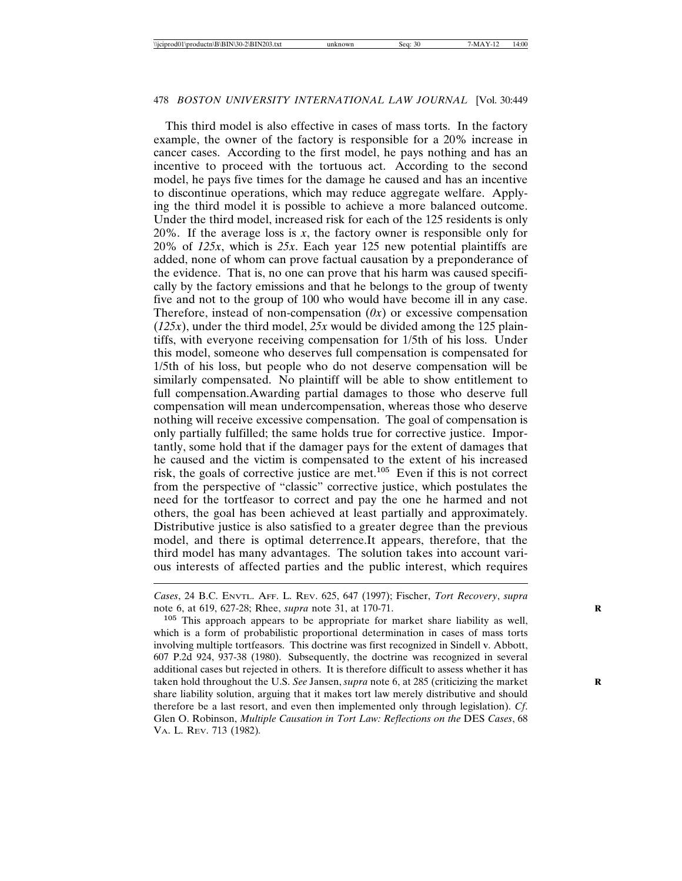This third model is also effective in cases of mass torts. In the factory example, the owner of the factory is responsible for a 20% increase in cancer cases. According to the first model, he pays nothing and has an incentive to proceed with the tortuous act. According to the second model, he pays five times for the damage he caused and has an incentive to discontinue operations, which may reduce aggregate welfare. Applying the third model it is possible to achieve a more balanced outcome. Under the third model, increased risk for each of the 125 residents is only 20%. If the average loss is *x*, the factory owner is responsible only for 20% of *125x*, which is *25x*. Each year 125 new potential plaintiffs are added, none of whom can prove factual causation by a preponderance of the evidence. That is, no one can prove that his harm was caused specifically by the factory emissions and that he belongs to the group of twenty five and not to the group of 100 who would have become ill in any case. Therefore, instead of non-compensation (*0x*) or excessive compensation (*125x*), under the third model, *25x* would be divided among the 125 plaintiffs, with everyone receiving compensation for 1/5th of his loss. Under this model, someone who deserves full compensation is compensated for 1/5th of his loss, but people who do not deserve compensation will be similarly compensated. No plaintiff will be able to show entitlement to full compensation.Awarding partial damages to those who deserve full compensation will mean undercompensation, whereas those who deserve nothing will receive excessive compensation. The goal of compensation is only partially fulfilled; the same holds true for corrective justice. Importantly, some hold that if the damager pays for the extent of damages that he caused and the victim is compensated to the extent of his increased risk, the goals of corrective justice are met.[105] Even if this is not correct from the perspective of "classic" corrective justice, which postulates the need for the tortfeasor to correct and pay the one he harmed and not others, the goal has been achieved at least partially and approximately. Distributive justice is also satisfied to a greater degree than the previous model, and there is optimal deterrence.It appears, therefore, that the third model has many advantages. The solution takes into account various interests of affected parties and the public interest, which requires

---

*Cases*, 24 B.C. ENVTL. AFF. L. REV. 625, 647 (1997); Fischer, *Tort Recovery*, *supra* note 6, at 619, 627-28; Rhee, *supra* note 31, at 170-71.

[105] This approach appears to be appropriate for market share liability as well, which is a form of probabilistic proportional determination in cases of mass torts involving multiple tortfeasors. This doctrine was first recognized in Sindell v. Abbott, 607 P.2d 924, 937-38 (1980). Subsequently, the doctrine was recognized in several additional cases but rejected in others. It is therefore difficult to assess whether it has taken hold throughout the U.S. *See* Jansen, *supra* note 6, at 285 (criticizing the market share liability solution, arguing that it makes tort law merely distributive and should therefore be a last resort, and even then implemented only through legislation). *Cf*. Glen O. Robinson, *Multiple Causation in Tort Law: Reflections on the* DES *Cases*, 68 VA. L. REV. 713 (1982).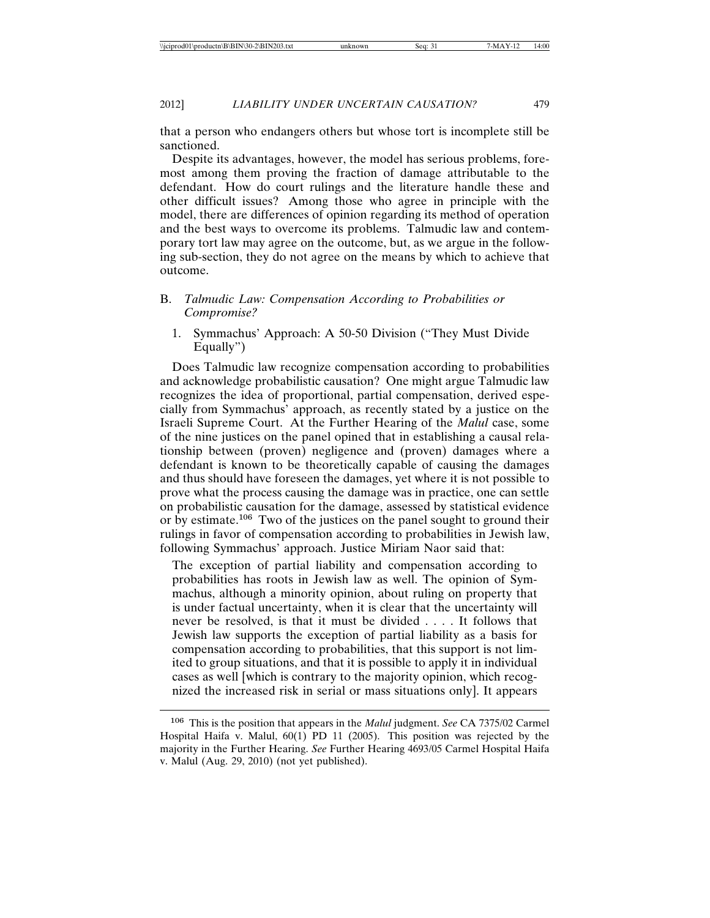that a person who endangers others but whose tort is incomplete still be sanctioned.

Despite its advantages, however, the model has serious problems, foremost among them proving the fraction of damage attributable to the defendant. How do court rulings and the literature handle these and other difficult issues? Among those who agree in principle with the model, there are differences of opinion regarding its method of operation and the best ways to overcome its problems. Talmudic law and contemporary tort law may agree on the outcome, but, as we argue in the following sub-section, they do not agree on the means by which to achieve that outcome.

### B. *Talmudic Law: Compensation According to Probabilities or Compromise?*

#### 1. Symmachus' Approach: A 50-50 Division ("They Must Divide Equally")

Does Talmudic law recognize compensation according to probabilities and acknowledge probabilistic causation? One might argue Talmudic law recognizes the idea of proportional, partial compensation, derived especially from Symmachus' approach, as recently stated by a justice on the Israeli Supreme Court. At the Further Hearing of the *Malul* case, some of the nine justices on the panel opined that in establishing a causal relationship between (proven) negligence and (proven) damages where a defendant is known to be theoretically capable of causing the damages and thus should have foreseen the damages, yet where it is not possible to prove what the process causing the damage was in practice, one can settle on probabilistic causation for the damage, assessed by statistical evidence or by estimate.[106] Two of the justices on the panel sought to ground their rulings in favor of compensation according to probabilities in Jewish law, following Symmachus' approach. Justice Miriam Naor said that:

> The exception of partial liability and compensation according to probabilities has roots in Jewish law as well. The opinion of Symmachus, although a minority opinion, about ruling on property that is under factual uncertainty, when it is clear that the uncertainty will never be resolved, is that it must be divided . . . . It follows that Jewish law supports the exception of partial liability as a basis for compensation according to probabilities, that this support is not limited to group situations, and that it is possible to apply it in individual cases as well [which is contrary to the majority opinion, which recognized the increased risk in serial or mass situations only]. It appears

---

[106] This is the position that appears in the *Malul* judgment. *See* CA 7375/02 Carmel Hospital Haifa v. Malul, 60(1) PD 11 (2005). This position was rejected by the majority in the Further Hearing. *See* Further Hearing 4693/05 Carmel Hospital Haifa v. Malul (Aug. 29, 2010) (not yet published).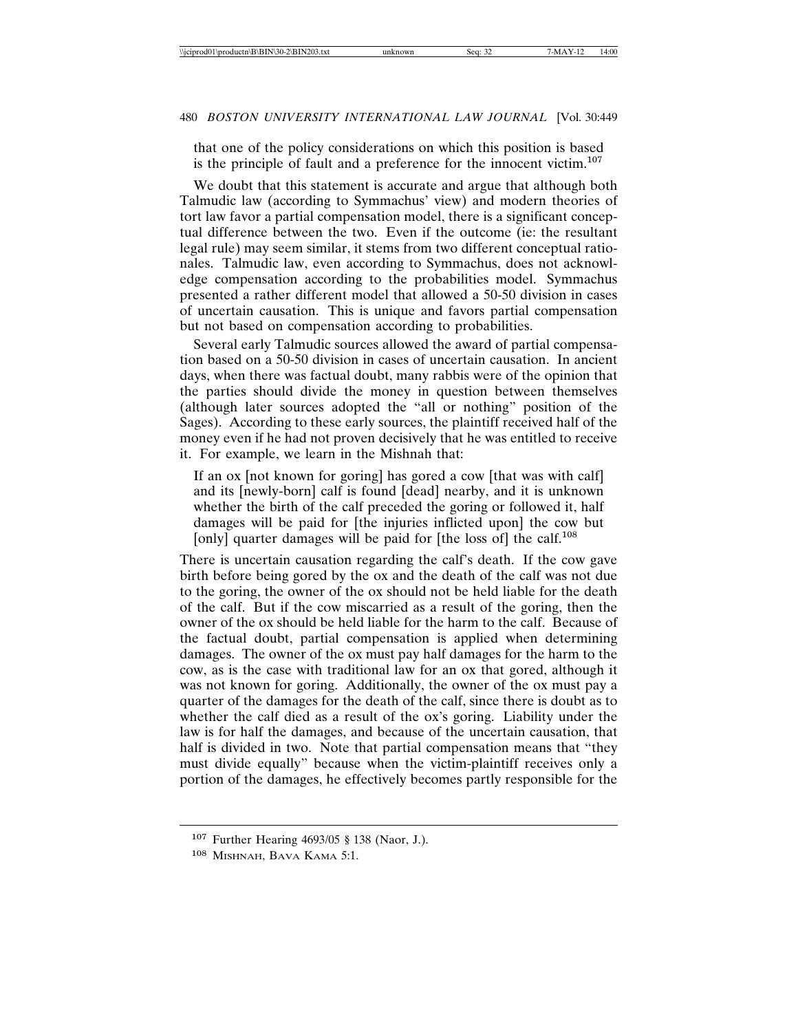that one of the policy considerations on which this position is based is the principle of fault and a preference for the innocent victim.[107]

We doubt that this statement is accurate and argue that although both Talmudic law (according to Symmachus' view) and modern theories of tort law favor a partial compensation model, there is a significant conceptual difference between the two. Even if the outcome (ie: the resultant legal rule) may seem similar, it stems from two different conceptual rationales. Talmudic law, even according to Symmachus, does not acknowledge compensation according to the probabilities model. Symmachus presented a rather different model that allowed a 50-50 division in cases of uncertain causation. This is unique and favors partial compensation but not based on compensation according to probabilities.

Several early Talmudic sources allowed the award of partial compensation based on a 50-50 division in cases of uncertain causation. In ancient days, when there was factual doubt, many rabbis were of the opinion that the parties should divide the money in question between themselves (although later sources adopted the "all or nothing" position of the Sages). According to these early sources, the plaintiff received half of the money even if he had not proven decisively that he was entitled to receive it. For example, we learn in the Mishnah that:

> If an ox [not known for goring] has gored a cow [that was with calf] and its [newly-born] calf is found [dead] nearby, and it is unknown whether the birth of the calf preceded the goring or followed it, half damages will be paid for [the injuries inflicted upon] the cow but [only] quarter damages will be paid for [the loss of] the calf.[108]

There is uncertain causation regarding the calf's death. If the cow gave birth before being gored by the ox and the death of the calf was not due to the goring, the owner of the ox should not be held liable for the death of the calf. But if the cow miscarried as a result of the goring, then the owner of the ox should be held liable for the harm to the calf. Because of the factual doubt, partial compensation is applied when determining damages. The owner of the ox must pay half damages for the harm to the cow, as is the case with traditional law for an ox that gored, although it was not known for goring. Additionally, the owner of the ox must pay a quarter of the damages for the death of the calf, since there is doubt as to whether the calf died as a result of the ox's goring. Liability under the law is for half the damages, and because of the uncertain causation, that half is divided in two. Note that partial compensation means that "they must divide equally" because when the victim-plaintiff receives only a portion of the damages, he effectively becomes partly responsible for the

---

[107] Further Hearing 4693/05 § 138 (Naor, J.).

[108] MISHNAH, BAVA KAMA 5:1.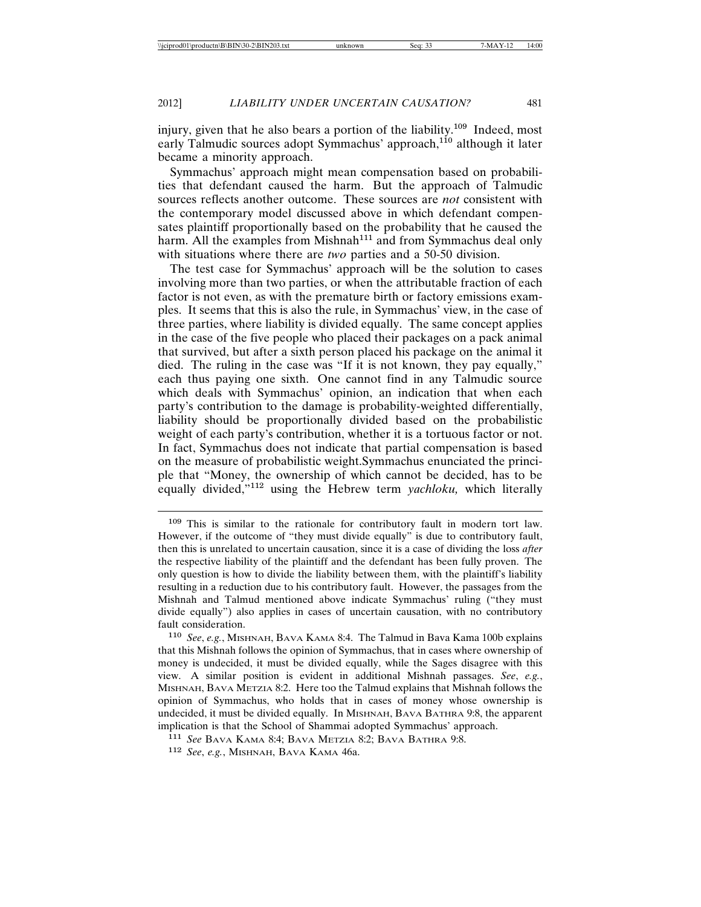injury, given that he also bears a portion of the liability.[109] Indeed, most early Talmudic sources adopt Symmachus' approach,[110] although it later became a minority approach.

Symmachus' approach might mean compensation based on probabilities that defendant caused the harm. But the approach of Talmudic sources reflects another outcome. These sources are *not* consistent with the contemporary model discussed above in which defendant compensates plaintiff proportionally based on the probability that he caused the harm. All the examples from Mishnah[111] and from Symmachus deal only with situations where there are *two* parties and a 50-50 division.

The test case for Symmachus' approach will be the solution to cases involving more than two parties, or when the attributable fraction of each factor is not even, as with the premature birth or factory emissions examples. It seems that this is also the rule, in Symmachus' view, in the case of three parties, where liability is divided equally. The same concept applies in the case of the five people who placed their packages on a pack animal that survived, but after a sixth person placed his package on the animal it died. The ruling in the case was "If it is not known, they pay equally," each thus paying one sixth. One cannot find in any Talmudic source which deals with Symmachus' opinion, an indication that when each party's contribution to the damage is probability-weighted differentially, liability should be proportionally divided based on the probabilistic weight of each party's contribution, whether it is a tortuous factor or not. In fact, Symmachus does not indicate that partial compensation is based on the measure of probabilistic weight.Symmachus enunciated the principle that "Money, the ownership of which cannot be decided, has to be equally divided,"[112] using the Hebrew term *yachloku,* which literally

---

[109] This is similar to the rationale for contributory fault in modern tort law. However, if the outcome of "they must divide equally" is due to contributory fault, then this is unrelated to uncertain causation, since it is a case of dividing the loss *after* the respective liability of the plaintiff and the defendant has been fully proven. The only question is how to divide the liability between them, with the plaintiff's liability resulting in a reduction due to his contributory fault. However, the passages from the Mishnah and Talmud mentioned above indicate Symmachus' ruling ("they must divide equally") also applies in cases of uncertain causation, with no contributory fault consideration.

[110] *See*, *e.g.*, MISHNAH, BAVA KAMA 8:4. The Talmud in Bava Kama 100b explains that this Mishnah follows the opinion of Symmachus, that in cases where ownership of money is undecided, it must be divided equally, while the Sages disagree with this view. A similar position is evident in additional Mishnah passages. *See*, *e.g.*, MISHNAH, BAVA METZIA 8:2. Here too the Talmud explains that Mishnah follows the opinion of Symmachus, who holds that in cases of money whose ownership is undecided, it must be divided equally. In MISHNAH, BAVA BATHRA 9:8, the apparent implication is that the School of Shammai adopted Symmachus' approach.

[111] *See* BAVA KAMA 8:4; BAVA METZIA 8:2; BAVA BATHRA 9:8.

[112] *See*, *e.g.*, MISHNAH, BAVA KAMA 46a.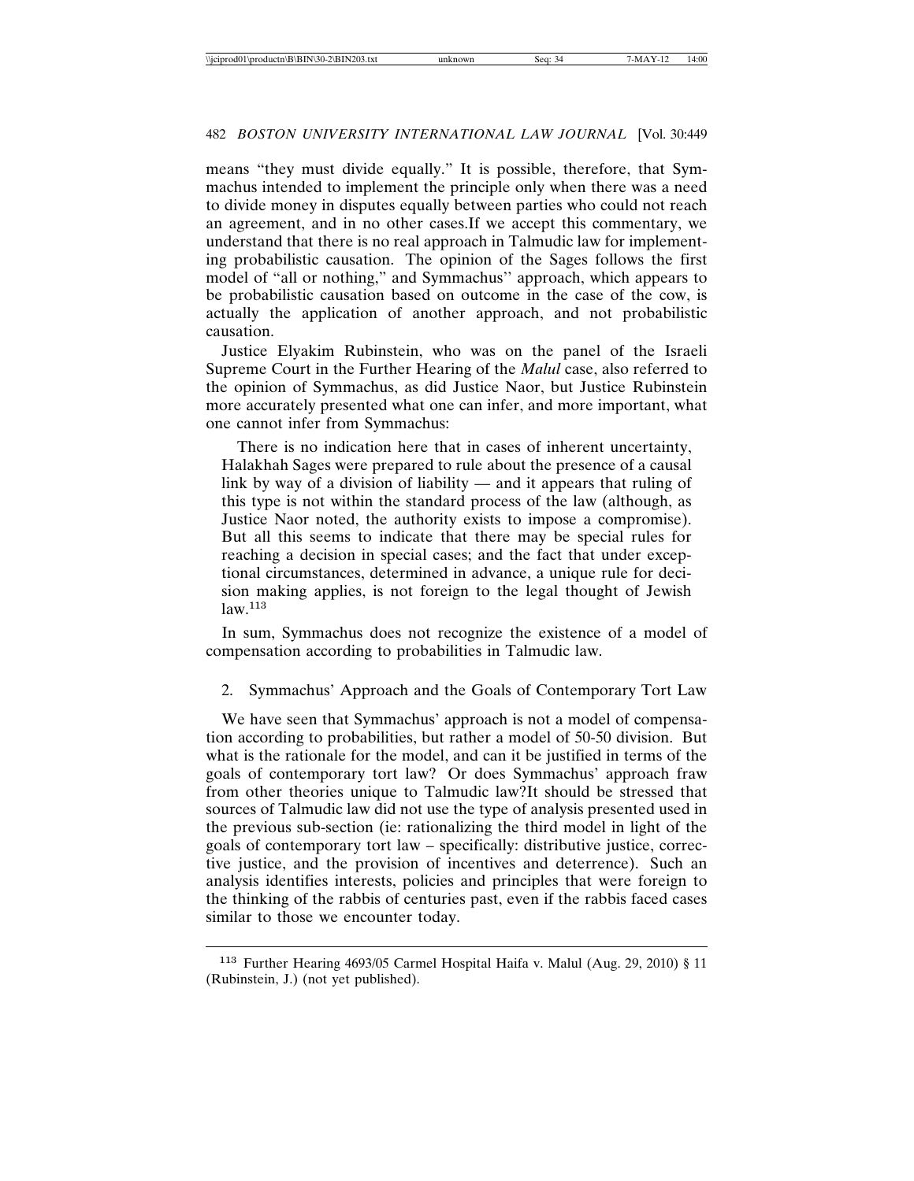means "they must divide equally." It is possible, therefore, that Symmachus intended to implement the principle only when there was a need to divide money in disputes equally between parties who could not reach an agreement, and in no other cases.If we accept this commentary, we understand that there is no real approach in Talmudic law for implementing probabilistic causation. The opinion of the Sages follows the first model of "all or nothing," and Symmachus'' approach, which appears to be probabilistic causation based on outcome in the case of the cow, is actually the application of another approach, and not probabilistic causation.

Justice Elyakim Rubinstein, who was on the panel of the Israeli Supreme Court in the Further Hearing of the *Malul* case, also referred to the opinion of Symmachus, as did Justice Naor, but Justice Rubinstein more accurately presented what one can infer, and more important, what one cannot infer from Symmachus:

> There is no indication here that in cases of inherent uncertainty, Halakhah Sages were prepared to rule about the presence of a causal link by way of a division of liability — and it appears that ruling of this type is not within the standard process of the law (although, as Justice Naor noted, the authority exists to impose a compromise). But all this seems to indicate that there may be special rules for reaching a decision in special cases; and the fact that under exceptional circumstances, determined in advance, a unique rule for decision making applies, is not foreign to the legal thought of Jewish law.[113]

In sum, Symmachus does not recognize the existence of a model of compensation according to probabilities in Talmudic law.

2. Symmachus' Approach and the Goals of Contemporary Tort Law

We have seen that Symmachus' approach is not a model of compensation according to probabilities, but rather a model of 50-50 division. But what is the rationale for the model, and can it be justified in terms of the goals of contemporary tort law? Or does Symmachus' approach fraw from other theories unique to Talmudic law?It should be stressed that sources of Talmudic law did not use the type of analysis presented used in the previous sub-section (ie: rationalizing the third model in light of the goals of contemporary tort law – specifically: distributive justice, corrective justice, and the provision of incentives and deterrence). Such an analysis identifies interests, policies and principles that were foreign to the thinking of the rabbis of centuries past, even if the rabbis faced cases similar to those we encounter today.

---

[113] Further Hearing 4693/05 Carmel Hospital Haifa v. Malul (Aug. 29, 2010) § 11 (Rubinstein, J.) (not yet published).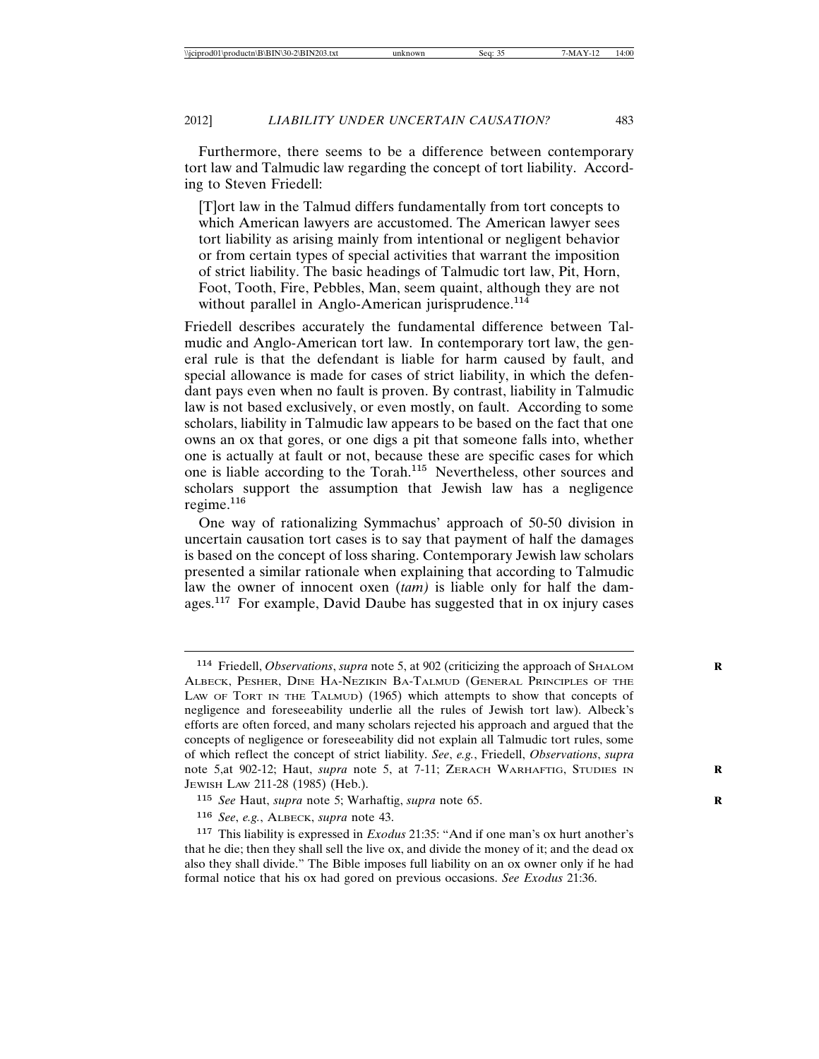Furthermore, there seems to be a difference between contemporary tort law and Talmudic law regarding the concept of tort liability. According to Steven Friedell:

> [T]ort law in the Talmud differs fundamentally from tort concepts to which American lawyers are accustomed. The American lawyer sees tort liability as arising mainly from intentional or negligent behavior or from certain types of special activities that warrant the imposition of strict liability. The basic headings of Talmudic tort law, Pit, Horn, Foot, Tooth, Fire, Pebbles, Man, seem quaint, although they are not without parallel in Anglo-American jurisprudence.[114]

Friedell describes accurately the fundamental difference between Talmudic and Anglo-American tort law. In contemporary tort law, the general rule is that the defendant is liable for harm caused by fault, and special allowance is made for cases of strict liability, in which the defendant pays even when no fault is proven. By contrast, liability in Talmudic law is not based exclusively, or even mostly, on fault. According to some scholars, liability in Talmudic law appears to be based on the fact that one owns an ox that gores, or one digs a pit that someone falls into, whether one is actually at fault or not, because these are specific cases for which one is liable according to the Torah.[115] Nevertheless, other sources and scholars support the assumption that Jewish law has a negligence regime.[116]

One way of rationalizing Symmachus' approach of 50-50 division in uncertain causation tort cases is to say that payment of half the damages is based on the concept of loss sharing. Contemporary Jewish law scholars presented a similar rationale when explaining that according to Talmudic law the owner of innocent oxen (*tam)* is liable only for half the damages.[117] For example, David Daube has suggested that in ox injury cases

---

[114] Friedell, *Observations*, *supra* note 5, at 902 (criticizing the approach of SHALOM ALBECK, PESHER, DINE HA-NEZIKIN BA-TALMUD (GENERAL PRINCIPLES OF THE LAW OF TORT IN THE TALMUD) (1965) which attempts to show that concepts of negligence and foreseeability underlie all the rules of Jewish tort law). Albeck's efforts are often forced, and many scholars rejected his approach and argued that the concepts of negligence or foreseeability did not explain all Talmudic tort rules, some of which reflect the concept of strict liability. *See*, *e.g.*, Friedell, *Observations*, *supra* note 5,at 902-12; Haut, *supra* note 5, at 7-11; ZERACH WARHAFTIG, STUDIES IN JEWISH LAW 211-28 (1985) (Heb.).

[115] *See* Haut, *supra* note 5; Warhaftig, *supra* note 65.

[116] *See*, *e.g.*, ALBECK, *supra* note 43.

[117] This liability is expressed in *Exodus* 21:35: "And if one man's ox hurt another's that he die; then they shall sell the live ox, and divide the money of it; and the dead ox also they shall divide." The Bible imposes full liability on an ox owner only if he had formal notice that his ox had gored on previous occasions. *See Exodus* 21:36.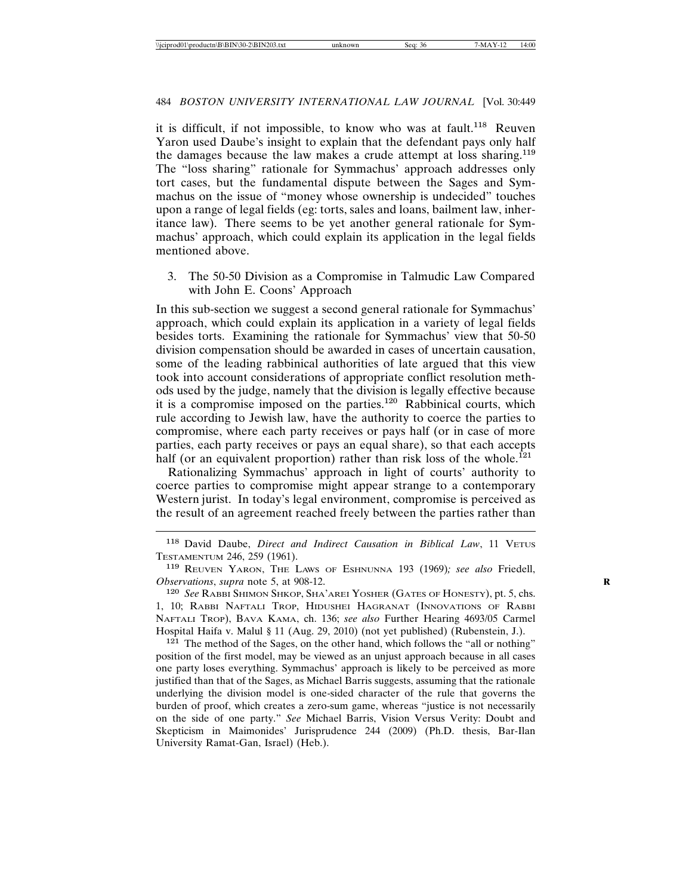it is difficult, if not impossible, to know who was at fault.[118] Reuven Yaron used Daube's insight to explain that the defendant pays only half the damages because the law makes a crude attempt at loss sharing.[119] The "loss sharing" rationale for Symmachus' approach addresses only tort cases, but the fundamental dispute between the Sages and Symmachus on the issue of "money whose ownership is undecided" touches upon a range of legal fields (eg: torts, sales and loans, bailment law, inheritance law). There seems to be yet another general rationale for Symmachus' approach, which could explain its application in the legal fields mentioned above.

### 3. The 50-50 Division as a Compromise in Talmudic Law Compared with John E. Coons' Approach

In this sub-section we suggest a second general rationale for Symmachus' approach, which could explain its application in a variety of legal fields besides torts. Examining the rationale for Symmachus' view that 50-50 division compensation should be awarded in cases of uncertain causation, some of the leading rabbinical authorities of late argued that this view took into account considerations of appropriate conflict resolution methods used by the judge, namely that the division is legally effective because it is a compromise imposed on the parties.[120] Rabbinical courts, which rule according to Jewish law, have the authority to coerce the parties to compromise, where each party receives or pays half (or in case of more parties, each party receives or pays an equal share), so that each accepts half (or an equivalent proportion) rather than risk loss of the whole.[121]

Rationalizing Symmachus' approach in light of courts' authority to coerce parties to compromise might appear strange to a contemporary Western jurist. In today's legal environment, compromise is perceived as the result of an agreement reached freely between the parties rather than

---

[118] David Daube, *Direct and Indirect Causation in Biblical Law*, 11 VETUS TESTAMENTUM 246, 259 (1961).

[119] REUVEN YARON, THE LAWS OF ESHNUNNA 193 (1969)*; see also* Friedell, *Observations*, *supra* note 5, at 908-12.

[120] *See* RABBI SHIMON SHKOP, SHA'AREI YOSHER (GATES OF HONESTY), pt. 5, chs. 1, 10; RABBI NAFTALI TROP, HIDUSHEI HAGRANAT (INNOVATIONS OF RABBI NAFTALI TROP), BAVA KAMA, ch. 136; *see also* Further Hearing 4693/05 Carmel Hospital Haifa v. Malul § 11 (Aug. 29, 2010) (not yet published) (Rubenstein, J.).

[121] The method of the Sages, on the other hand, which follows the "all or nothing" position of the first model, may be viewed as an unjust approach because in all cases one party loses everything. Symmachus' approach is likely to be perceived as more justified than that of the Sages, as Michael Barris suggests, assuming that the rationale underlying the division model is one-sided character of the rule that governs the burden of proof, which creates a zero-sum game, whereas "justice is not necessarily on the side of one party." *See* Michael Barris, Vision Versus Verity: Doubt and Skepticism in Maimonides' Jurisprudence 244 (2009) (Ph.D. thesis, Bar-Ilan University Ramat-Gan, Israel) (Heb.).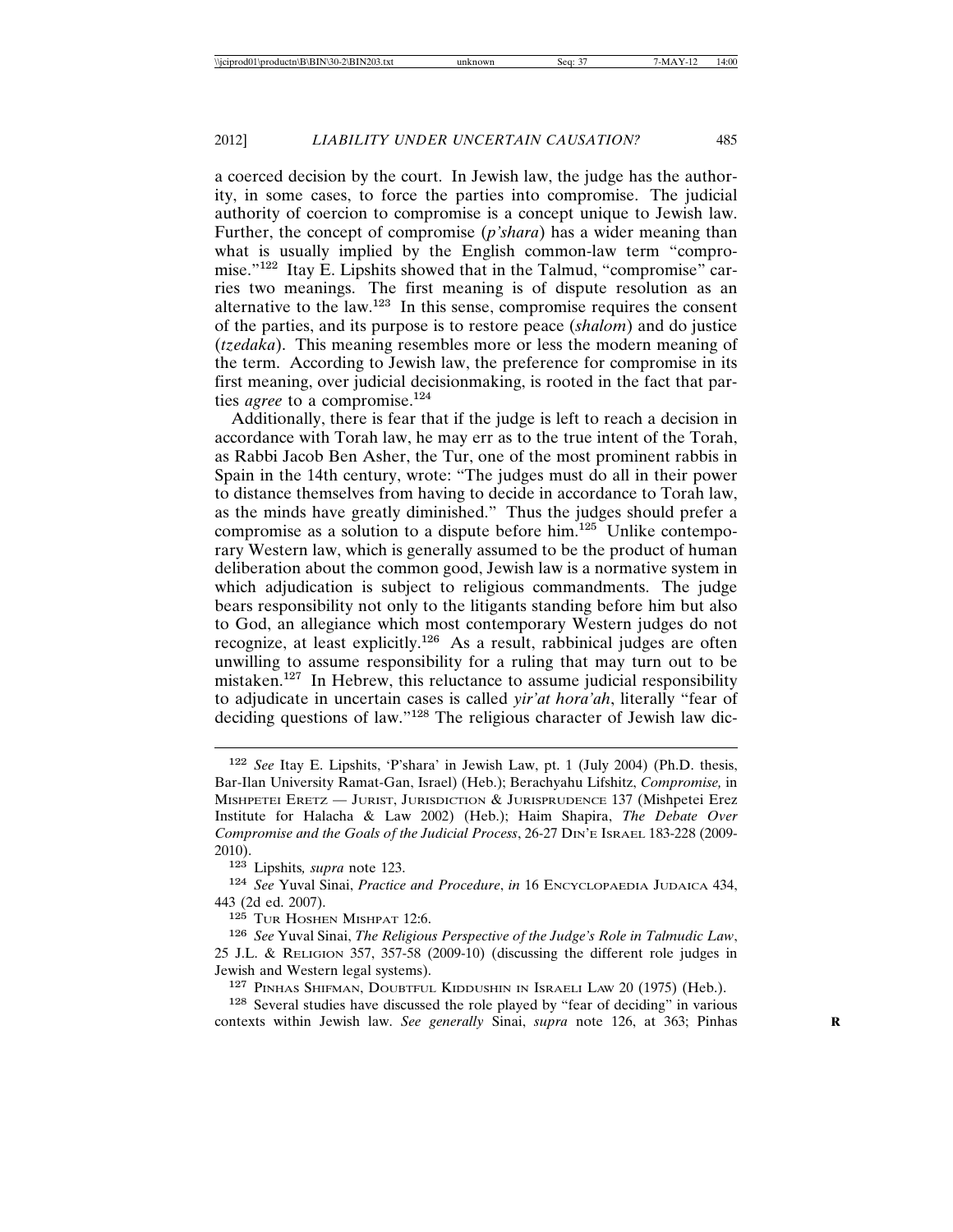a coerced decision by the court. In Jewish law, the judge has the authority, in some cases, to force the parties into compromise. The judicial authority of coercion to compromise is a concept unique to Jewish law. Further, the concept of compromise (*p'shara*) has a wider meaning than what is usually implied by the English common-law term "compromise."[122] Itay E. Lipshits showed that in the Talmud, "compromise" carries two meanings. The first meaning is of dispute resolution as an alternative to the law.[123] In this sense, compromise requires the consent of the parties, and its purpose is to restore peace (*shalom*) and do justice (*tzedaka*). This meaning resembles more or less the modern meaning of the term. According to Jewish law, the preference for compromise in its first meaning, over judicial decisionmaking, is rooted in the fact that parties *agree* to a compromise.[124]

Additionally, there is fear that if the judge is left to reach a decision in accordance with Torah law, he may err as to the true intent of the Torah, as Rabbi Jacob Ben Asher, the Tur, one of the most prominent rabbis in Spain in the 14th century, wrote: "The judges must do all in their power to distance themselves from having to decide in accordance to Torah law, as the minds have greatly diminished." Thus the judges should prefer a compromise as a solution to a dispute before him.[125] Unlike contemporary Western law, which is generally assumed to be the product of human deliberation about the common good, Jewish law is a normative system in which adjudication is subject to religious commandments. The judge bears responsibility not only to the litigants standing before him but also to God, an allegiance which most contemporary Western judges do not recognize, at least explicitly.[126] As a result, rabbinical judges are often unwilling to assume responsibility for a ruling that may turn out to be mistaken.[127] In Hebrew, this reluctance to assume judicial responsibility to adjudicate in uncertain cases is called *yir'at hora'ah*, literally "fear of deciding questions of law."[128] The religious character of Jewish law dic-

---

[122] *See* Itay E. Lipshits, 'P'shara' in Jewish Law, pt. 1 (July 2004) (Ph.D. thesis, Bar-Ilan University Ramat-Gan, Israel) (Heb.); Berachyahu Lifshitz, *Compromise,* in MISHPETEI ERETZ — JURIST, JURISDICTION & JURISPRUDENCE 137 (Mishpetei Erez Institute for Halacha & Law 2002) (Heb.); Haim Shapira, *The Debate Over Compromise and the Goals of the Judicial Process*, 26-27 DIN'E ISRAEL 183-228 (2009-2010).

[123] Lipshits*, supra* note 123.

[124] *See* Yuval Sinai, *Practice and Procedure*, *in* 16 ENCYCLOPAEDIA JUDAICA 434, 443 (2d ed. 2007).

[125] TUR HOSHEN MISHPAT 12:6.

[126] *See* Yuval Sinai, *The Religious Perspective of the Judge's Role in Talmudic Law*, 25 J.L. & RELIGION 357, 357-58 (2009-10) (discussing the different role judges in Jewish and Western legal systems).

[127] PINHAS SHIFMAN, DOUBTFUL KIDDUSHIN IN ISRAELI LAW 20 (1975) (Heb.).

[128] Several studies have discussed the role played by "fear of deciding" in various contexts within Jewish law. *See generally* Sinai, *supra* note 126, at 363; Pinhas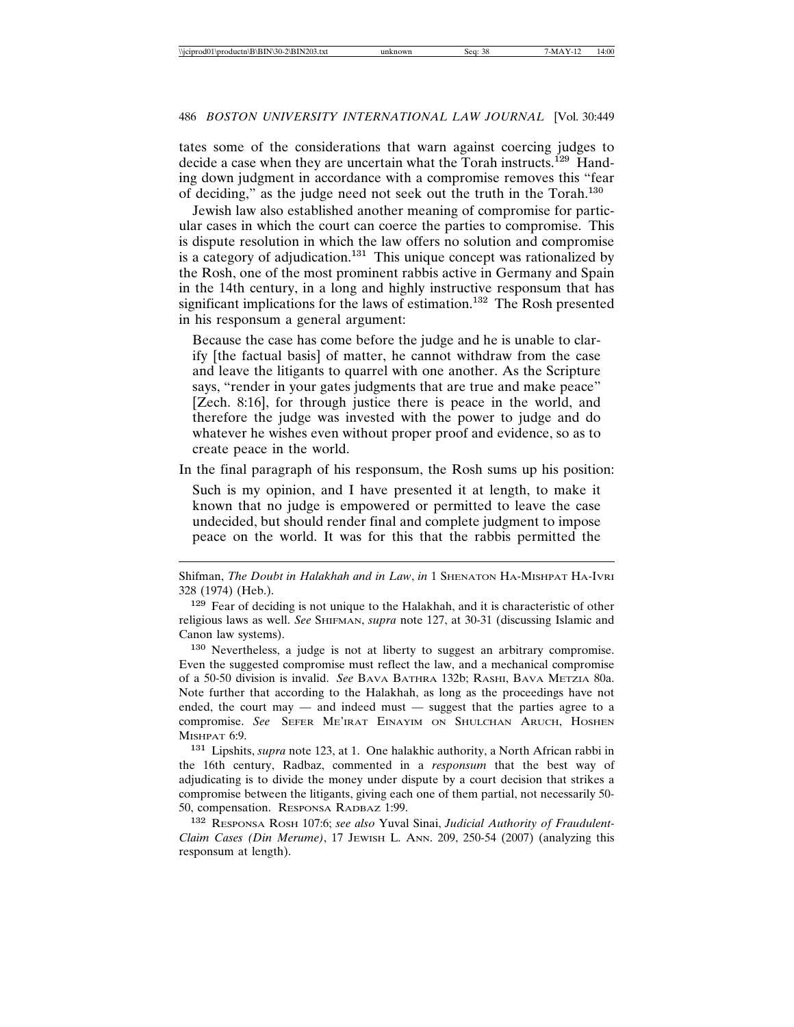tates some of the considerations that warn against coercing judges to decide a case when they are uncertain what the Torah instructs.[129] Handing down judgment in accordance with a compromise removes this "fear of deciding," as the judge need not seek out the truth in the Torah.[130]

Jewish law also established another meaning of compromise for particular cases in which the court can coerce the parties to compromise. This is dispute resolution in which the law offers no solution and compromise is a category of adjudication.[131] This unique concept was rationalized by the Rosh, one of the most prominent rabbis active in Germany and Spain in the 14th century, in a long and highly instructive responsum that has significant implications for the laws of estimation.[132] The Rosh presented in his responsum a general argument:

> Because the case has come before the judge and he is unable to clarify [the factual basis] of matter, he cannot withdraw from the case and leave the litigants to quarrel with one another. As the Scripture says, "render in your gates judgments that are true and make peace" [Zech. 8:16], for through justice there is peace in the world, and therefore the judge was invested with the power to judge and do whatever he wishes even without proper proof and evidence, so as to create peace in the world.

In the final paragraph of his responsum, the Rosh sums up his position:

> Such is my opinion, and I have presented it at length, to make it known that no judge is empowered or permitted to leave the case undecided, but should render final and complete judgment to impose peace on the world. It was for this that the rabbis permitted the

---

Shifman, *The Doubt in Halakhah and in Law*, *in* 1 SHENATON HA-MISHPAT HA-IVRI 328 (1974) (Heb.).

[129] Fear of deciding is not unique to the Halakhah, and it is characteristic of other religious laws as well. *See* SHIFMAN, *supra* note 127, at 30-31 (discussing Islamic and Canon law systems).

[130] Nevertheless, a judge is not at liberty to suggest an arbitrary compromise. Even the suggested compromise must reflect the law, and a mechanical compromise of a 50-50 division is invalid. *See* BAVA BATHRA 132b; RASHI, BAVA METZIA 80a. Note further that according to the Halakhah, as long as the proceedings have not ended, the court may — and indeed must — suggest that the parties agree to a compromise. *See* SEFER ME'IRAT EINAYIM ON SHULCHAN ARUCH, HOSHEN MISHPAT 6:9.

[131] Lipshits, *supra* note 123, at 1. One halakhic authority, a North African rabbi in the 16th century, Radbaz, commented in a *responsum* that the best way of adjudicating is to divide the money under dispute by a court decision that strikes a compromise between the litigants, giving each one of them partial, not necessarily 50-50, compensation. RESPONSA RADBAZ 1:99.

[132] RESPONSA ROSH 107:6; *see also* Yuval Sinai, *Judicial Authority of Fraudulent-Claim Cases (Din Merume)*, 17 JEWISH L. ANN. 209, 250-54 (2007) (analyzing this responsum at length).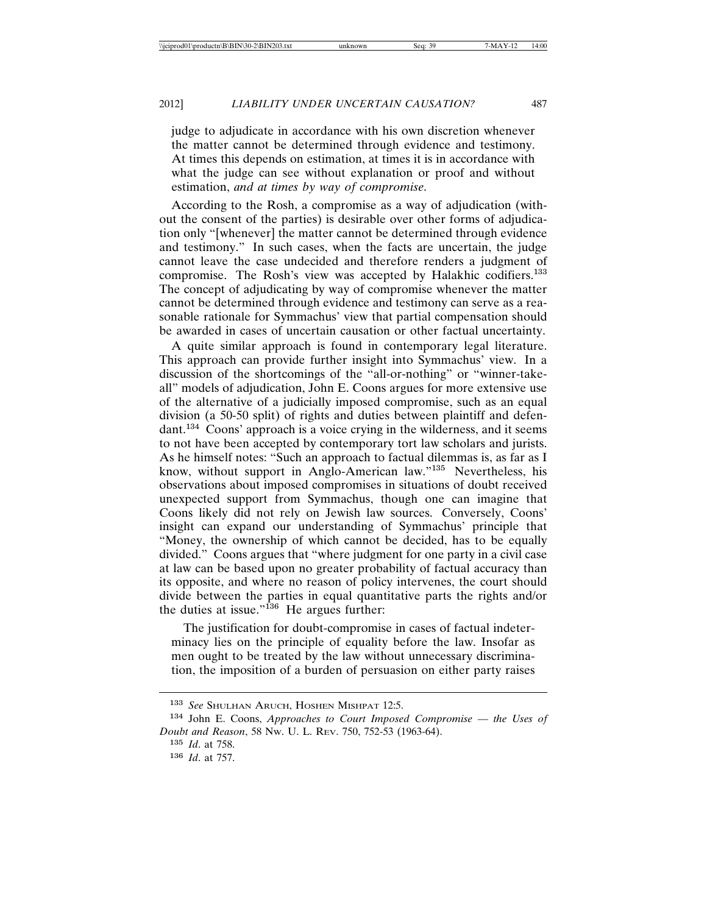judge to adjudicate in accordance with his own discretion whenever the matter cannot be determined through evidence and testimony. At times this depends on estimation, at times it is in accordance with what the judge can see without explanation or proof and without estimation, *and at times by way of compromise*.

According to the Rosh, a compromise as a way of adjudication (without the consent of the parties) is desirable over other forms of adjudication only "[whenever] the matter cannot be determined through evidence and testimony." In such cases, when the facts are uncertain, the judge cannot leave the case undecided and therefore renders a judgment of compromise. The Rosh's view was accepted by Halakhic codifiers.[133] The concept of adjudicating by way of compromise whenever the matter cannot be determined through evidence and testimony can serve as a reasonable rationale for Symmachus' view that partial compensation should be awarded in cases of uncertain causation or other factual uncertainty.

A quite similar approach is found in contemporary legal literature. This approach can provide further insight into Symmachus' view. In a discussion of the shortcomings of the "all-or-nothing" or "winner-take-all" models of adjudication, John E. Coons argues for more extensive use of the alternative of a judicially imposed compromise, such as an equal division (a 50-50 split) of rights and duties between plaintiff and defendant.[134] Coons' approach is a voice crying in the wilderness, and it seems to not have been accepted by contemporary tort law scholars and jurists. As he himself notes: "Such an approach to factual dilemmas is, as far as I know, without support in Anglo-American law."[135] Nevertheless, his observations about imposed compromises in situations of doubt received unexpected support from Symmachus, though one can imagine that Coons likely did not rely on Jewish law sources. Conversely, Coons' insight can expand our understanding of Symmachus' principle that "Money, the ownership of which cannot be decided, has to be equally divided." Coons argues that "where judgment for one party in a civil case at law can be based upon no greater probability of factual accuracy than its opposite, and where no reason of policy intervenes, the court should divide between the parties in equal quantitative parts the rights and/or the duties at issue."[136] He argues further:

> The justification for doubt-compromise in cases of factual indeterminacy lies on the principle of equality before the law. Insofar as men ought to be treated by the law without unnecessary discrimination, the imposition of a burden of persuasion on either party raises

---

[133] *See* SHULHAN ARUCH, HOSHEN MISHPAT 12:5.

[134] John E. Coons, *Approaches to Court Imposed Compromise — the Uses of Doubt and Reason*, 58 NW. U. L. REV. 750, 752-53 (1963-64).

[135] *Id*. at 758.

[136] *Id*. at 757.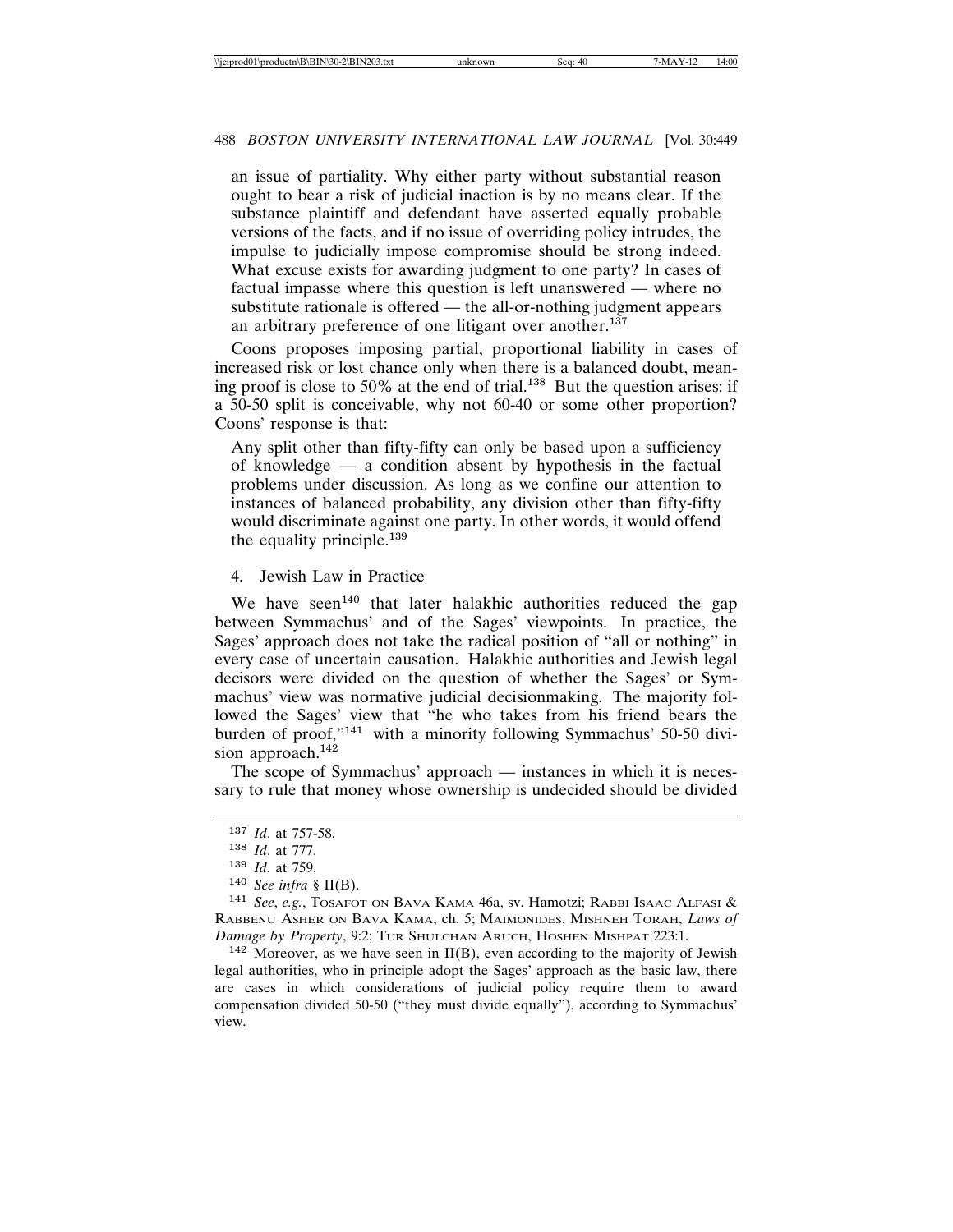an issue of partiality. Why either party without substantial reason ought to bear a risk of judicial inaction is by no means clear. If the substance plaintiff and defendant have asserted equally probable versions of the facts, and if no issue of overriding policy intrudes, the impulse to judicially impose compromise should be strong indeed. What excuse exists for awarding judgment to one party? In cases of factual impasse where this question is left unanswered — where no substitute rationale is offered — the all-or-nothing judgment appears an arbitrary preference of one litigant over another.[137]

Coons proposes imposing partial, proportional liability in cases of increased risk or lost chance only when there is a balanced doubt, meaning proof is close to 50% at the end of trial.[138] But the question arises: if a 50-50 split is conceivable, why not 60-40 or some other proportion? Coons' response is that:

> Any split other than fifty-fifty can only be based upon a sufficiency of knowledge — a condition absent by hypothesis in the factual problems under discussion. As long as we confine our attention to instances of balanced probability, any division other than fifty-fifty would discriminate against one party. In other words, it would offend the equality principle.[139]

4. Jewish Law in Practice

We have seen[140] that later halakhic authorities reduced the gap between Symmachus' and of the Sages' viewpoints. In practice, the Sages' approach does not take the radical position of "all or nothing" in every case of uncertain causation. Halakhic authorities and Jewish legal decisors were divided on the question of whether the Sages' or Symmachus' view was normative judicial decisionmaking. The majority followed the Sages' view that "he who takes from his friend bears the burden of proof,"[141] with a minority following Symmachus' 50-50 division approach.[142]

The scope of Symmachus' approach — instances in which it is necessary to rule that money whose ownership is undecided should be divided

---

[137] *Id*. at 757-58.

[138] *Id*. at 777.

[139] *Id*. at 759.

[140] *See infra* § II(B).

[141] *See*, *e.g.*, TOSAFOT ON BAVA KAMA 46a, sv. Hamotzi; RABBI ISAAC ALFASI & RABBENU ASHER ON BAVA KAMA, ch. 5; MAIMONIDES, MISHNEH TORAH, *Laws of Damage by Property*, 9:2; TUR SHULCHAN ARUCH, HOSHEN MISHPAT 223:1.

[142] Moreover, as we have seen in II(B), even according to the majority of Jewish legal authorities, who in principle adopt the Sages' approach as the basic law, there are cases in which considerations of judicial policy require them to award compensation divided 50-50 ("they must divide equally"), according to Symmachus' view.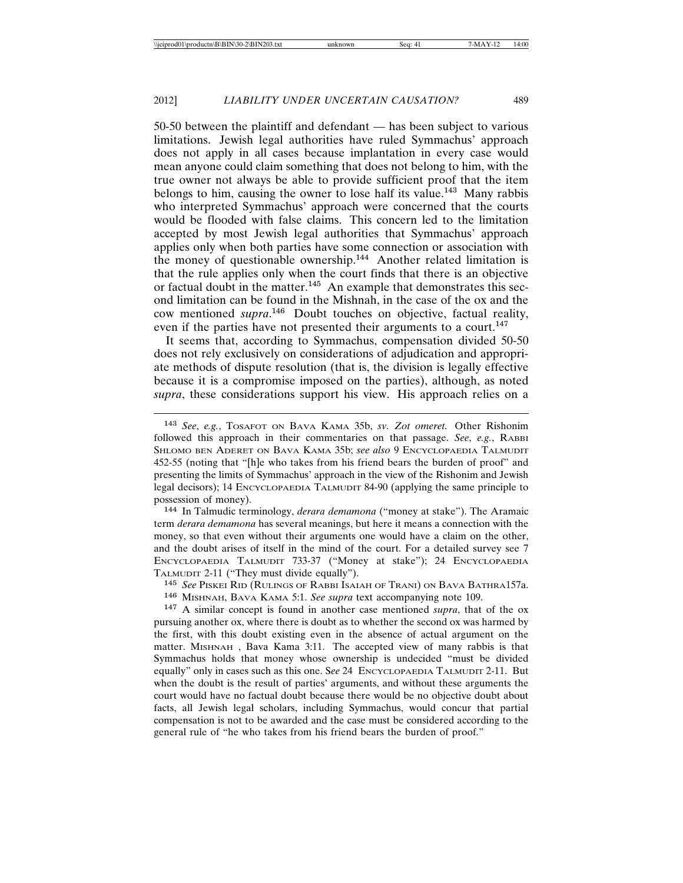50-50 between the plaintiff and defendant — has been subject to various limitations. Jewish legal authorities have ruled Symmachus' approach does not apply in all cases because implantation in every case would mean anyone could claim something that does not belong to him, with the true owner not always be able to provide sufficient proof that the item belongs to him, causing the owner to lose half its value.[143] Many rabbis who interpreted Symmachus' approach were concerned that the courts would be flooded with false claims. This concern led to the limitation accepted by most Jewish legal authorities that Symmachus' approach applies only when both parties have some connection or association with the money of questionable ownership.[144] Another related limitation is that the rule applies only when the court finds that there is an objective or factual doubt in the matter.[145] An example that demonstrates this second limitation can be found in the Mishnah, in the case of the ox and the cow mentioned *supra*.[146] Doubt touches on objective, factual reality, even if the parties have not presented their arguments to a court.[147]

It seems that, according to Symmachus, compensation divided 50-50 does not rely exclusively on considerations of adjudication and appropriate methods of dispute resolution (that is, the division is legally effective because it is a compromise imposed on the parties), although, as noted *supra*, these considerations support his view. His approach relies on a

---

[143] *See*, *e.g.*, TOSAFOT ON BAVA KAMA 35b, *sv. Zot omeret*. Other Rishonim followed this approach in their commentaries on that passage. *See*, *e.g.*, RABBI SHLOMO BEN ADERET ON BAVA KAMA 35b; *see also* 9 ENCYCLOPAEDIA TALMUDIT 452-55 (noting that "[h]e who takes from his friend bears the burden of proof" and presenting the limits of Symmachus' approach in the view of the Rishonim and Jewish legal decisors); 14 ENCYCLOPAEDIA TALMUDIT 84-90 (applying the same principle to possession of money).

[144] In Talmudic terminology, *derara demamona* ("money at stake"). The Aramaic term *derara demamona* has several meanings, but here it means a connection with the money, so that even without their arguments one would have a claim on the other, and the doubt arises of itself in the mind of the court. For a detailed survey see 7 ENCYCLOPAEDIA TALMUDIT 733-37 ("Money at stake"); 24 ENCYCLOPAEDIA TALMUDIT 2-11 ("They must divide equally").

[145] *See* PISKEI RID (RULINGS OF RABBI ISAIAH OF TRANI) ON BAVA BATHRA157a.

[146] MISHNAH, BAVA KAMA 5:1. *See supra* text accompanying note 109.

[147] A similar concept is found in another case mentioned *supra*, that of the ox pursuing another ox, where there is doubt as to whether the second ox was harmed by the first, with this doubt existing even in the absence of actual argument on the matter. MISHNAH , Bava Kama 3:11. The accepted view of many rabbis is that Symmachus holds that money whose ownership is undecided "must be divided equally" only in cases such as this one. S*ee* 24 ENCYCLOPAEDIA TALMUDIT 2-11. But when the doubt is the result of parties' arguments, and without these arguments the court would have no factual doubt because there would be no objective doubt about facts, all Jewish legal scholars, including Symmachus, would concur that partial compensation is not to be awarded and the case must be considered according to the general rule of "he who takes from his friend bears the burden of proof."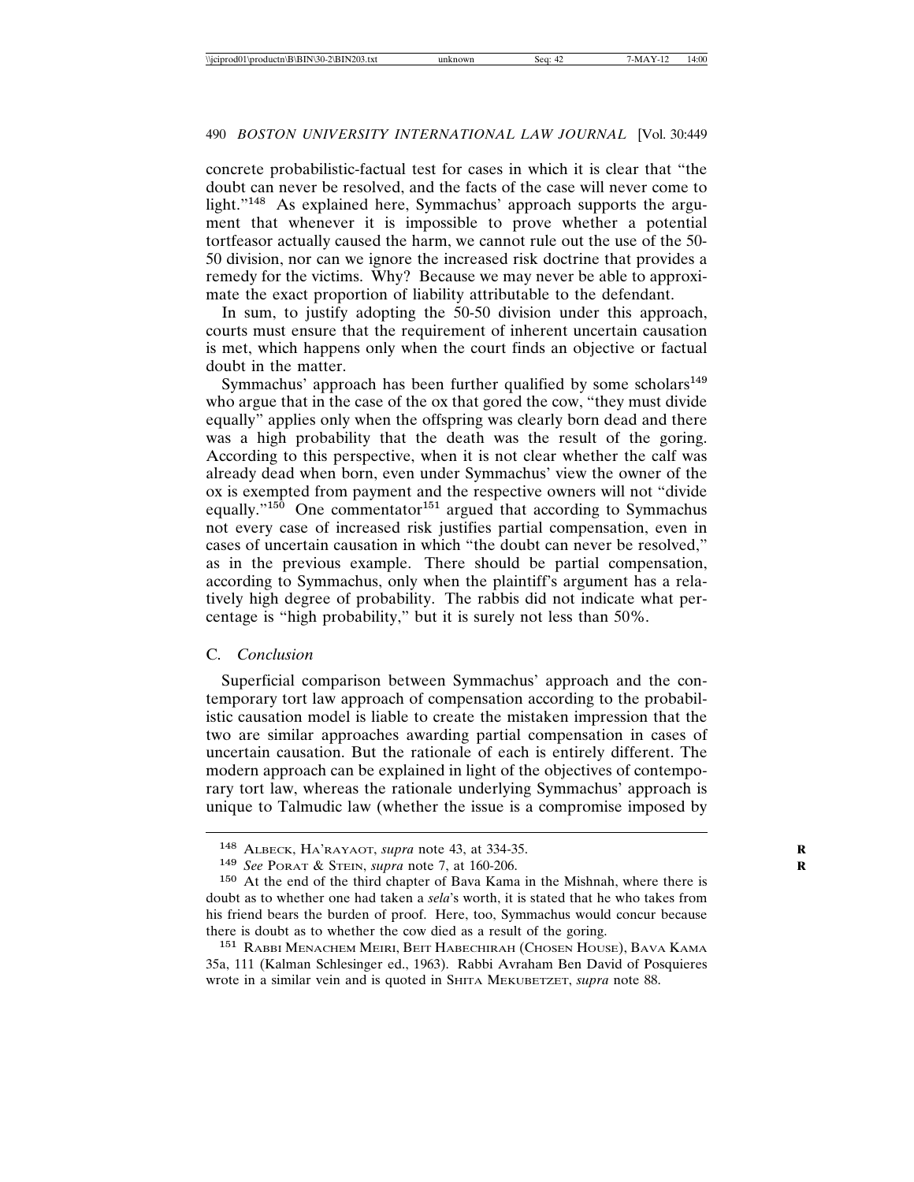concrete probabilistic-factual test for cases in which it is clear that "the doubt can never be resolved, and the facts of the case will never come to light."[148] As explained here, Symmachus' approach supports the argument that whenever it is impossible to prove whether a potential tortfeasor actually caused the harm, we cannot rule out the use of the 50-50 division, nor can we ignore the increased risk doctrine that provides a remedy for the victims. Why? Because we may never be able to approximate the exact proportion of liability attributable to the defendant.

In sum, to justify adopting the 50-50 division under this approach, courts must ensure that the requirement of inherent uncertain causation is met, which happens only when the court finds an objective or factual doubt in the matter.

Symmachus' approach has been further qualified by some scholars[149] who argue that in the case of the ox that gored the cow, "they must divide equally" applies only when the offspring was clearly born dead and there was a high probability that the death was the result of the goring. According to this perspective, when it is not clear whether the calf was already dead when born, even under Symmachus' view the owner of the ox is exempted from payment and the respective owners will not "divide equally."[150] One commentator[151] argued that according to Symmachus not every case of increased risk justifies partial compensation, even in cases of uncertain causation in which "the doubt can never be resolved," as in the previous example. There should be partial compensation, according to Symmachus, only when the plaintiff's argument has a relatively high degree of probability. The rabbis did not indicate what percentage is "high probability," but it is surely not less than 50%.

### C. *Conclusion*

Superficial comparison between Symmachus' approach and the contemporary tort law approach of compensation according to the probabilistic causation model is liable to create the mistaken impression that the two are similar approaches awarding partial compensation in cases of uncertain causation. But the rationale of each is entirely different. The modern approach can be explained in light of the objectives of contemporary tort law, whereas the rationale underlying Symmachus' approach is unique to Talmudic law (whether the issue is a compromise imposed by

---

[148] ALBECK, HA'RAYAOT, *supra* note 43, at 334-35.

[149] *See* PORAT & STEIN, *supra* note 7, at 160-206.

[150] At the end of the third chapter of Bava Kama in the Mishnah, where there is doubt as to whether one had taken a *sela*'s worth, it is stated that he who takes from his friend bears the burden of proof. Here, too, Symmachus would concur because there is doubt as to whether the cow died as a result of the goring.

[151] RABBI MENACHEM MEIRI, BEIT HABECHIRAH (CHOSEN HOUSE), BAVA KAMA 35a, 111 (Kalman Schlesinger ed., 1963). Rabbi Avraham Ben David of Posquieres wrote in a similar vein and is quoted in SHITA MEKUBETZET, *supra* note 88.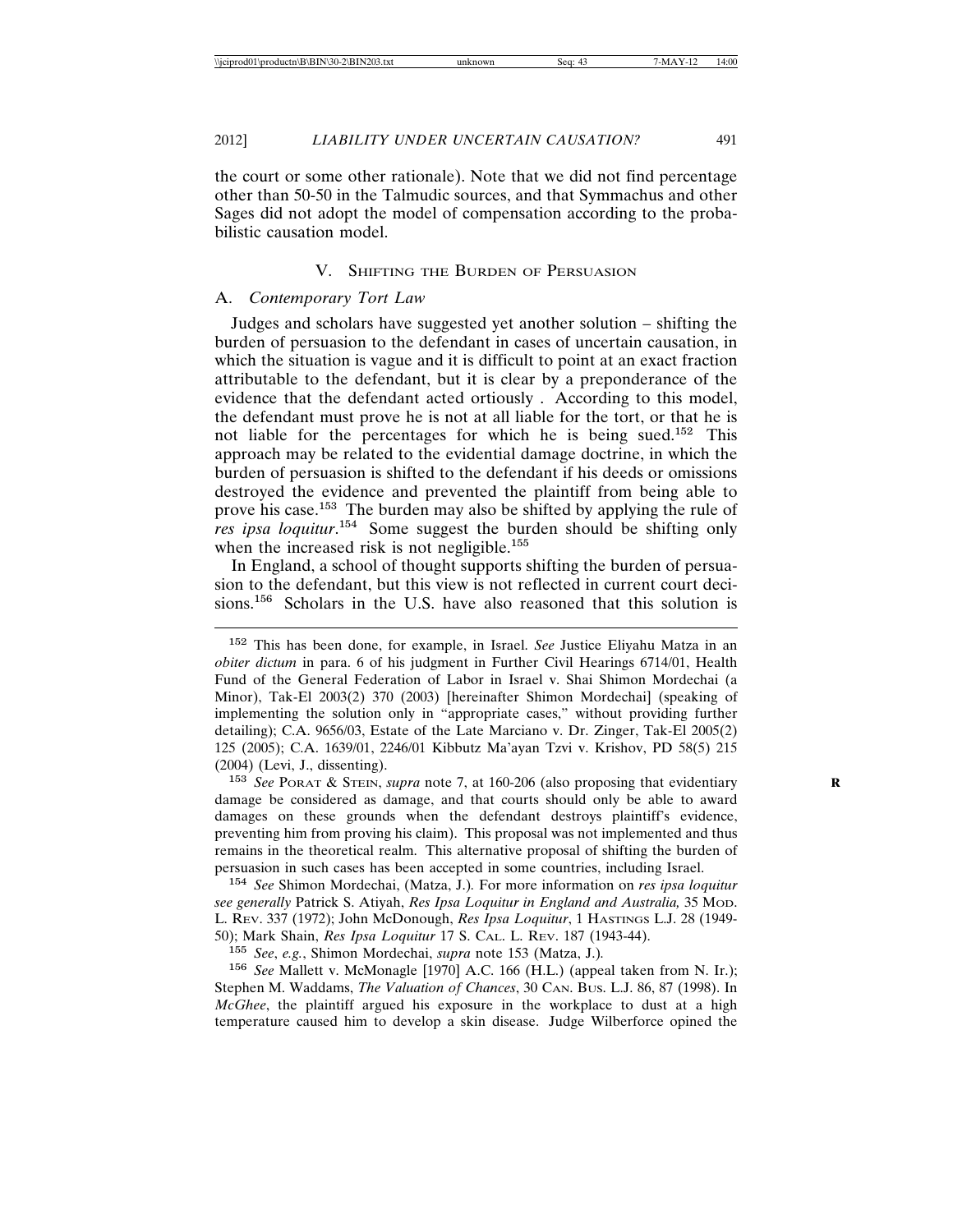the court or some other rationale). Note that we did not find percentage other than 50-50 in the Talmudic sources, and that Symmachus and other Sages did not adopt the model of compensation according to the probabilistic causation model.

## V. Shifting the Burden of Persuasion

### A. *Contemporary Tort Law*

Judges and scholars have suggested yet another solution – shifting the burden of persuasion to the defendant in cases of uncertain causation, in which the situation is vague and it is difficult to point at an exact fraction attributable to the defendant, but it is clear by a preponderance of the evidence that the defendant acted ortiously . According to this model, the defendant must prove he is not at all liable for the tort, or that he is not liable for the percentages for which he is being sued.[152] This approach may be related to the evidential damage doctrine, in which the burden of persuasion is shifted to the defendant if his deeds or omissions destroyed the evidence and prevented the plaintiff from being able to prove his case.[153] The burden may also be shifted by applying the rule of *res ipsa loquitur*.[154] Some suggest the burden should be shifting only when the increased risk is not negligible.[155]

In England, a school of thought supports shifting the burden of persuasion to the defendant, but this view is not reflected in current court decisions.[156] Scholars in the U.S. have also reasoned that this solution is

---

[152] This has been done, for example, in Israel. *See* Justice Eliyahu Matza in an *obiter dictum* in para. 6 of his judgment in Further Civil Hearings 6714/01, Health Fund of the General Federation of Labor in Israel v. Shai Shimon Mordechai (a Minor), Tak-El 2003(2) 370 (2003) [hereinafter Shimon Mordechai] (speaking of implementing the solution only in "appropriate cases," without providing further detailing); C.A. 9656/03, Estate of the Late Marciano v. Dr. Zinger, Tak-El 2005(2) 125 (2005); C.A. 1639/01, 2246/01 Kibbutz Ma'ayan Tzvi v. Krishov, PD 58(5) 215 (2004) (Levi, J., dissenting).

[153] *See* Porat & Stein, *supra* note 7, at 160-206 (also proposing that evidentiary damage be considered as damage, and that courts should only be able to award damages on these grounds when the defendant destroys plaintiff's evidence, preventing him from proving his claim). This proposal was not implemented and thus remains in the theoretical realm. This alternative proposal of shifting the burden of persuasion in such cases has been accepted in some countries, including Israel.

[154] *See* Shimon Mordechai, (Matza, J.). For more information on *res ipsa loquitur see generally* Patrick S. Atiyah, *Res Ipsa Loquitur in England and Australia,* 35 Mod. L. Rev. 337 (1972); John McDonough, *Res Ipsa Loquitur*, 1 Hastings L.J. 28 (1949-50); Mark Shain, *Res Ipsa Loquitur* 17 S. Cal. L. Rev. 187 (1943-44).

[155] *See*, *e.g.*, Shimon Mordechai, *supra* note 153 (Matza, J.).

[156] *See* Mallett v. McMonagle [1970] A.C. 166 (H.L.) (appeal taken from N. Ir.); Stephen M. Waddams, *The Valuation of Chances*, 30 Can. Bus. L.J. 86, 87 (1998). In *McGhee*, the plaintiff argued his exposure in the workplace to dust at a high temperature caused him to develop a skin disease. Judge Wilberforce opined the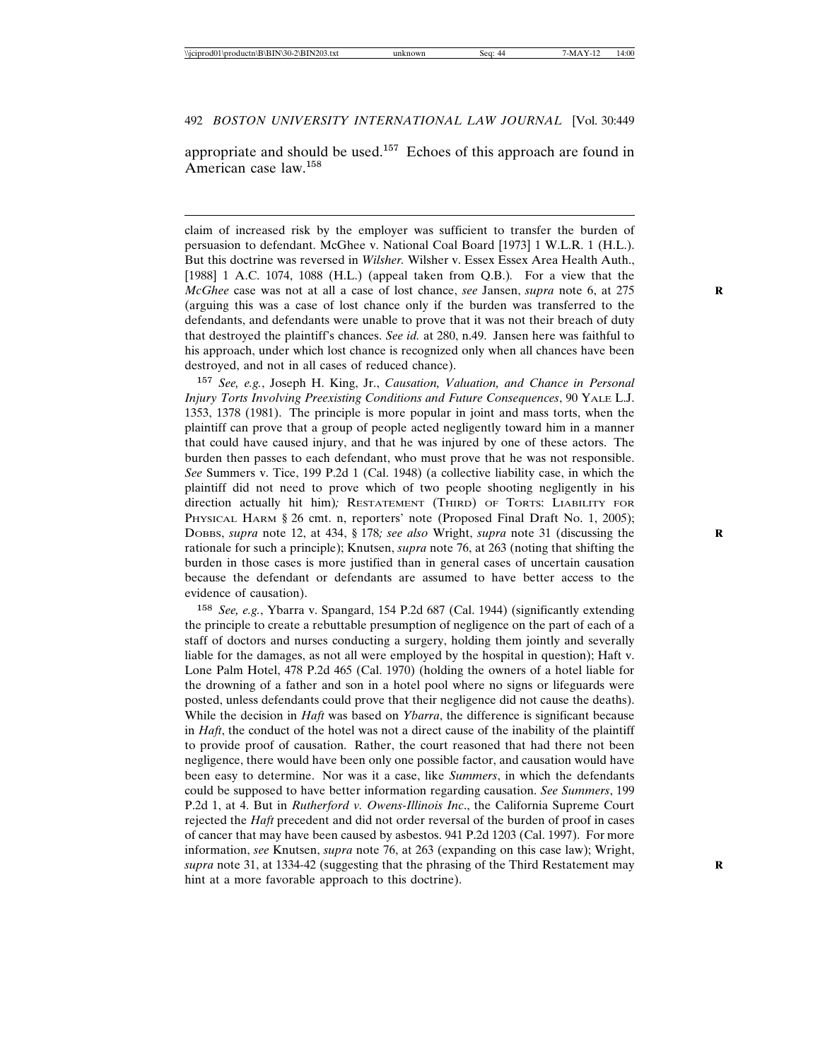appropriate and should be used.[157] Echoes of this approach are found in American case law.[158]

---

claim of increased risk by the employer was sufficient to transfer the burden of persuasion to defendant. McGhee v. National Coal Board [1973] 1 W.L.R. 1 (H.L.). But this doctrine was reversed in *Wilsher*. Wilsher v. Essex Essex Area Health Auth., [1988] 1 A.C. 1074, 1088 (H.L.) (appeal taken from Q.B.). For a view that the *McGhee* case was not at all a case of lost chance, *see* Jansen, *supra* note 6, at 275 (arguing this was a case of lost chance only if the burden was transferred to the defendants, and defendants were unable to prove that it was not their breach of duty that destroyed the plaintiff's chances. *See id.* at 280, n.49. Jansen here was faithful to his approach, under which lost chance is recognized only when all chances have been destroyed, and not in all cases of reduced chance).

[157] *See, e.g.*, Joseph H. King, Jr., *Causation, Valuation, and Chance in Personal Injury Torts Involving Preexisting Conditions and Future Consequences*, 90 YALE L.J. 1353, 1378 (1981). The principle is more popular in joint and mass torts, when the plaintiff can prove that a group of people acted negligently toward him in a manner that could have caused injury, and that he was injured by one of these actors. The burden then passes to each defendant, who must prove that he was not responsible. *See* Summers v. Tice, 199 P.2d 1 (Cal. 1948) (a collective liability case, in which the plaintiff did not need to prove which of two people shooting negligently in his direction actually hit him)*;* RESTATEMENT (THIRD) OF TORTS: LIABILITY FOR PHYSICAL HARM § 26 cmt. n, reporters' note (Proposed Final Draft No. 1, 2005); DOBBS, *supra* note 12, at 434, § 178*; see also* Wright, *supra* note 31 (discussing the rationale for such a principle); Knutsen, *supra* note 76, at 263 (noting that shifting the burden in those cases is more justified than in general cases of uncertain causation because the defendant or defendants are assumed to have better access to the evidence of causation).

[158] *See, e.g.*, Ybarra v. Spangard, 154 P.2d 687 (Cal. 1944) (significantly extending the principle to create a rebuttable presumption of negligence on the part of each of a staff of doctors and nurses conducting a surgery, holding them jointly and severally liable for the damages, as not all were employed by the hospital in question); Haft v. Lone Palm Hotel, 478 P.2d 465 (Cal. 1970) (holding the owners of a hotel liable for the drowning of a father and son in a hotel pool where no signs or lifeguards were posted, unless defendants could prove that their negligence did not cause the deaths). While the decision in *Haft* was based on *Ybarra*, the difference is significant because in *Haft*, the conduct of the hotel was not a direct cause of the inability of the plaintiff to provide proof of causation. Rather, the court reasoned that had there not been negligence, there would have been only one possible factor, and causation would have been easy to determine. Nor was it a case, like *Summers*, in which the defendants could be supposed to have better information regarding causation. *See Summers*, 199 P.2d 1, at 4. But in *Rutherford v. Owens-Illinois Inc*., the California Supreme Court rejected the *Haft* precedent and did not order reversal of the burden of proof in cases of cancer that may have been caused by asbestos. 941 P.2d 1203 (Cal. 1997). For more information, *see* Knutsen, *supra* note 76, at 263 (expanding on this case law); Wright, *supra* note 31, at 1334-42 (suggesting that the phrasing of the Third Restatement may hint at a more favorable approach to this doctrine).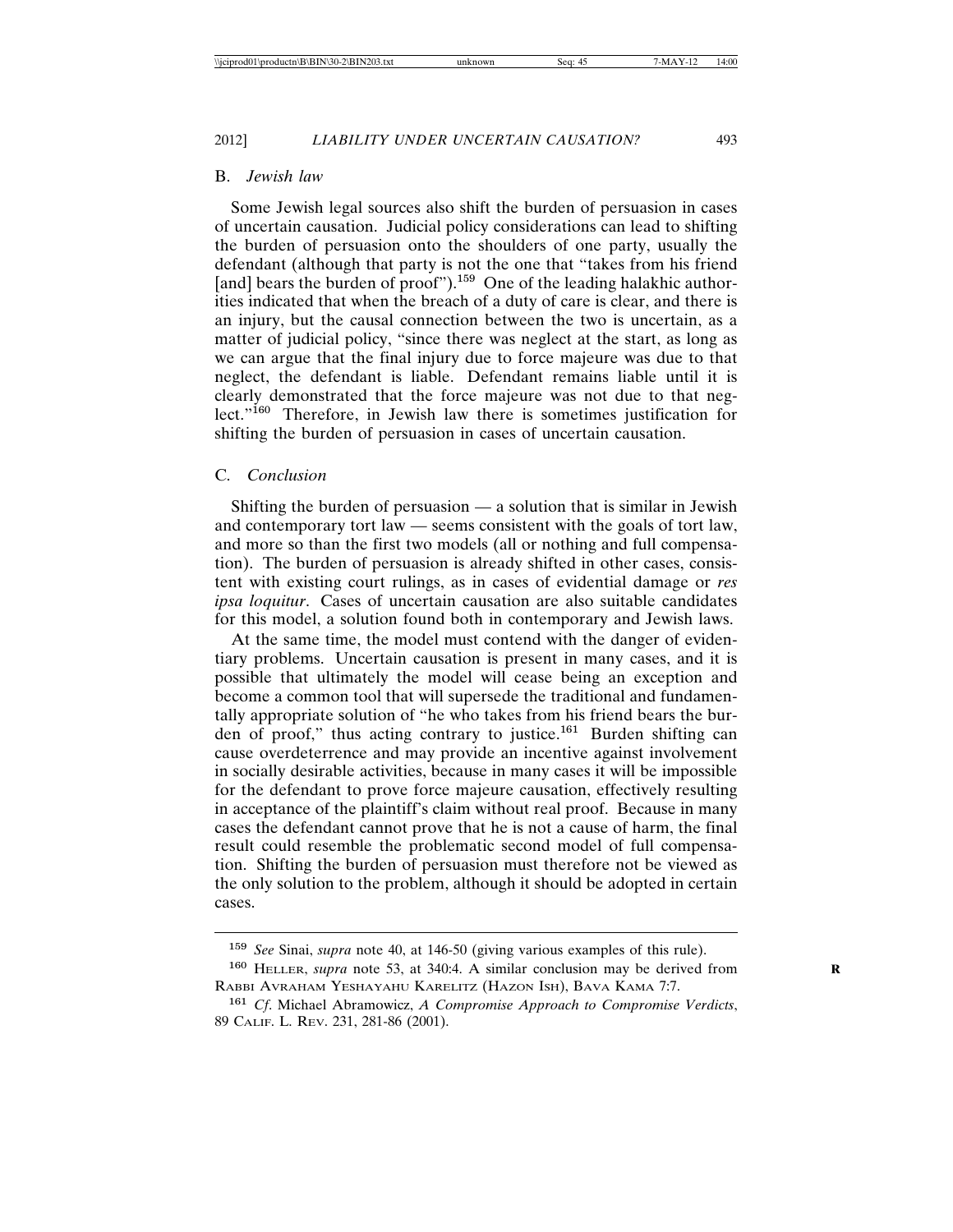### B. *Jewish law*

Some Jewish legal sources also shift the burden of persuasion in cases of uncertain causation. Judicial policy considerations can lead to shifting the burden of persuasion onto the shoulders of one party, usually the defendant (although that party is not the one that "takes from his friend [and] bears the burden of proof").[159] One of the leading halakhic authorities indicated that when the breach of a duty of care is clear, and there is an injury, but the causal connection between the two is uncertain, as a matter of judicial policy, "since there was neglect at the start, as long as we can argue that the final injury due to force majeure was due to that neglect, the defendant is liable. Defendant remains liable until it is clearly demonstrated that the force majeure was not due to that neglect."[160] Therefore, in Jewish law there is sometimes justification for shifting the burden of persuasion in cases of uncertain causation.

### C. *Conclusion*

Shifting the burden of persuasion — a solution that is similar in Jewish and contemporary tort law — seems consistent with the goals of tort law, and more so than the first two models (all or nothing and full compensation). The burden of persuasion is already shifted in other cases, consistent with existing court rulings, as in cases of evidential damage or *res ipsa loquitur*. Cases of uncertain causation are also suitable candidates for this model, a solution found both in contemporary and Jewish laws.

At the same time, the model must contend with the danger of evidentiary problems. Uncertain causation is present in many cases, and it is possible that ultimately the model will cease being an exception and become a common tool that will supersede the traditional and fundamentally appropriate solution of "he who takes from his friend bears the burden of proof," thus acting contrary to justice.[161] Burden shifting can cause overdeterrence and may provide an incentive against involvement in socially desirable activities, because in many cases it will be impossible for the defendant to prove force majeure causation, effectively resulting in acceptance of the plaintiff's claim without real proof. Because in many cases the defendant cannot prove that he is not a cause of harm, the final result could resemble the problematic second model of full compensation. Shifting the burden of persuasion must therefore not be viewed as the only solution to the problem, although it should be adopted in certain cases.

---

[159] *See* Sinai, *supra* note 40, at 146-50 (giving various examples of this rule).

[160] HELLER, *supra* note 53, at 340:4. A similar conclusion may be derived from RABBI AVRAHAM YESHAYAHU KARELITZ (HAZON ISH), BAVA KAMA 7:7.

[161] *Cf*. Michael Abramowicz, *A Compromise Approach to Compromise Verdicts*, 89 CALIF. L. REV. 231, 281-86 (2001).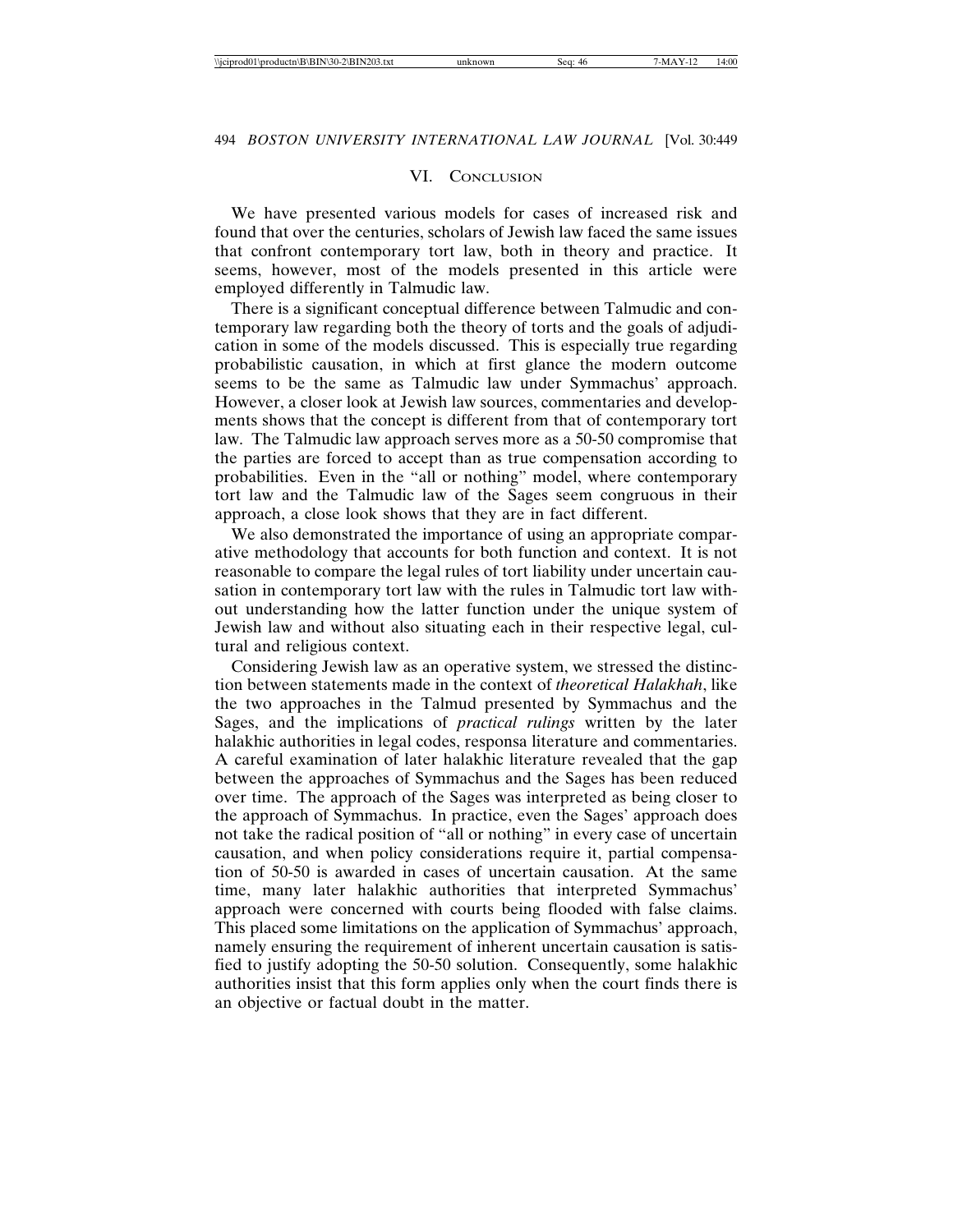## VI. Conclusion

We have presented various models for cases of increased risk and found that over the centuries, scholars of Jewish law faced the same issues that confront contemporary tort law, both in theory and practice. It seems, however, most of the models presented in this article were employed differently in Talmudic law.

There is a significant conceptual difference between Talmudic and contemporary law regarding both the theory of torts and the goals of adjudication in some of the models discussed. This is especially true regarding probabilistic causation, in which at first glance the modern outcome seems to be the same as Talmudic law under Symmachus' approach. However, a closer look at Jewish law sources, commentaries and developments shows that the concept is different from that of contemporary tort law. The Talmudic law approach serves more as a 50-50 compromise that the parties are forced to accept than as true compensation according to probabilities. Even in the "all or nothing" model, where contemporary tort law and the Talmudic law of the Sages seem congruous in their approach, a close look shows that they are in fact different.

We also demonstrated the importance of using an appropriate comparative methodology that accounts for both function and context. It is not reasonable to compare the legal rules of tort liability under uncertain causation in contemporary tort law with the rules in Talmudic tort law without understanding how the latter function under the unique system of Jewish law and without also situating each in their respective legal, cultural and religious context.

Considering Jewish law as an operative system, we stressed the distinction between statements made in the context of *theoretical Halakhah*, like the two approaches in the Talmud presented by Symmachus and the Sages, and the implications of *practical rulings* written by the later halakhic authorities in legal codes, responsa literature and commentaries. A careful examination of later halakhic literature revealed that the gap between the approaches of Symmachus and the Sages has been reduced over time. The approach of the Sages was interpreted as being closer to the approach of Symmachus. In practice, even the Sages' approach does not take the radical position of "all or nothing" in every case of uncertain causation, and when policy considerations require it, partial compensation of 50-50 is awarded in cases of uncertain causation. At the same time, many later halakhic authorities that interpreted Symmachus' approach were concerned with courts being flooded with false claims. This placed some limitations on the application of Symmachus' approach, namely ensuring the requirement of inherent uncertain causation is satisfied to justify adopting the 50-50 solution. Consequently, some halakhic authorities insist that this form applies only when the court finds there is an objective or factual doubt in the matter.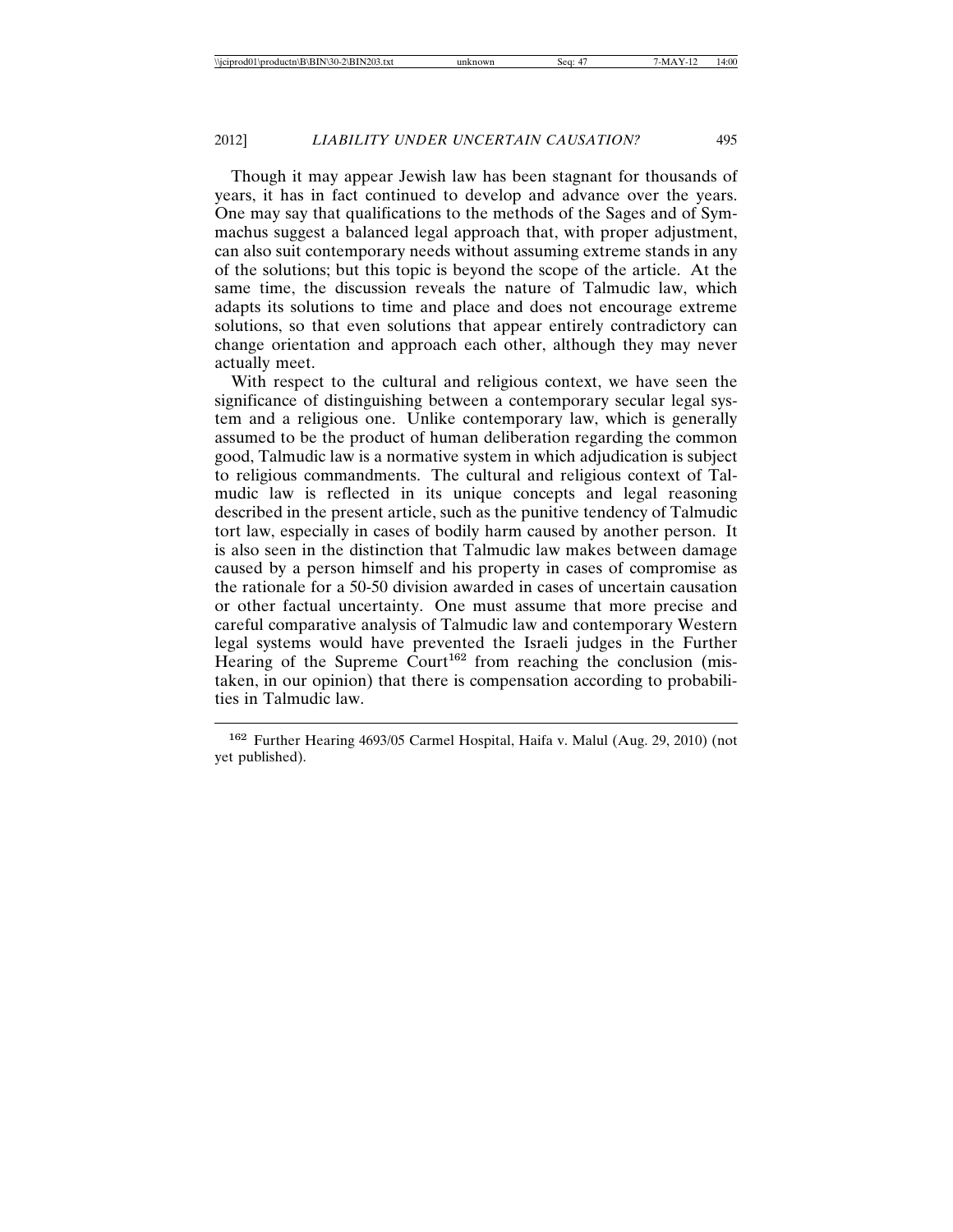Though it may appear Jewish law has been stagnant for thousands of years, it has in fact continued to develop and advance over the years. One may say that qualifications to the methods of the Sages and of Symmachus suggest a balanced legal approach that, with proper adjustment, can also suit contemporary needs without assuming extreme stands in any of the solutions; but this topic is beyond the scope of the article. At the same time, the discussion reveals the nature of Talmudic law, which adapts its solutions to time and place and does not encourage extreme solutions, so that even solutions that appear entirely contradictory can change orientation and approach each other, although they may never actually meet.

With respect to the cultural and religious context, we have seen the significance of distinguishing between a contemporary secular legal system and a religious one. Unlike contemporary law, which is generally assumed to be the product of human deliberation regarding the common good, Talmudic law is a normative system in which adjudication is subject to religious commandments. The cultural and religious context of Talmudic law is reflected in its unique concepts and legal reasoning described in the present article, such as the punitive tendency of Talmudic tort law, especially in cases of bodily harm caused by another person. It is also seen in the distinction that Talmudic law makes between damage caused by a person himself and his property in cases of compromise as the rationale for a 50-50 division awarded in cases of uncertain causation or other factual uncertainty. One must assume that more precise and careful comparative analysis of Talmudic law and contemporary Western legal systems would have prevented the Israeli judges in the Further Hearing of the Supreme Court[162] from reaching the conclusion (mistaken, in our opinion) that there is compensation according to probabilities in Talmudic law.

[162] Further Hearing 4693/05 Carmel Hospital, Haifa v. Malul (Aug. 29, 2010) (not yet published).